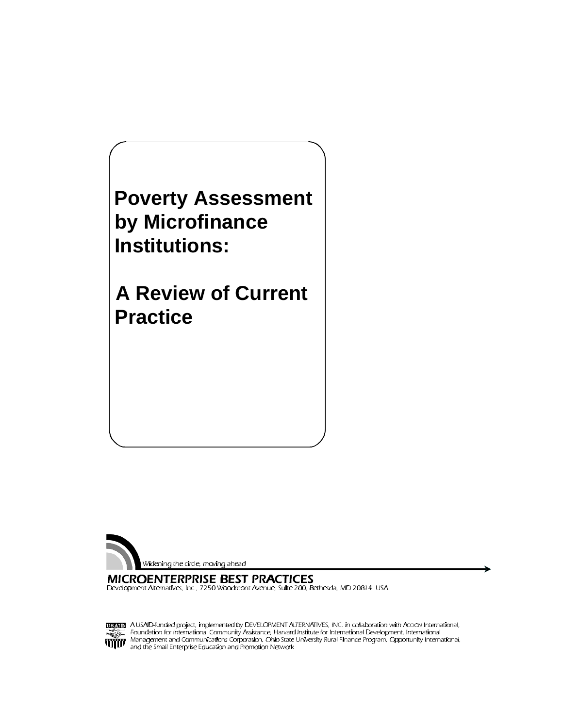# Poverty Assessment by Microfinance Institutions:

## A Review of Current Practice

Widening the circle, moving ahead

**MICROENTERPRISE BEST PRACTICES**

Development Alternatives, Inc., 7250 Woodmont Avenue, Suite 200, Bethesda, MD 20814 USA

A USAID-funded project, implemented by DEVELOPMENT ALTERNATIVES, INC. in collaboration with ACCION International, Foundation for International Community Assistance, Harvard Institute for International Development, International Management and Communications Corporation, Ohio State University Rural Finance Program, Opportunity International, and the Small Enterprise Education and Promotion Network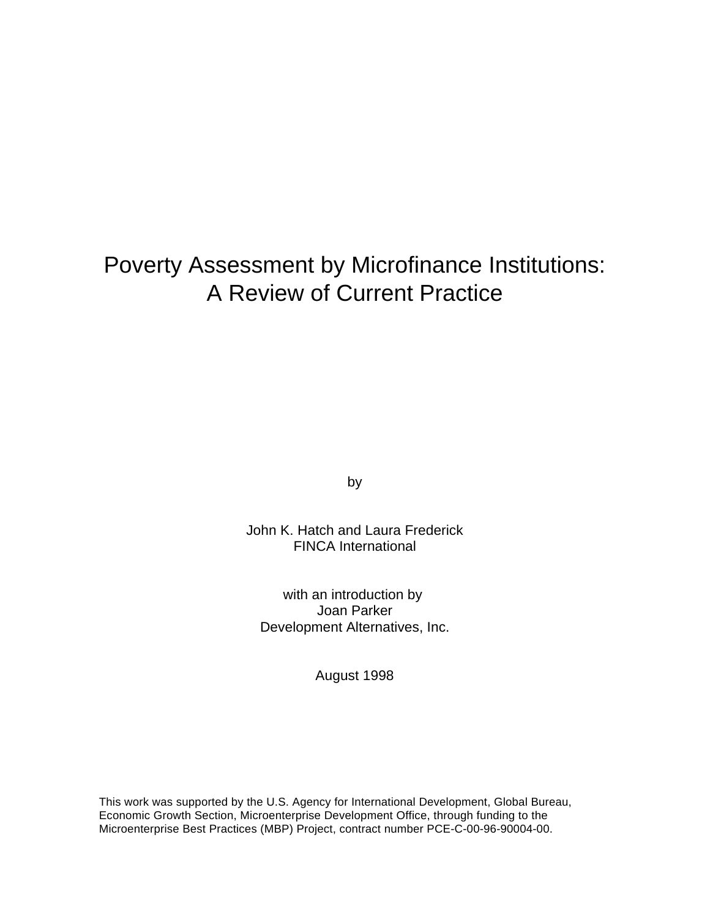# Poverty Assessment by Microfinance Institutions: A Review of Current Practice

by

John K. Hatch and Laura Frederick
FINCA International

with an introduction by
Joan Parker
Development Alternatives, Inc.

August 1998

This work was supported by the U.S. Agency for International Development, Global Bureau, Economic Growth Section, Microenterprise Development Office, through funding to the Microenterprise Best Practices (MBP) Project, contract number PCE-C-00-96-90004-00.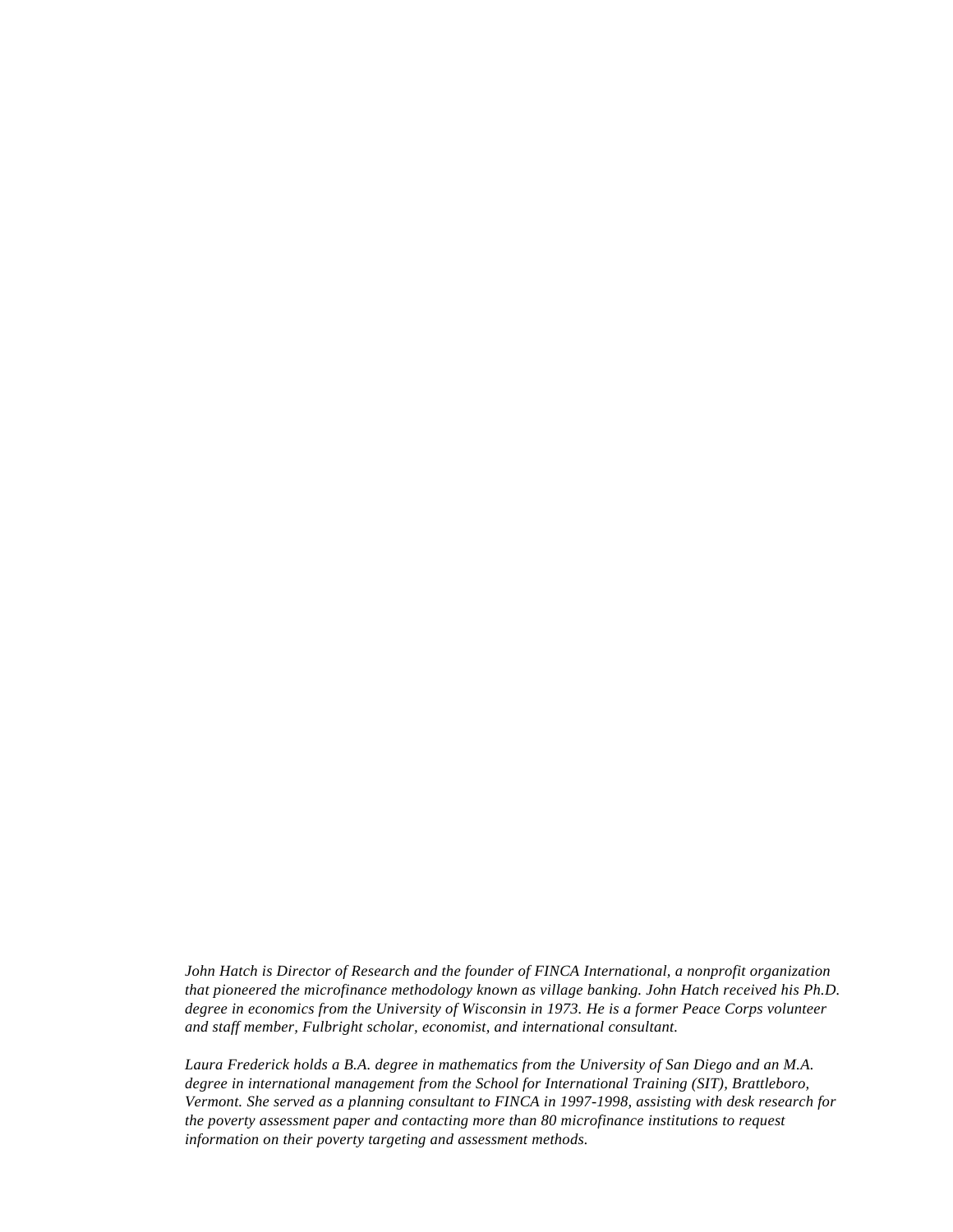*John Hatch is Director of Research and the founder of FINCA International, a nonprofit organization that pioneered the microfinance methodology known as village banking. John Hatch received his Ph.D. degree in economics from the University of Wisconsin in 1973. He is a former Peace Corps volunteer and staff member, Fulbright scholar, economist, and international consultant.*

*Laura Frederick holds a B.A. degree in mathematics from the University of San Diego and an M.A. degree in international management from the School for International Training (SIT), Brattleboro, Vermont. She served as a planning consultant to FINCA in 1997-1998, assisting with desk research for the poverty assessment paper and contacting more than 80 microfinance institutions to request information on their poverty targeting and assessment methods.*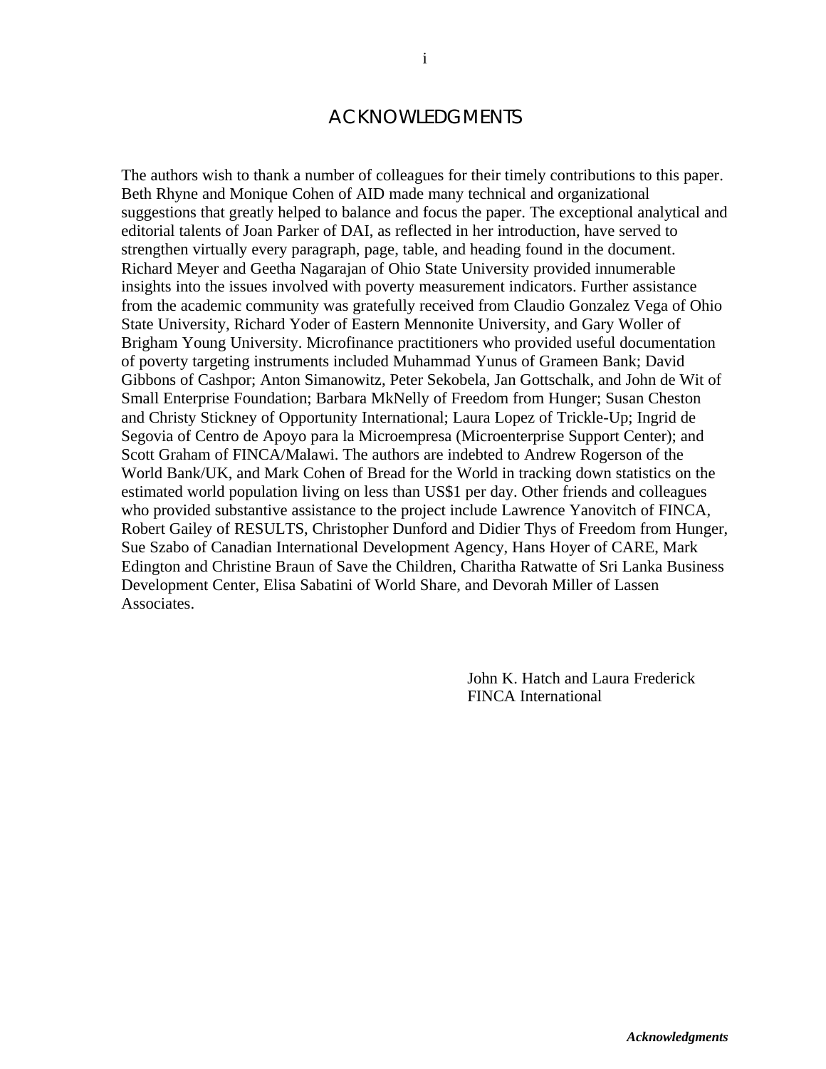# ACKNOWLEDGMENTS

The authors wish to thank a number of colleagues for their timely contributions to this paper. Beth Rhyne and Monique Cohen of AID made many technical and organizational suggestions that greatly helped to balance and focus the paper. The exceptional analytical and editorial talents of Joan Parker of DAI, as reflected in her introduction, have served to strengthen virtually every paragraph, page, table, and heading found in the document. Richard Meyer and Geetha Nagarajan of Ohio State University provided innumerable insights into the issues involved with poverty measurement indicators. Further assistance from the academic community was gratefully received from Claudio Gonzalez Vega of Ohio State University, Richard Yoder of Eastern Mennonite University, and Gary Woller of Brigham Young University. Microfinance practitioners who provided useful documentation of poverty targeting instruments included Muhammad Yunus of Grameen Bank; David Gibbons of Cashpor; Anton Simanowitz, Peter Sekobela, Jan Gottschalk, and John de Wit of Small Enterprise Foundation; Barbara MkNelly of Freedom from Hunger; Susan Cheston and Christy Stickney of Opportunity International; Laura Lopez of Trickle-Up; Ingrid de Segovia of Centro de Apoyo para la Microempresa (Microenterprise Support Center); and Scott Graham of FINCA/Malawi. The authors are indebted to Andrew Rogerson of the World Bank/UK, and Mark Cohen of Bread for the World in tracking down statistics on the estimated world population living on less than US$1 per day. Other friends and colleagues who provided substantive assistance to the project include Lawrence Yanovitch of FINCA, Robert Gailey of RESULTS, Christopher Dunford and Didier Thys of Freedom from Hunger, Sue Szabo of Canadian International Development Agency, Hans Hoyer of CARE, Mark Edington and Christine Braun of Save the Children, Charitha Ratwatte of Sri Lanka Business Development Center, Elisa Sabatini of World Share, and Devorah Miller of Lassen Associates.

John K. Hatch and Laura Frederick
FINCA International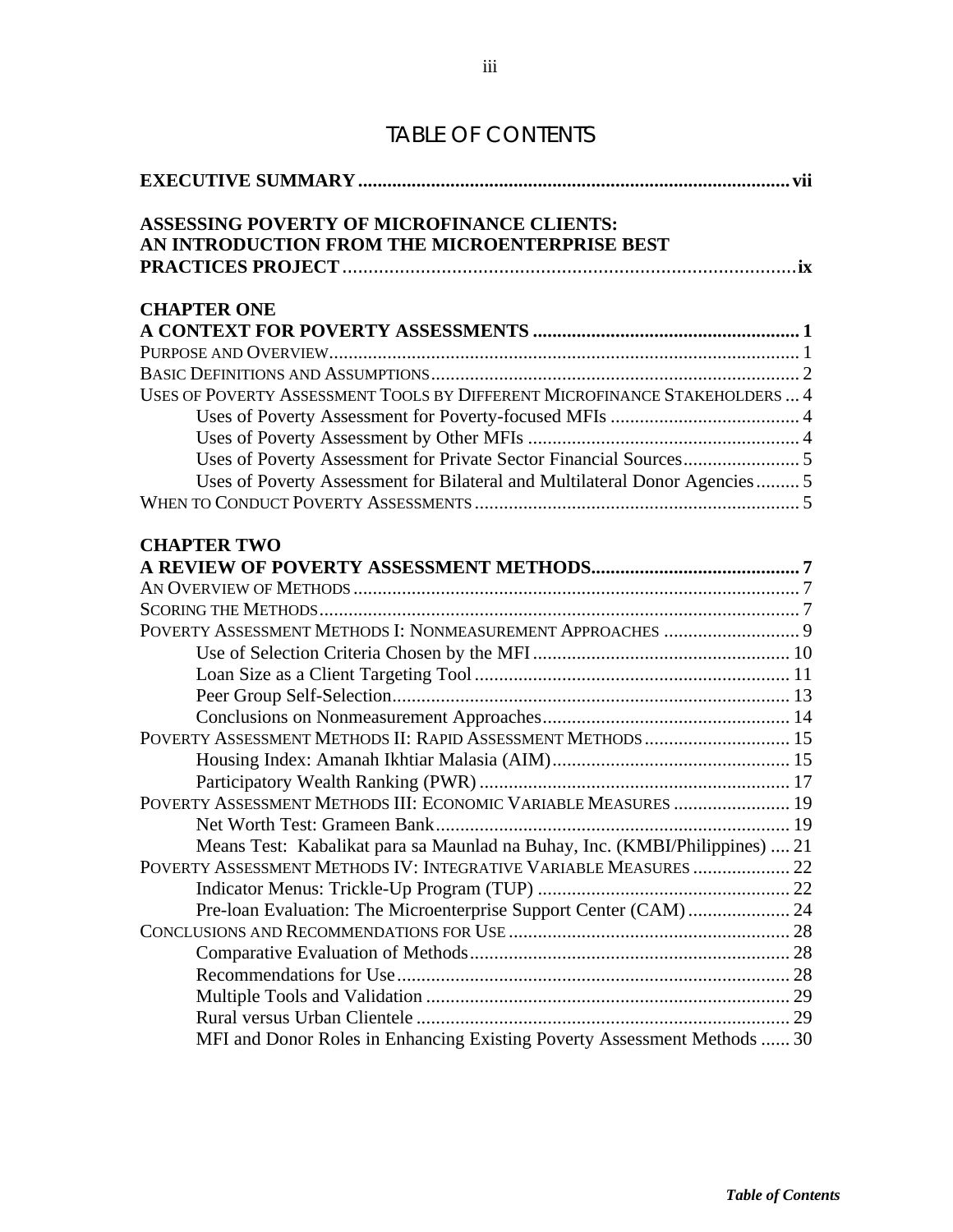# TABLE OF CONTENTS

**EXECUTIVE SUMMARY** ..... **vii**

**ASSESSING POVERTY OF MICROFINANCE CLIENTS: AN INTRODUCTION FROM THE MICROENTERPRISE BEST PRACTICES PROJECT** ..... **ix**

**CHAPTER ONE**
**A CONTEXT FOR POVERTY ASSESSMENTS** ..... **1**

PURPOSE AND OVERVIEW ..... 1
BASIC DEFINITIONS AND ASSUMPTIONS ..... 2
USES OF POVERTY ASSESSMENT TOOLS BY DIFFERENT MICROFINANCE STAKEHOLDERS ..... 4
- Uses of Poverty Assessment for Poverty-focused MFIs ..... 4
- Uses of Poverty Assessment by Other MFIs ..... 4
- Uses of Poverty Assessment for Private Sector Financial Sources ..... 5
- Uses of Poverty Assessment for Bilateral and Multilateral Donor Agencies ..... 5

WHEN TO CONDUCT POVERTY ASSESSMENTS ..... 5

**CHAPTER TWO**
**A REVIEW OF POVERTY ASSESSMENT METHODS** ..... **7**

AN OVERVIEW OF METHODS ..... 7
SCORING THE METHODS ..... 7
POVERTY ASSESSMENT METHODS I: NONMEASUREMENT APPROACHES ..... 9
- Use of Selection Criteria Chosen by the MFI ..... 10
- Loan Size as a Client Targeting Tool ..... 11
- Peer Group Self-Selection ..... 13
- Conclusions on Nonmeasurement Approaches ..... 14

POVERTY ASSESSMENT METHODS II: RAPID ASSESSMENT METHODS ..... 15
- Housing Index: Amanah Ikhtiar Malasia (AIM) ..... 15
- Participatory Wealth Ranking (PWR) ..... 17

POVERTY ASSESSMENT METHODS III: ECONOMIC VARIABLE MEASURES ..... 19
- Net Worth Test: Grameen Bank ..... 19
- Means Test: Kabalikat para sa Maunlad na Buhay, Inc. (KMBI/Philippines) ..... 21

POVERTY ASSESSMENT METHODS IV: INTEGRATIVE VARIABLE MEASURES ..... 22
- Indicator Menus: Trickle-Up Program (TUP) ..... 22
- Pre-loan Evaluation: The Microenterprise Support Center (CAM) ..... 24

CONCLUSIONS AND RECOMMENDATIONS FOR USE ..... 28
- Comparative Evaluation of Methods ..... 28
- Recommendations for Use ..... 28
- Multiple Tools and Validation ..... 29
- Rural versus Urban Clientele ..... 29
- MFI and Donor Roles in Enhancing Existing Poverty Assessment Methods ..... 30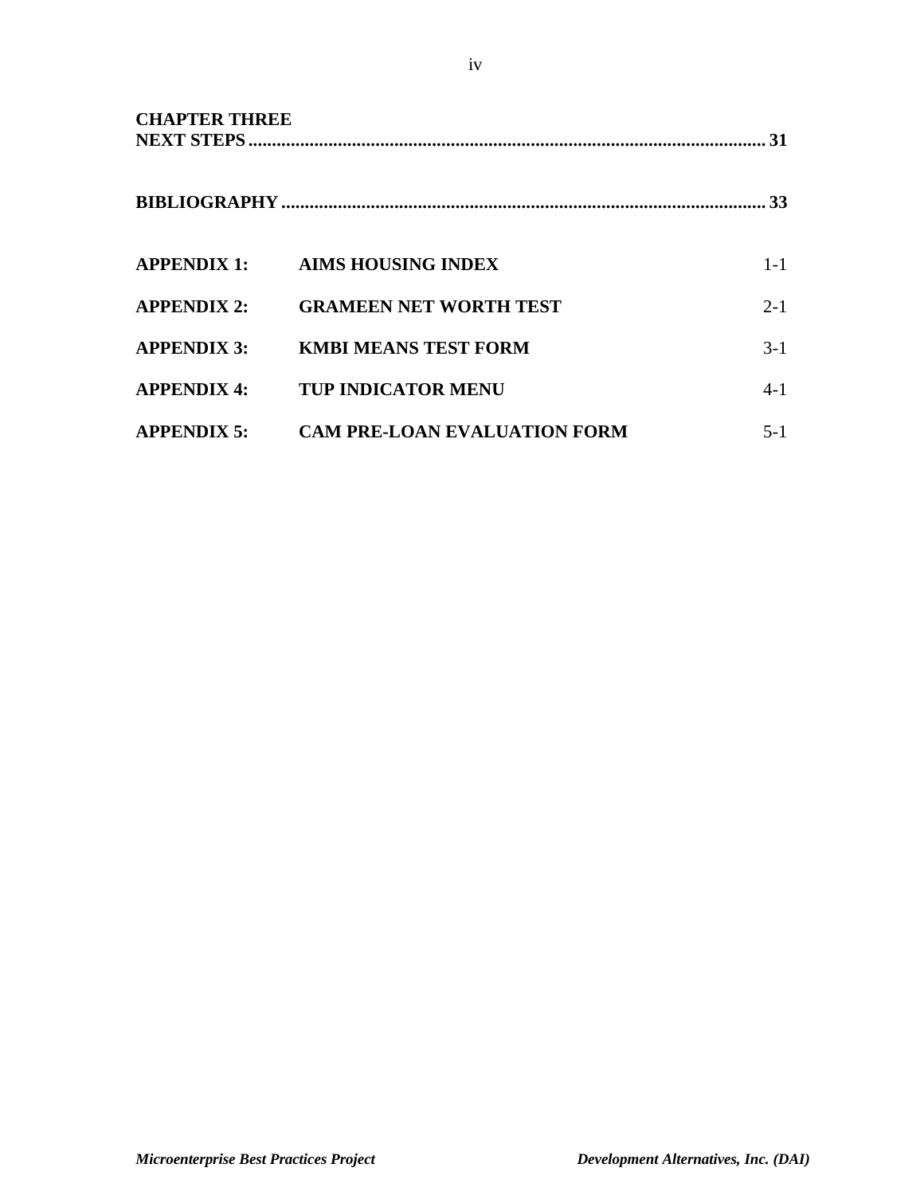**CHAPTER THREE**
**NEXT STEPS** ............................................................................................................ **31**

**BIBLIOGRAPHY** ...................................................................................................... **33**

| | | |
|---|---|---|
| **APPENDIX 1:** | **AIMS HOUSING INDEX** | 1-1 |
| **APPENDIX 2:** | **GRAMEEN NET WORTH TEST** | 2-1 |
| **APPENDIX 3:** | **KMBI MEANS TEST FORM** | 3-1 |
| **APPENDIX 4:** | **TUP INDICATOR MENU** | 4-1 |
| **APPENDIX 5:** | **CAM PRE-LOAN EVALUATION FORM** | 5-1 |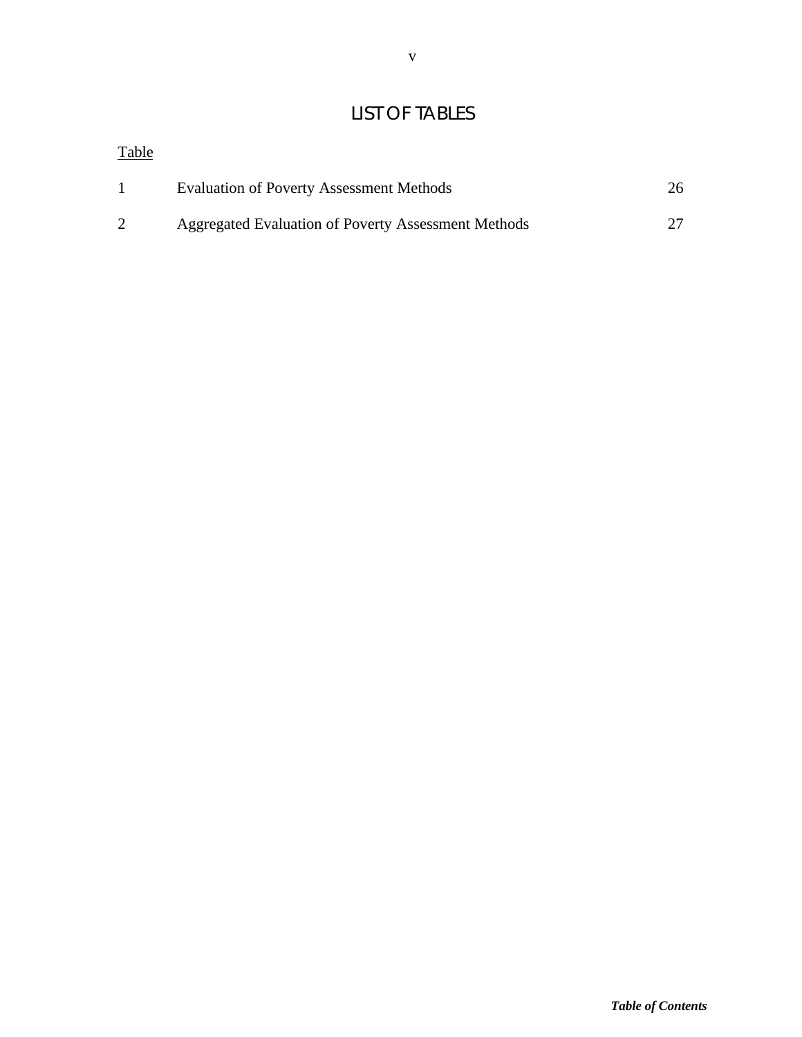# LIST OF TABLES

| Table | | |
|---|---|---|
| 1 | Evaluation of Poverty Assessment Methods | 26 |
| 2 | Aggregated Evaluation of Poverty Assessment Methods | 27 |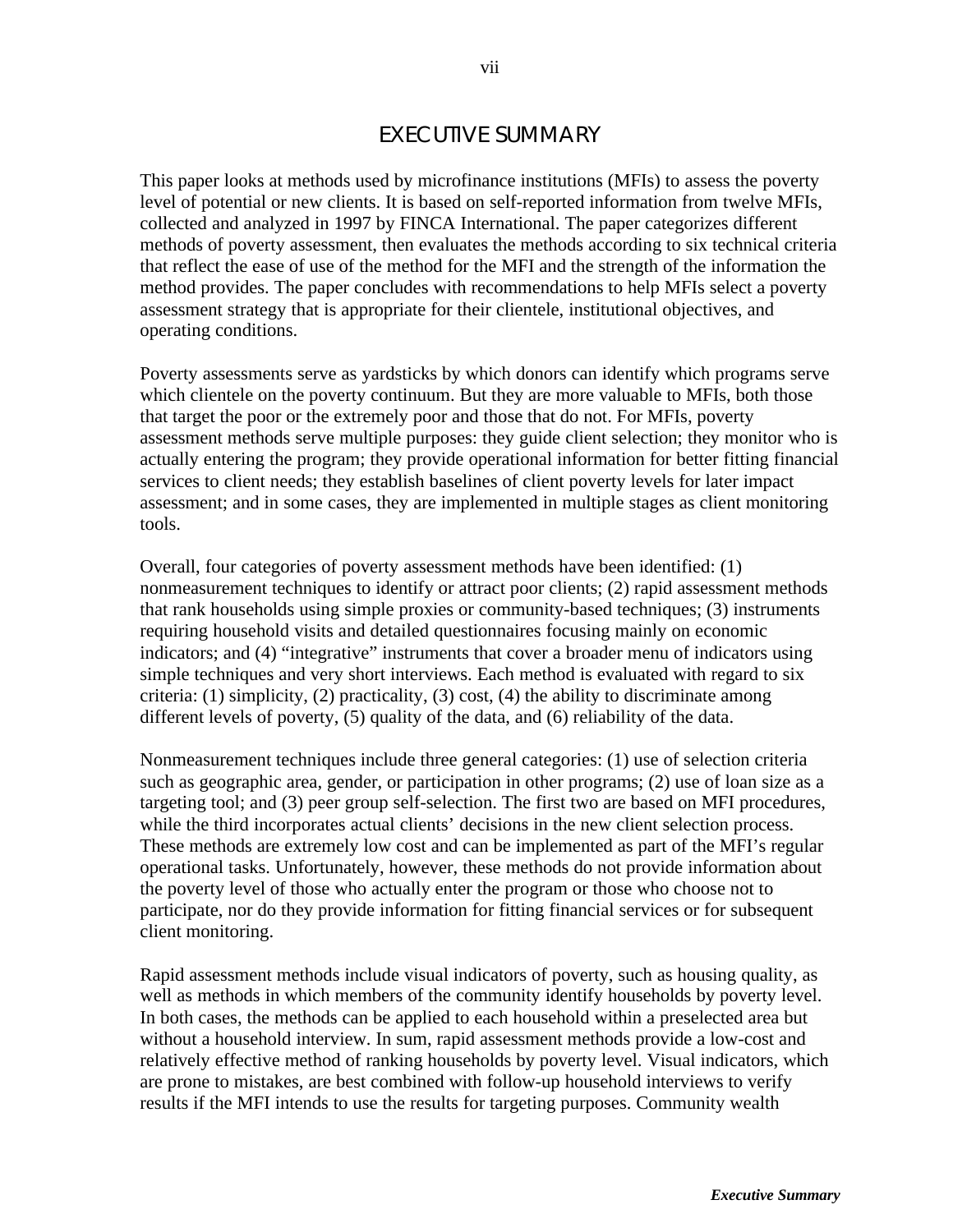# EXECUTIVE SUMMARY

This paper looks at methods used by microfinance institutions (MFIs) to assess the poverty level of potential or new clients. It is based on self-reported information from twelve MFIs, collected and analyzed in 1997 by FINCA International. The paper categorizes different methods of poverty assessment, then evaluates the methods according to six technical criteria that reflect the ease of use of the method for the MFI and the strength of the information the method provides. The paper concludes with recommendations to help MFIs select a poverty assessment strategy that is appropriate for their clientele, institutional objectives, and operating conditions.

Poverty assessments serve as yardsticks by which donors can identify which programs serve which clientele on the poverty continuum. But they are more valuable to MFIs, both those that target the poor or the extremely poor and those that do not. For MFIs, poverty assessment methods serve multiple purposes: they guide client selection; they monitor who is actually entering the program; they provide operational information for better fitting financial services to client needs; they establish baselines of client poverty levels for later impact assessment; and in some cases, they are implemented in multiple stages as client monitoring tools.

Overall, four categories of poverty assessment methods have been identified: (1) nonmeasurement techniques to identify or attract poor clients; (2) rapid assessment methods that rank households using simple proxies or community-based techniques; (3) instruments requiring household visits and detailed questionnaires focusing mainly on economic indicators; and (4) "integrative" instruments that cover a broader menu of indicators using simple techniques and very short interviews. Each method is evaluated with regard to six criteria: (1) simplicity, (2) practicality, (3) cost, (4) the ability to discriminate among different levels of poverty, (5) quality of the data, and (6) reliability of the data.

Nonmeasurement techniques include three general categories: (1) use of selection criteria such as geographic area, gender, or participation in other programs; (2) use of loan size as a targeting tool; and (3) peer group self-selection. The first two are based on MFI procedures, while the third incorporates actual clients' decisions in the new client selection process. These methods are extremely low cost and can be implemented as part of the MFI's regular operational tasks. Unfortunately, however, these methods do not provide information about the poverty level of those who actually enter the program or those who choose not to participate, nor do they provide information for fitting financial services or for subsequent client monitoring.

Rapid assessment methods include visual indicators of poverty, such as housing quality, as well as methods in which members of the community identify households by poverty level. In both cases, the methods can be applied to each household within a preselected area but without a household interview. In sum, rapid assessment methods provide a low-cost and relatively effective method of ranking households by poverty level. Visual indicators, which are prone to mistakes, are best combined with follow-up household interviews to verify results if the MFI intends to use the results for targeting purposes. Community wealth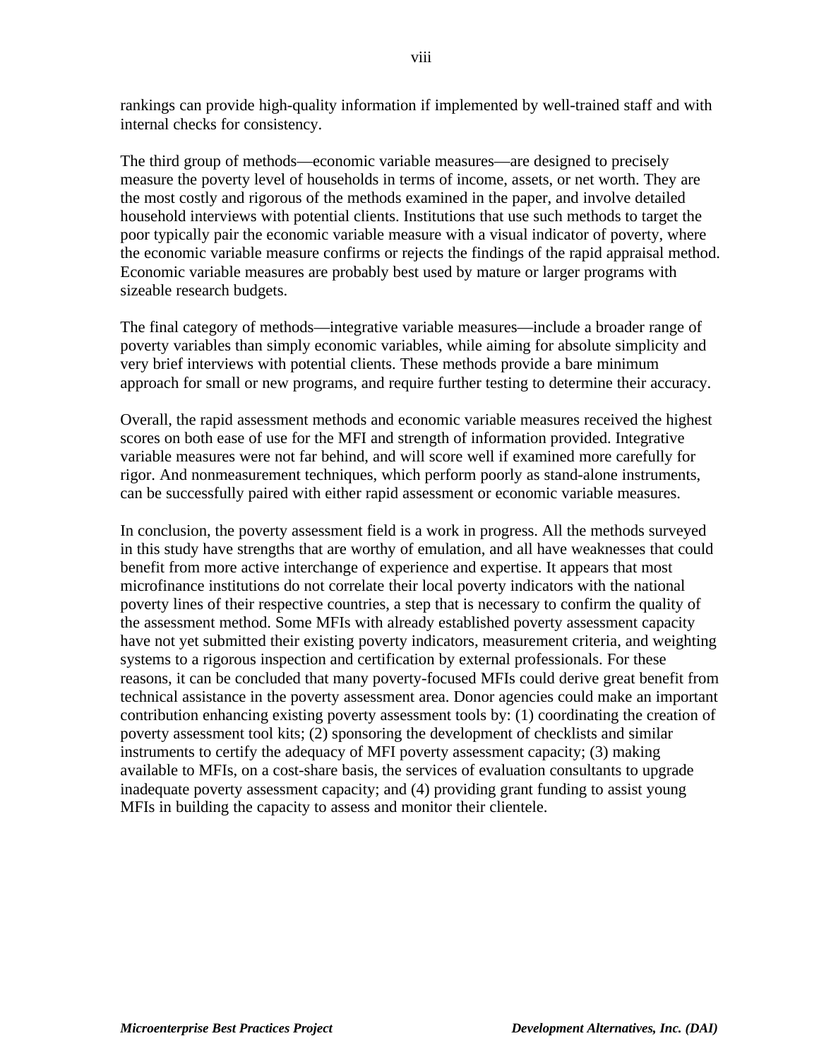rankings can provide high-quality information if implemented by well-trained staff and with internal checks for consistency.

The third group of methods—economic variable measures—are designed to precisely measure the poverty level of households in terms of income, assets, or net worth. They are the most costly and rigorous of the methods examined in the paper, and involve detailed household interviews with potential clients. Institutions that use such methods to target the poor typically pair the economic variable measure with a visual indicator of poverty, where the economic variable measure confirms or rejects the findings of the rapid appraisal method. Economic variable measures are probably best used by mature or larger programs with sizeable research budgets.

The final category of methods—integrative variable measures—include a broader range of poverty variables than simply economic variables, while aiming for absolute simplicity and very brief interviews with potential clients. These methods provide a bare minimum approach for small or new programs, and require further testing to determine their accuracy.

Overall, the rapid assessment methods and economic variable measures received the highest scores on both ease of use for the MFI and strength of information provided. Integrative variable measures were not far behind, and will score well if examined more carefully for rigor. And nonmeasurement techniques, which perform poorly as stand-alone instruments, can be successfully paired with either rapid assessment or economic variable measures.

In conclusion, the poverty assessment field is a work in progress. All the methods surveyed in this study have strengths that are worthy of emulation, and all have weaknesses that could benefit from more active interchange of experience and expertise. It appears that most microfinance institutions do not correlate their local poverty indicators with the national poverty lines of their respective countries, a step that is necessary to confirm the quality of the assessment method. Some MFIs with already established poverty assessment capacity have not yet submitted their existing poverty indicators, measurement criteria, and weighting systems to a rigorous inspection and certification by external professionals. For these reasons, it can be concluded that many poverty-focused MFIs could derive great benefit from technical assistance in the poverty assessment area. Donor agencies could make an important contribution enhancing existing poverty assessment tools by: (1) coordinating the creation of poverty assessment tool kits; (2) sponsoring the development of checklists and similar instruments to certify the adequacy of MFI poverty assessment capacity; (3) making available to MFIs, on a cost-share basis, the services of evaluation consultants to upgrade inadequate poverty assessment capacity; and (4) providing grant funding to assist young MFIs in building the capacity to assess and monitor their clientele.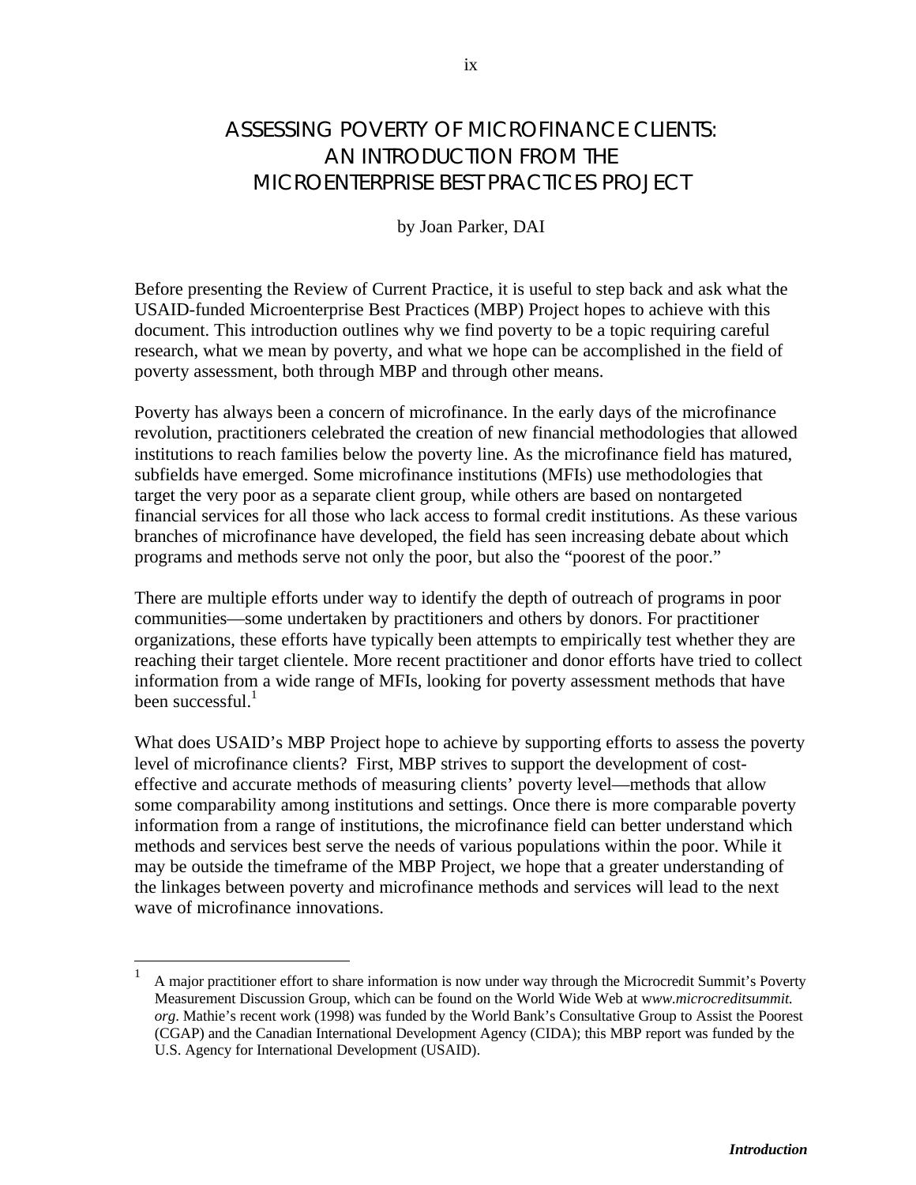# ASSESSING POVERTY OF MICROFINANCE CLIENTS: AN INTRODUCTION FROM THE MICROENTERPRISE BEST PRACTICES PROJECT

by Joan Parker, DAI

Before presenting the Review of Current Practice, it is useful to step back and ask what the USAID-funded Microenterprise Best Practices (MBP) Project hopes to achieve with this document. This introduction outlines why we find poverty to be a topic requiring careful research, what we mean by poverty, and what we hope can be accomplished in the field of poverty assessment, both through MBP and through other means.

Poverty has always been a concern of microfinance. In the early days of the microfinance revolution, practitioners celebrated the creation of new financial methodologies that allowed institutions to reach families below the poverty line. As the microfinance field has matured, subfields have emerged. Some microfinance institutions (MFIs) use methodologies that target the very poor as a separate client group, while others are based on nontargeted financial services for all those who lack access to formal credit institutions. As these various branches of microfinance have developed, the field has seen increasing debate about which programs and methods serve not only the poor, but also the "poorest of the poor."

There are multiple efforts under way to identify the depth of outreach of programs in poor communities—some undertaken by practitioners and others by donors. For practitioner organizations, these efforts have typically been attempts to empirically test whether they are reaching their target clientele. More recent practitioner and donor efforts have tried to collect information from a wide range of MFIs, looking for poverty assessment methods that have been successful.[1]

What does USAID's MBP Project hope to achieve by supporting efforts to assess the poverty level of microfinance clients? First, MBP strives to support the development of cost-effective and accurate methods of measuring clients' poverty level—methods that allow some comparability among institutions and settings. Once there is more comparable poverty information from a range of institutions, the microfinance field can better understand which methods and services best serve the needs of various populations within the poor. While it may be outside the timeframe of the MBP Project, we hope that a greater understanding of the linkages between poverty and microfinance methods and services will lead to the next wave of microfinance innovations.

---

[1] A major practitioner effort to share information is now under way through the Microcredit Summit's Poverty Measurement Discussion Group, which can be found on the World Wide Web at *www.microcreditsummit.org*. Mathie's recent work (1998) was funded by the World Bank's Consultative Group to Assist the Poorest (CGAP) and the Canadian International Development Agency (CIDA); this MBP report was funded by the U.S. Agency for International Development (USAID).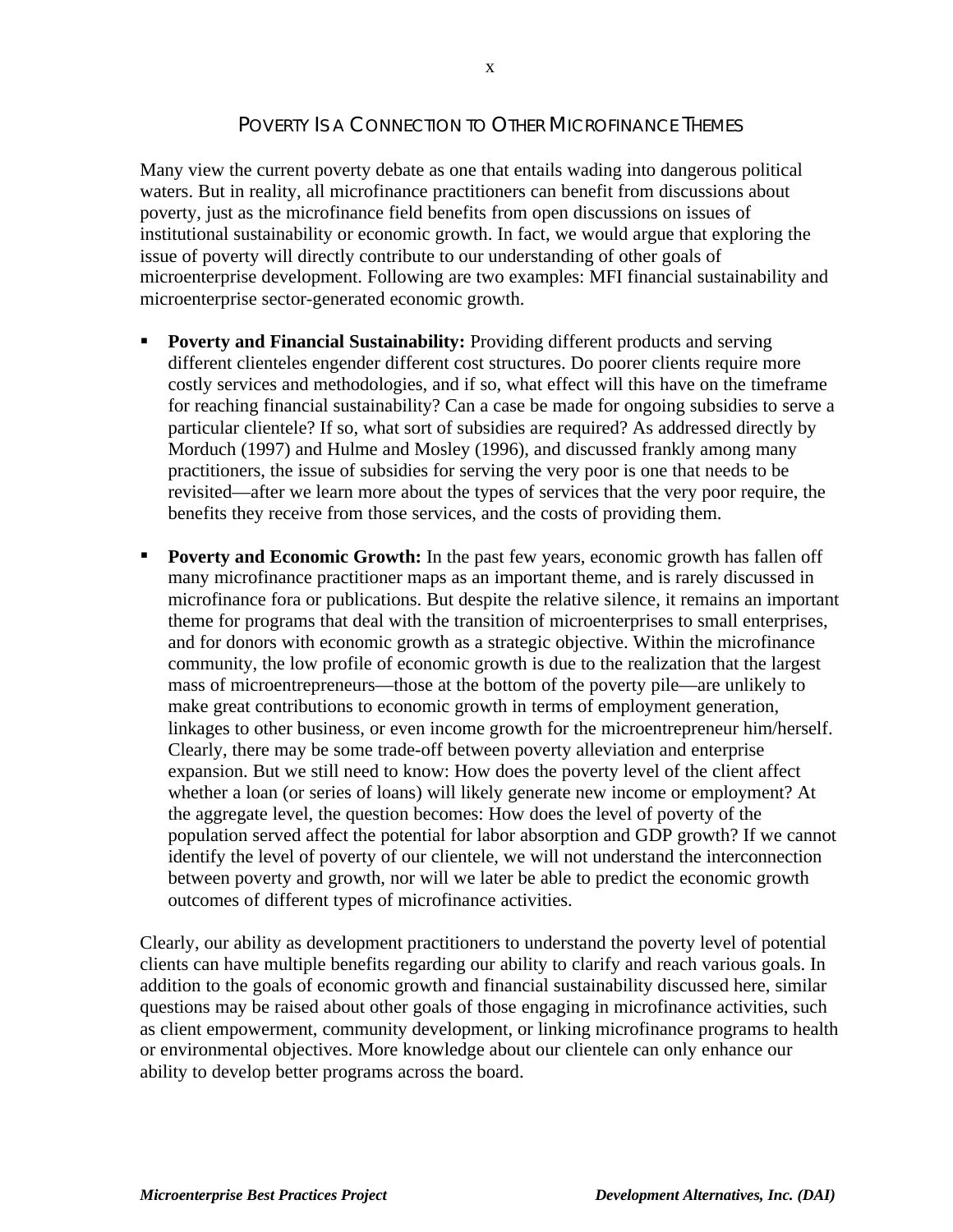## POVERTY IS A CONNECTION TO OTHER MICROFINANCE THEMES

Many view the current poverty debate as one that entails wading into dangerous political waters. But in reality, all microfinance practitioners can benefit from discussions about poverty, just as the microfinance field benefits from open discussions on issues of institutional sustainability or economic growth. In fact, we would argue that exploring the issue of poverty will directly contribute to our understanding of other goals of microenterprise development. Following are two examples: MFI financial sustainability and microenterprise sector-generated economic growth.

- **Poverty and Financial Sustainability:** Providing different products and serving different clienteles engender different cost structures. Do poorer clients require more costly services and methodologies, and if so, what effect will this have on the timeframe for reaching financial sustainability? Can a case be made for ongoing subsidies to serve a particular clientele? If so, what sort of subsidies are required? As addressed directly by Morduch (1997) and Hulme and Mosley (1996), and discussed frankly among many practitioners, the issue of subsidies for serving the very poor is one that needs to be revisited—after we learn more about the types of services that the very poor require, the benefits they receive from those services, and the costs of providing them.

- **Poverty and Economic Growth:** In the past few years, economic growth has fallen off many microfinance practitioner maps as an important theme, and is rarely discussed in microfinance fora or publications. But despite the relative silence, it remains an important theme for programs that deal with the transition of microenterprises to small enterprises, and for donors with economic growth as a strategic objective. Within the microfinance community, the low profile of economic growth is due to the realization that the largest mass of microentrepreneurs—those at the bottom of the poverty pile—are unlikely to make great contributions to economic growth in terms of employment generation, linkages to other business, or even income growth for the microentrepreneur him/herself. Clearly, there may be some trade-off between poverty alleviation and enterprise expansion. But we still need to know: How does the poverty level of the client affect whether a loan (or series of loans) will likely generate new income or employment? At the aggregate level, the question becomes: How does the level of poverty of the population served affect the potential for labor absorption and GDP growth? If we cannot identify the level of poverty of our clientele, we will not understand the interconnection between poverty and growth, nor will we later be able to predict the economic growth outcomes of different types of microfinance activities.

Clearly, our ability as development practitioners to understand the poverty level of potential clients can have multiple benefits regarding our ability to clarify and reach various goals. In addition to the goals of economic growth and financial sustainability discussed here, similar questions may be raised about other goals of those engaging in microfinance activities, such as client empowerment, community development, or linking microfinance programs to health or environmental objectives. More knowledge about our clientele can only enhance our ability to develop better programs across the board.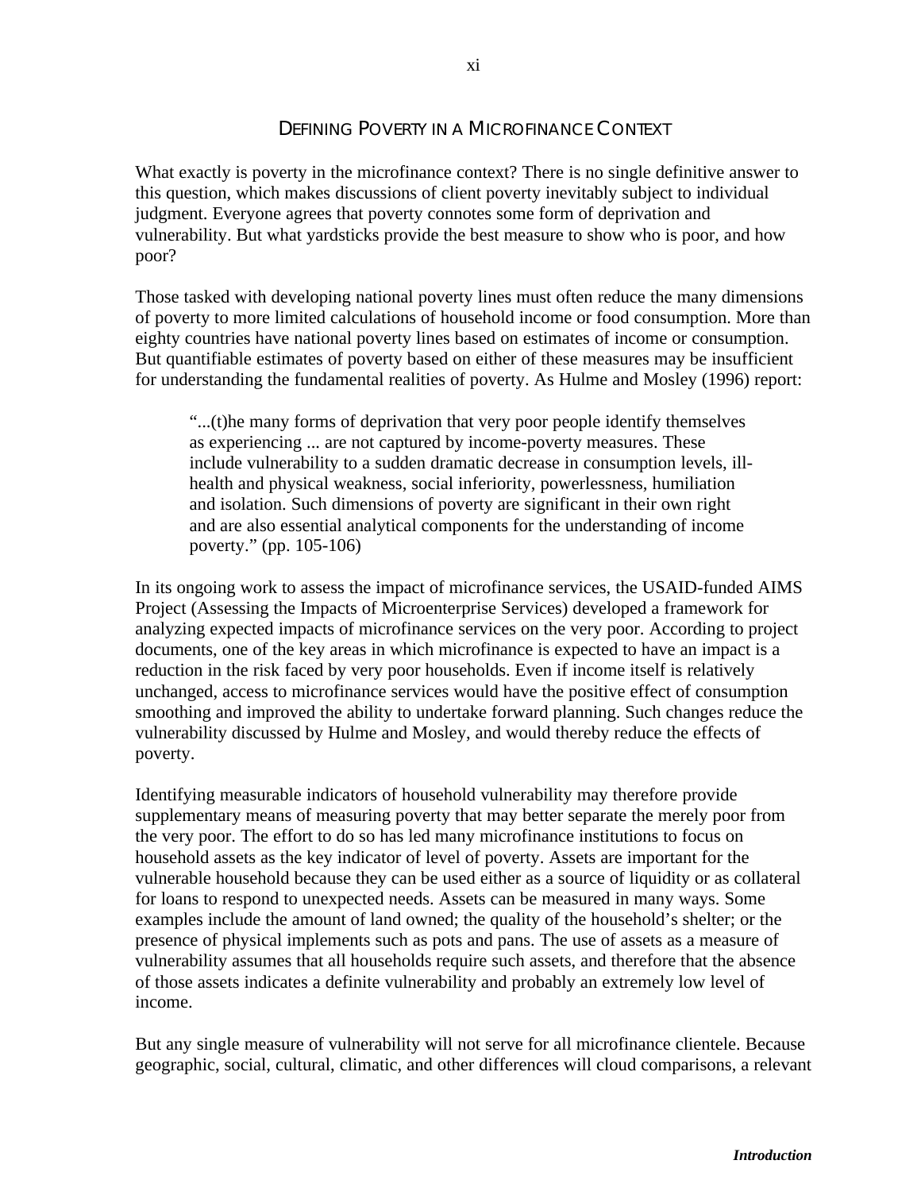## DEFINING POVERTY IN A MICROFINANCE CONTEXT

What exactly is poverty in the microfinance context? There is no single definitive answer to this question, which makes discussions of client poverty inevitably subject to individual judgment. Everyone agrees that poverty connotes some form of deprivation and vulnerability. But what yardsticks provide the best measure to show who is poor, and how poor?

Those tasked with developing national poverty lines must often reduce the many dimensions of poverty to more limited calculations of household income or food consumption. More than eighty countries have national poverty lines based on estimates of income or consumption. But quantifiable estimates of poverty based on either of these measures may be insufficient for understanding the fundamental realities of poverty. As Hulme and Mosley (1996) report:

> "...(t)he many forms of deprivation that very poor people identify themselves as experiencing ... are not captured by income-poverty measures. These include vulnerability to a sudden dramatic decrease in consumption levels, ill-health and physical weakness, social inferiority, powerlessness, humiliation and isolation. Such dimensions of poverty are significant in their own right and are also essential analytical components for the understanding of income poverty." (pp. 105-106)

In its ongoing work to assess the impact of microfinance services, the USAID-funded AIMS Project (Assessing the Impacts of Microenterprise Services) developed a framework for analyzing expected impacts of microfinance services on the very poor. According to project documents, one of the key areas in which microfinance is expected to have an impact is a reduction in the risk faced by very poor households. Even if income itself is relatively unchanged, access to microfinance services would have the positive effect of consumption smoothing and improved the ability to undertake forward planning. Such changes reduce the vulnerability discussed by Hulme and Mosley, and would thereby reduce the effects of poverty.

Identifying measurable indicators of household vulnerability may therefore provide supplementary means of measuring poverty that may better separate the merely poor from the very poor. The effort to do so has led many microfinance institutions to focus on household assets as the key indicator of level of poverty. Assets are important for the vulnerable household because they can be used either as a source of liquidity or as collateral for loans to respond to unexpected needs. Assets can be measured in many ways. Some examples include the amount of land owned; the quality of the household's shelter; or the presence of physical implements such as pots and pans. The use of assets as a measure of vulnerability assumes that all households require such assets, and therefore that the absence of those assets indicates a definite vulnerability and probably an extremely low level of income.

But any single measure of vulnerability will not serve for all microfinance clientele. Because geographic, social, cultural, climatic, and other differences will cloud comparisons, a relevant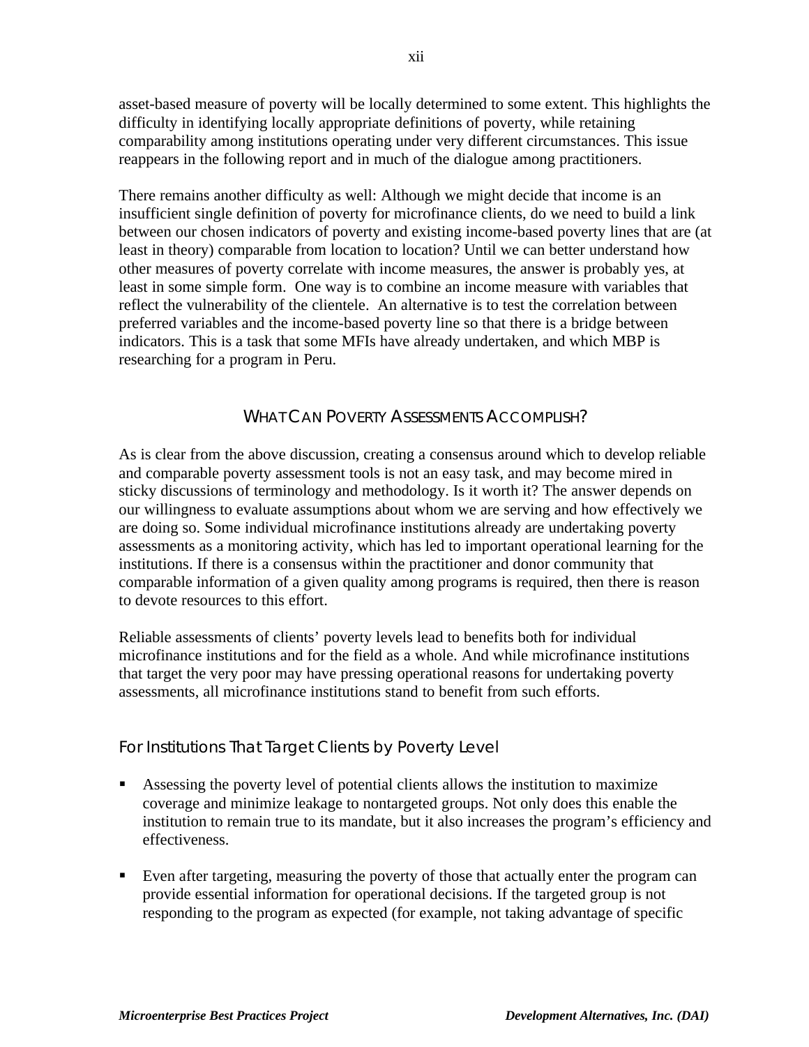asset-based measure of poverty will be locally determined to some extent. This highlights the difficulty in identifying locally appropriate definitions of poverty, while retaining comparability among institutions operating under very different circumstances. This issue reappears in the following report and in much of the dialogue among practitioners.

There remains another difficulty as well: Although we might decide that income is an insufficient single definition of poverty for microfinance clients, do we need to build a link between our chosen indicators of poverty and existing income-based poverty lines that are (at least in theory) comparable from location to location? Until we can better understand how other measures of poverty correlate with income measures, the answer is probably yes, at least in some simple form. One way is to combine an income measure with variables that reflect the vulnerability of the clientele. An alternative is to test the correlation between preferred variables and the income-based poverty line so that there is a bridge between indicators. This is a task that some MFIs have already undertaken, and which MBP is researching for a program in Peru.

## What Can Poverty Assessments Accomplish?

As is clear from the above discussion, creating a consensus around which to develop reliable and comparable poverty assessment tools is not an easy task, and may become mired in sticky discussions of terminology and methodology. Is it worth it? The answer depends on our willingness to evaluate assumptions about whom we are serving and how effectively we are doing so. Some individual microfinance institutions already are undertaking poverty assessments as a monitoring activity, which has led to important operational learning for the institutions. If there is a consensus within the practitioner and donor community that comparable information of a given quality among programs is required, then there is reason to devote resources to this effort.

Reliable assessments of clients' poverty levels lead to benefits both for individual microfinance institutions and for the field as a whole. And while microfinance institutions that target the very poor may have pressing operational reasons for undertaking poverty assessments, all microfinance institutions stand to benefit from such efforts.

### For Institutions That Target Clients by Poverty Level

- Assessing the poverty level of potential clients allows the institution to maximize coverage and minimize leakage to nontargeted groups. Not only does this enable the institution to remain true to its mandate, but it also increases the program's efficiency and effectiveness.

- Even after targeting, measuring the poverty of those that actually enter the program can provide essential information for operational decisions. If the targeted group is not responding to the program as expected (for example, not taking advantage of specific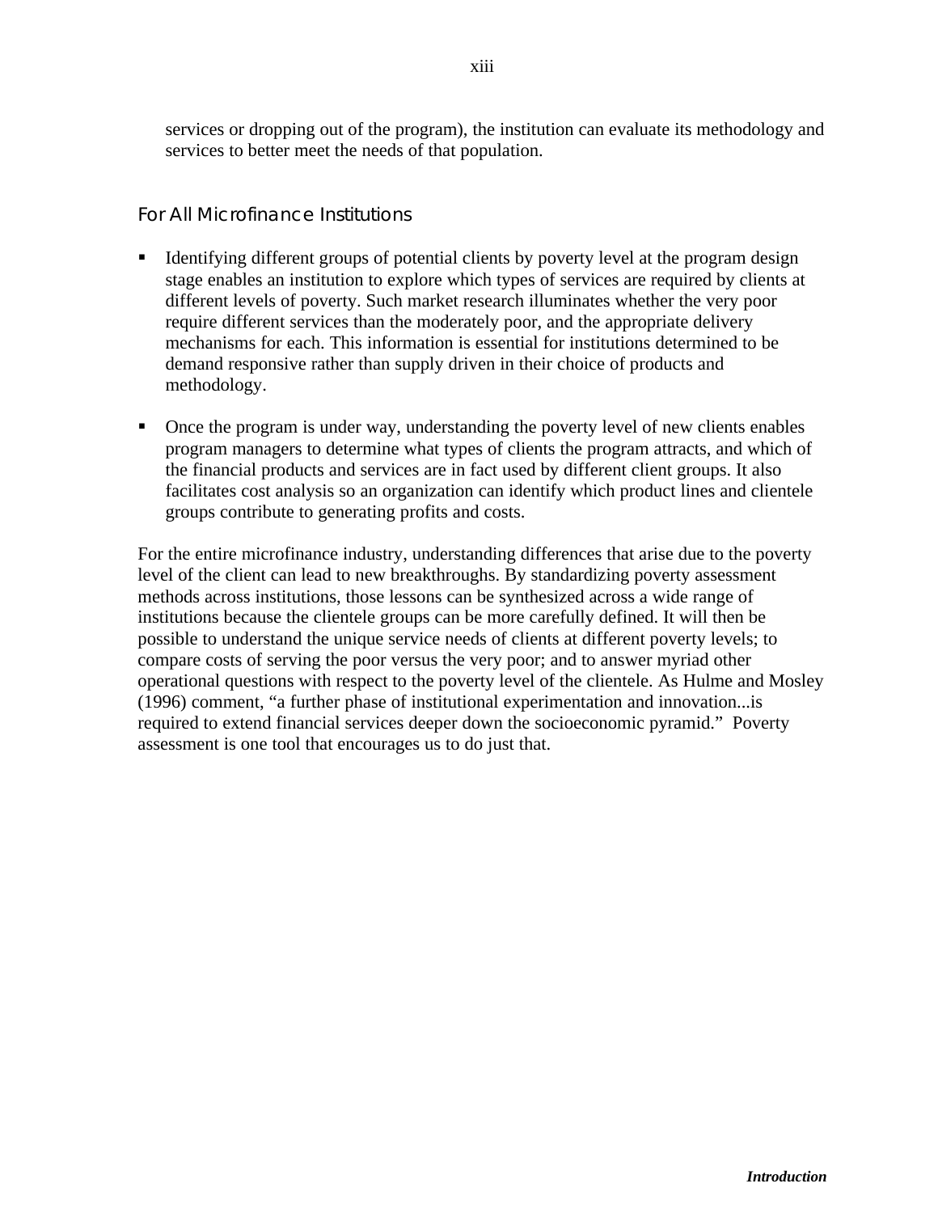services or dropping out of the program), the institution can evaluate its methodology and services to better meet the needs of that population.

### For All Microfinance Institutions

- Identifying different groups of potential clients by poverty level at the program design stage enables an institution to explore which types of services are required by clients at different levels of poverty. Such market research illuminates whether the very poor require different services than the moderately poor, and the appropriate delivery mechanisms for each. This information is essential for institutions determined to be demand responsive rather than supply driven in their choice of products and methodology.

- Once the program is under way, understanding the poverty level of new clients enables program managers to determine what types of clients the program attracts, and which of the financial products and services are in fact used by different client groups. It also facilitates cost analysis so an organization can identify which product lines and clientele groups contribute to generating profits and costs.

For the entire microfinance industry, understanding differences that arise due to the poverty level of the client can lead to new breakthroughs. By standardizing poverty assessment methods across institutions, those lessons can be synthesized across a wide range of institutions because the clientele groups can be more carefully defined. It will then be possible to understand the unique service needs of clients at different poverty levels; to compare costs of serving the poor versus the very poor; and to answer myriad other operational questions with respect to the poverty level of the clientele. As Hulme and Mosley (1996) comment, "a further phase of institutional experimentation and innovation...is required to extend financial services deeper down the socioeconomic pyramid." Poverty assessment is one tool that encourages us to do just that.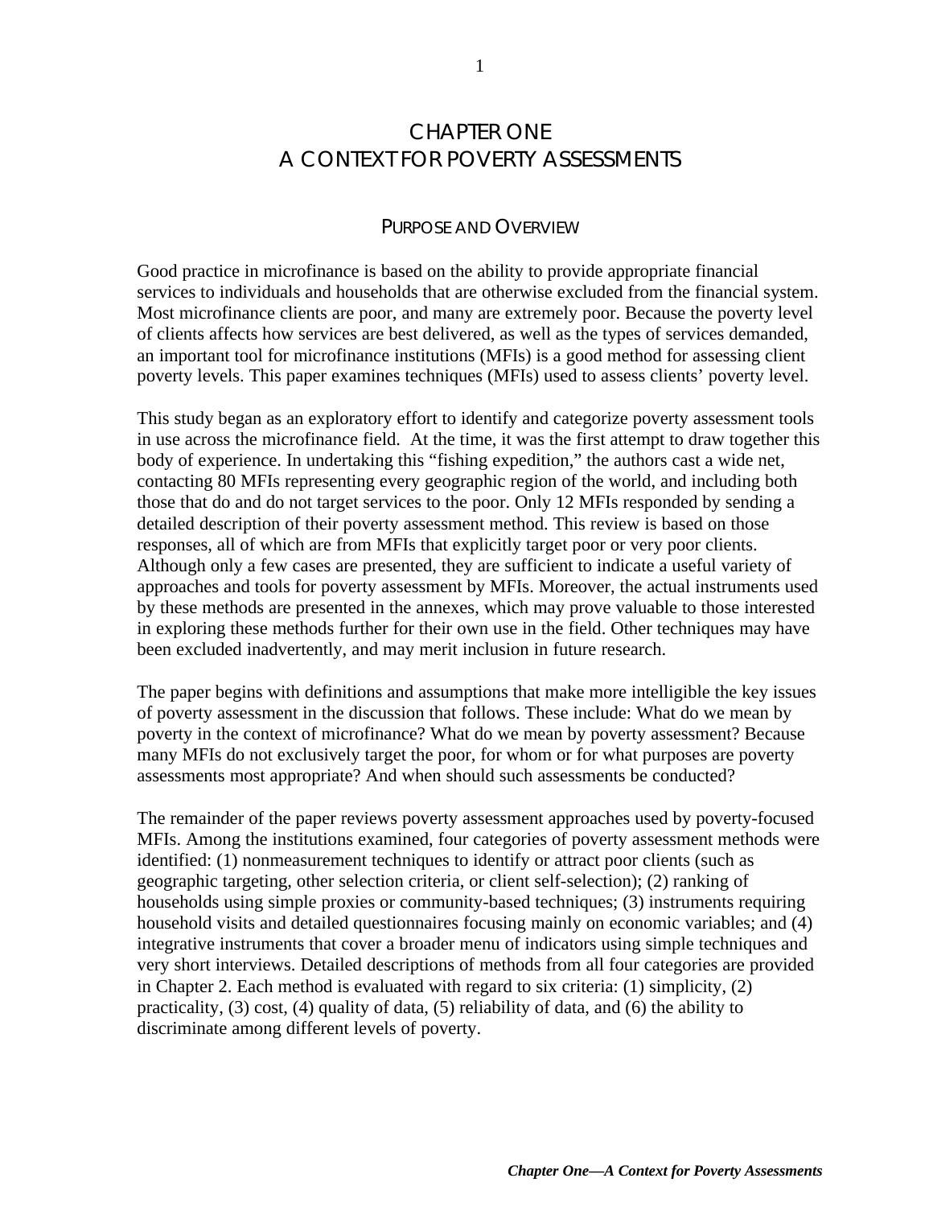# CHAPTER ONE
# A CONTEXT FOR POVERTY ASSESSMENTS

## PURPOSE AND OVERVIEW

Good practice in microfinance is based on the ability to provide appropriate financial services to individuals and households that are otherwise excluded from the financial system. Most microfinance clients are poor, and many are extremely poor. Because the poverty level of clients affects how services are best delivered, as well as the types of services demanded, an important tool for microfinance institutions (MFIs) is a good method for assessing client poverty levels. This paper examines techniques (MFIs) used to assess clients' poverty level.

This study began as an exploratory effort to identify and categorize poverty assessment tools in use across the microfinance field. At the time, it was the first attempt to draw together this body of experience. In undertaking this "fishing expedition," the authors cast a wide net, contacting 80 MFIs representing every geographic region of the world, and including both those that do and do not target services to the poor. Only 12 MFIs responded by sending a detailed description of their poverty assessment method. This review is based on those responses, all of which are from MFIs that explicitly target poor or very poor clients. Although only a few cases are presented, they are sufficient to indicate a useful variety of approaches and tools for poverty assessment by MFIs. Moreover, the actual instruments used by these methods are presented in the annexes, which may prove valuable to those interested in exploring these methods further for their own use in the field. Other techniques may have been excluded inadvertently, and may merit inclusion in future research.

The paper begins with definitions and assumptions that make more intelligible the key issues of poverty assessment in the discussion that follows. These include: What do we mean by poverty in the context of microfinance? What do we mean by poverty assessment? Because many MFIs do not exclusively target the poor, for whom or for what purposes are poverty assessments most appropriate? And when should such assessments be conducted?

The remainder of the paper reviews poverty assessment approaches used by poverty-focused MFIs. Among the institutions examined, four categories of poverty assessment methods were identified: (1) nonmeasurement techniques to identify or attract poor clients (such as geographic targeting, other selection criteria, or client self-selection); (2) ranking of households using simple proxies or community-based techniques; (3) instruments requiring household visits and detailed questionnaires focusing mainly on economic variables; and (4) integrative instruments that cover a broader menu of indicators using simple techniques and very short interviews. Detailed descriptions of methods from all four categories are provided in Chapter 2. Each method is evaluated with regard to six criteria: (1) simplicity, (2) practicality, (3) cost, (4) quality of data, (5) reliability of data, and (6) the ability to discriminate among different levels of poverty.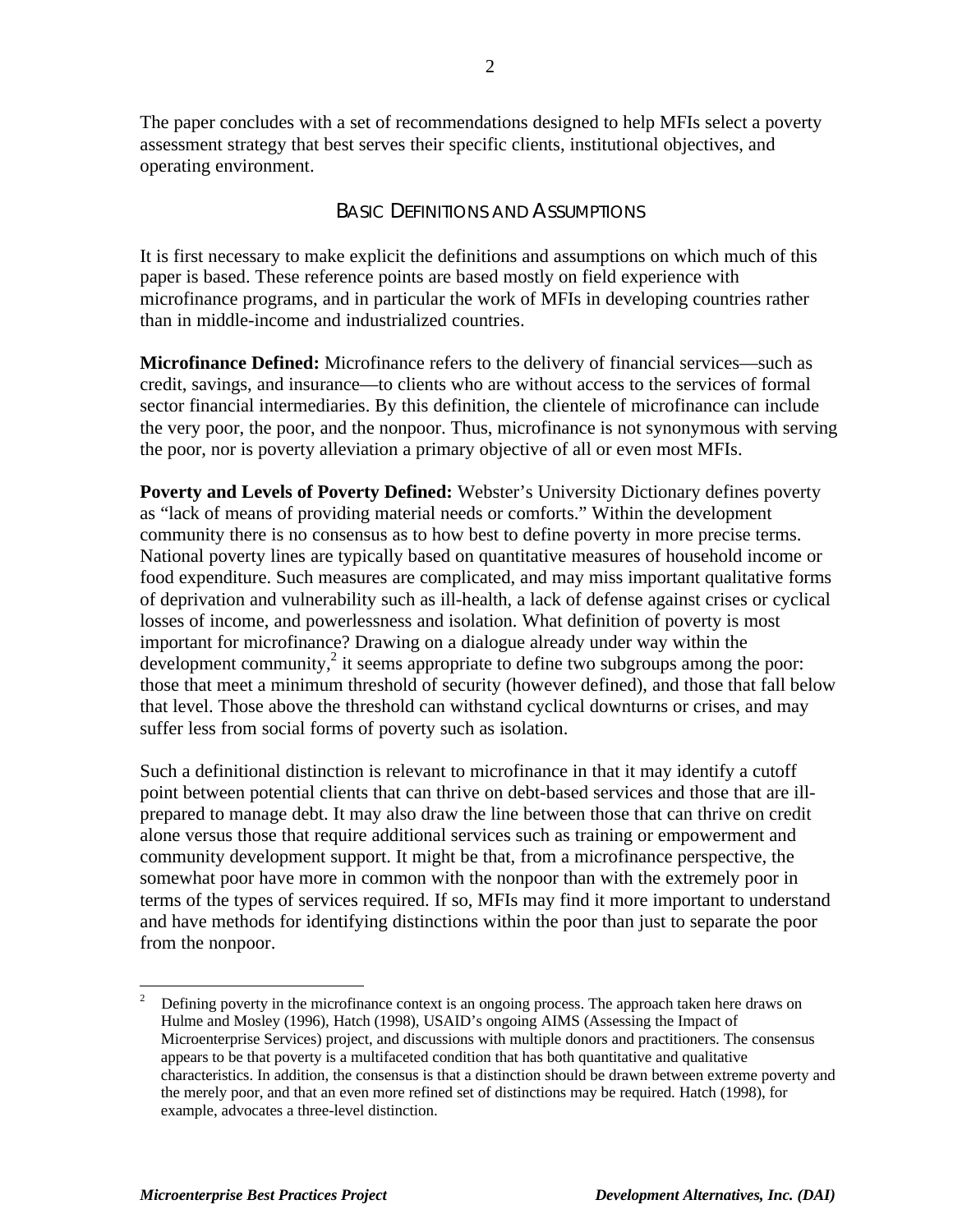The paper concludes with a set of recommendations designed to help MFIs select a poverty assessment strategy that best serves their specific clients, institutional objectives, and operating environment.

## BASIC DEFINITIONS AND ASSUMPTIONS

It is first necessary to make explicit the definitions and assumptions on which much of this paper is based. These reference points are based mostly on field experience with microfinance programs, and in particular the work of MFIs in developing countries rather than in middle-income and industrialized countries.

**Microfinance Defined:** Microfinance refers to the delivery of financial services—such as credit, savings, and insurance—to clients who are without access to the services of formal sector financial intermediaries. By this definition, the clientele of microfinance can include the very poor, the poor, and the nonpoor. Thus, microfinance is not synonymous with serving the poor, nor is poverty alleviation a primary objective of all or even most MFIs.

**Poverty and Levels of Poverty Defined:** Webster's University Dictionary defines poverty as "lack of means of providing material needs or comforts." Within the development community there is no consensus as to how best to define poverty in more precise terms. National poverty lines are typically based on quantitative measures of household income or food expenditure. Such measures are complicated, and may miss important qualitative forms of deprivation and vulnerability such as ill-health, a lack of defense against crises or cyclical losses of income, and powerlessness and isolation. What definition of poverty is most important for microfinance? Drawing on a dialogue already under way within the development community,[2] it seems appropriate to define two subgroups among the poor: those that meet a minimum threshold of security (however defined), and those that fall below that level. Those above the threshold can withstand cyclical downturns or crises, and may suffer less from social forms of poverty such as isolation.

Such a definitional distinction is relevant to microfinance in that it may identify a cutoff point between potential clients that can thrive on debt-based services and those that are ill-prepared to manage debt. It may also draw the line between those that can thrive on credit alone versus those that require additional services such as training or empowerment and community development support. It might be that, from a microfinance perspective, the somewhat poor have more in common with the nonpoor than with the extremely poor in terms of the types of services required. If so, MFIs may find it more important to understand and have methods for identifying distinctions within the poor than just to separate the poor from the nonpoor.

---

[2] Defining poverty in the microfinance context is an ongoing process. The approach taken here draws on Hulme and Mosley (1996), Hatch (1998), USAID's ongoing AIMS (Assessing the Impact of Microenterprise Services) project, and discussions with multiple donors and practitioners. The consensus appears to be that poverty is a multifaceted condition that has both quantitative and qualitative characteristics. In addition, the consensus is that a distinction should be drawn between extreme poverty and the merely poor, and that an even more refined set of distinctions may be required. Hatch (1998), for example, advocates a three-level distinction.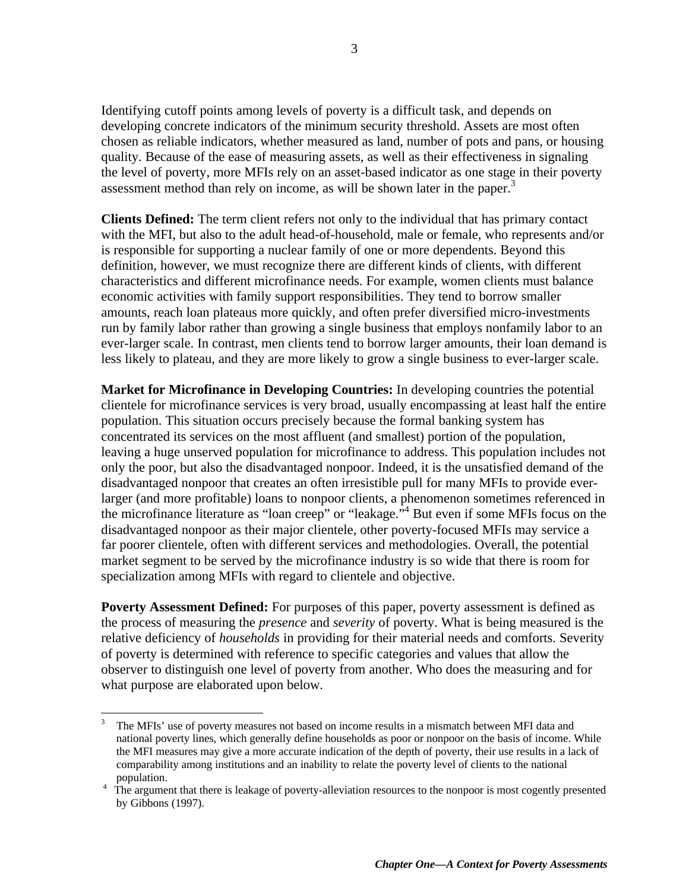Identifying cutoff points among levels of poverty is a difficult task, and depends on developing concrete indicators of the minimum security threshold. Assets are most often chosen as reliable indicators, whether measured as land, number of pots and pans, or housing quality. Because of the ease of measuring assets, as well as their effectiveness in signaling the level of poverty, more MFIs rely on an asset-based indicator as one stage in their poverty assessment method than rely on income, as will be shown later in the paper.[3]

**Clients Defined:** The term client refers not only to the individual that has primary contact with the MFI, but also to the adult head-of-household, male or female, who represents and/or is responsible for supporting a nuclear family of one or more dependents. Beyond this definition, however, we must recognize there are different kinds of clients, with different characteristics and different microfinance needs. For example, women clients must balance economic activities with family support responsibilities. They tend to borrow smaller amounts, reach loan plateaus more quickly, and often prefer diversified micro-investments run by family labor rather than growing a single business that employs nonfamily labor to an ever-larger scale. In contrast, men clients tend to borrow larger amounts, their loan demand is less likely to plateau, and they are more likely to grow a single business to ever-larger scale.

**Market for Microfinance in Developing Countries:** In developing countries the potential clientele for microfinance services is very broad, usually encompassing at least half the entire population. This situation occurs precisely because the formal banking system has concentrated its services on the most affluent (and smallest) portion of the population, leaving a huge unserved population for microfinance to address. This population includes not only the poor, but also the disadvantaged nonpoor. Indeed, it is the unsatisfied demand of the disadvantaged nonpoor that creates an often irresistible pull for many MFIs to provide ever-larger (and more profitable) loans to nonpoor clients, a phenomenon sometimes referenced in the microfinance literature as "loan creep" or "leakage."[4] But even if some MFIs focus on the disadvantaged nonpoor as their major clientele, other poverty-focused MFIs may service a far poorer clientele, often with different services and methodologies. Overall, the potential market segment to be served by the microfinance industry is so wide that there is room for specialization among MFIs with regard to clientele and objective.

**Poverty Assessment Defined:** For purposes of this paper, poverty assessment is defined as the process of measuring the *presence* and *severity* of poverty. What is being measured is the relative deficiency of *households* in providing for their material needs and comforts. Severity of poverty is determined with reference to specific categories and values that allow the observer to distinguish one level of poverty from another. Who does the measuring and for what purpose are elaborated upon below.

---

[3] The MFIs' use of poverty measures not based on income results in a mismatch between MFI data and national poverty lines, which generally define households as poor or nonpoor on the basis of income. While the MFI measures may give a more accurate indication of the depth of poverty, their use results in a lack of comparability among institutions and an inability to relate the poverty level of clients to the national population.

[4] The argument that there is leakage of poverty-alleviation resources to the nonpoor is most cogently presented by Gibbons (1997).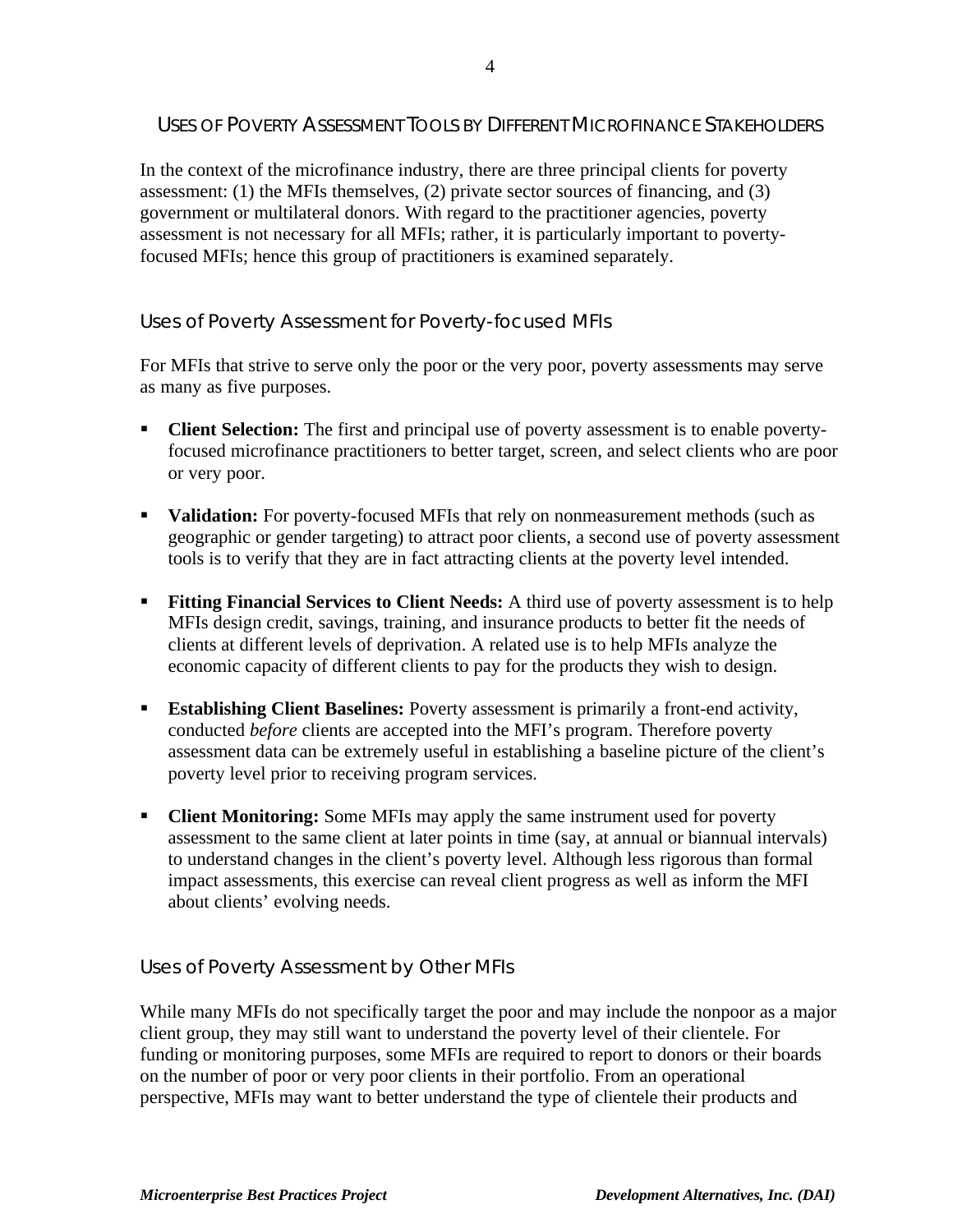## USES OF POVERTY ASSESSMENT TOOLS BY DIFFERENT MICROFINANCE STAKEHOLDERS

In the context of the microfinance industry, there are three principal clients for poverty assessment: (1) the MFIs themselves, (2) private sector sources of financing, and (3) government or multilateral donors. With regard to the practitioner agencies, poverty assessment is not necessary for all MFIs; rather, it is particularly important to poverty-focused MFIs; hence this group of practitioners is examined separately.

### Uses of Poverty Assessment for Poverty-focused MFIs

For MFIs that strive to serve only the poor or the very poor, poverty assessments may serve as many as five purposes.

- **Client Selection:** The first and principal use of poverty assessment is to enable poverty-focused microfinance practitioners to better target, screen, and select clients who are poor or very poor.
- **Validation:** For poverty-focused MFIs that rely on nonmeasurement methods (such as geographic or gender targeting) to attract poor clients, a second use of poverty assessment tools is to verify that they are in fact attracting clients at the poverty level intended.
- **Fitting Financial Services to Client Needs:** A third use of poverty assessment is to help MFIs design credit, savings, training, and insurance products to better fit the needs of clients at different levels of deprivation. A related use is to help MFIs analyze the economic capacity of different clients to pay for the products they wish to design.
- **Establishing Client Baselines:** Poverty assessment is primarily a front-end activity, conducted *before* clients are accepted into the MFI's program. Therefore poverty assessment data can be extremely useful in establishing a baseline picture of the client's poverty level prior to receiving program services.
- **Client Monitoring:** Some MFIs may apply the same instrument used for poverty assessment to the same client at later points in time (say, at annual or biannual intervals) to understand changes in the client's poverty level. Although less rigorous than formal impact assessments, this exercise can reveal client progress as well as inform the MFI about clients' evolving needs.

### Uses of Poverty Assessment by Other MFIs

While many MFIs do not specifically target the poor and may include the nonpoor as a major client group, they may still want to understand the poverty level of their clientele. For funding or monitoring purposes, some MFIs are required to report to donors or their boards on the number of poor or very poor clients in their portfolio. From an operational perspective, MFIs may want to better understand the type of clientele their products and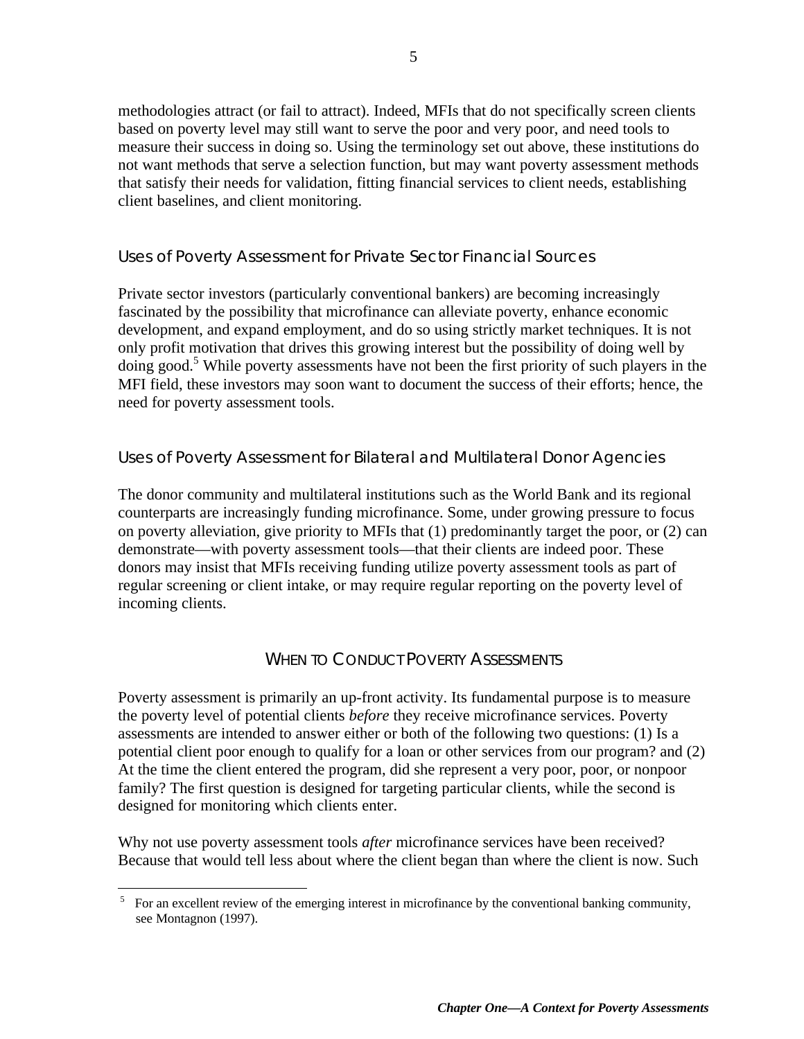methodologies attract (or fail to attract). Indeed, MFIs that do not specifically screen clients based on poverty level may still want to serve the poor and very poor, and need tools to measure their success in doing so. Using the terminology set out above, these institutions do not want methods that serve a selection function, but may want poverty assessment methods that satisfy their needs for validation, fitting financial services to client needs, establishing client baselines, and client monitoring.

### Uses of Poverty Assessment for Private Sector Financial Sources

Private sector investors (particularly conventional bankers) are becoming increasingly fascinated by the possibility that microfinance can alleviate poverty, enhance economic development, and expand employment, and do so using strictly market techniques. It is not only profit motivation that drives this growing interest but the possibility of doing well by doing good.[5] While poverty assessments have not been the first priority of such players in the MFI field, these investors may soon want to document the success of their efforts; hence, the need for poverty assessment tools.

### Uses of Poverty Assessment for Bilateral and Multilateral Donor Agencies

The donor community and multilateral institutions such as the World Bank and its regional counterparts are increasingly funding microfinance. Some, under growing pressure to focus on poverty alleviation, give priority to MFIs that (1) predominantly target the poor, or (2) can demonstrate—with poverty assessment tools—that their clients are indeed poor. These donors may insist that MFIs receiving funding utilize poverty assessment tools as part of regular screening or client intake, or may require regular reporting on the poverty level of incoming clients.

## When to Conduct Poverty Assessments

Poverty assessment is primarily an up-front activity. Its fundamental purpose is to measure the poverty level of potential clients *before* they receive microfinance services. Poverty assessments are intended to answer either or both of the following two questions: (1) Is a potential client poor enough to qualify for a loan or other services from our program? and (2) At the time the client entered the program, did she represent a very poor, poor, or nonpoor family? The first question is designed for targeting particular clients, while the second is designed for monitoring which clients enter.

Why not use poverty assessment tools *after* microfinance services have been received? Because that would tell less about where the client began than where the client is now. Such

[5] For an excellent review of the emerging interest in microfinance by the conventional banking community, see Montagnon (1997).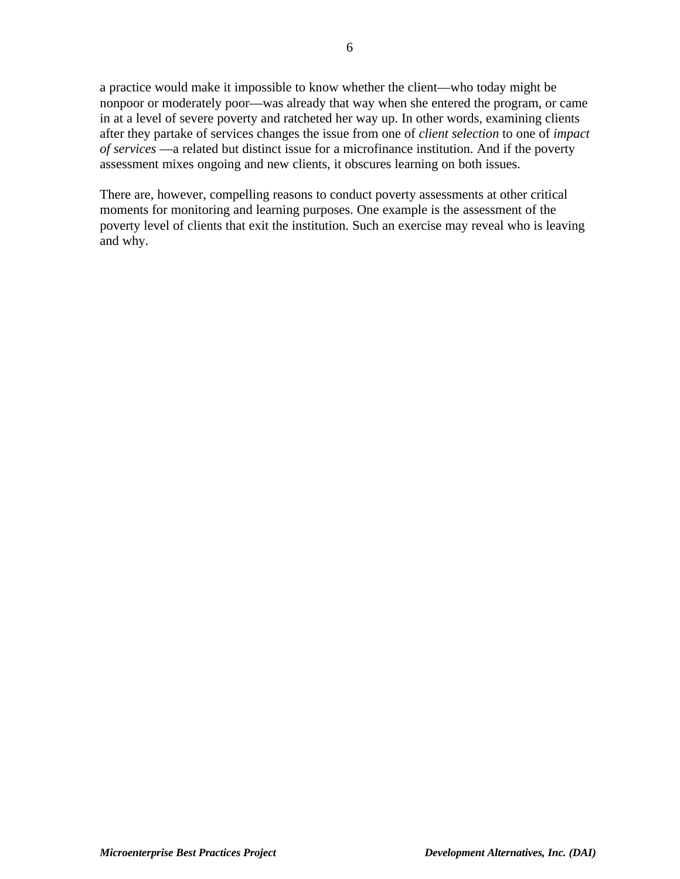a practice would make it impossible to know whether the client—who today might be nonpoor or moderately poor—was already that way when she entered the program, or came in at a level of severe poverty and ratcheted her way up. In other words, examining clients after they partake of services changes the issue from one of *client selection* to one of *impact of services* —a related but distinct issue for a microfinance institution. And if the poverty assessment mixes ongoing and new clients, it obscures learning on both issues.

There are, however, compelling reasons to conduct poverty assessments at other critical moments for monitoring and learning purposes. One example is the assessment of the poverty level of clients that exit the institution. Such an exercise may reveal who is leaving and why.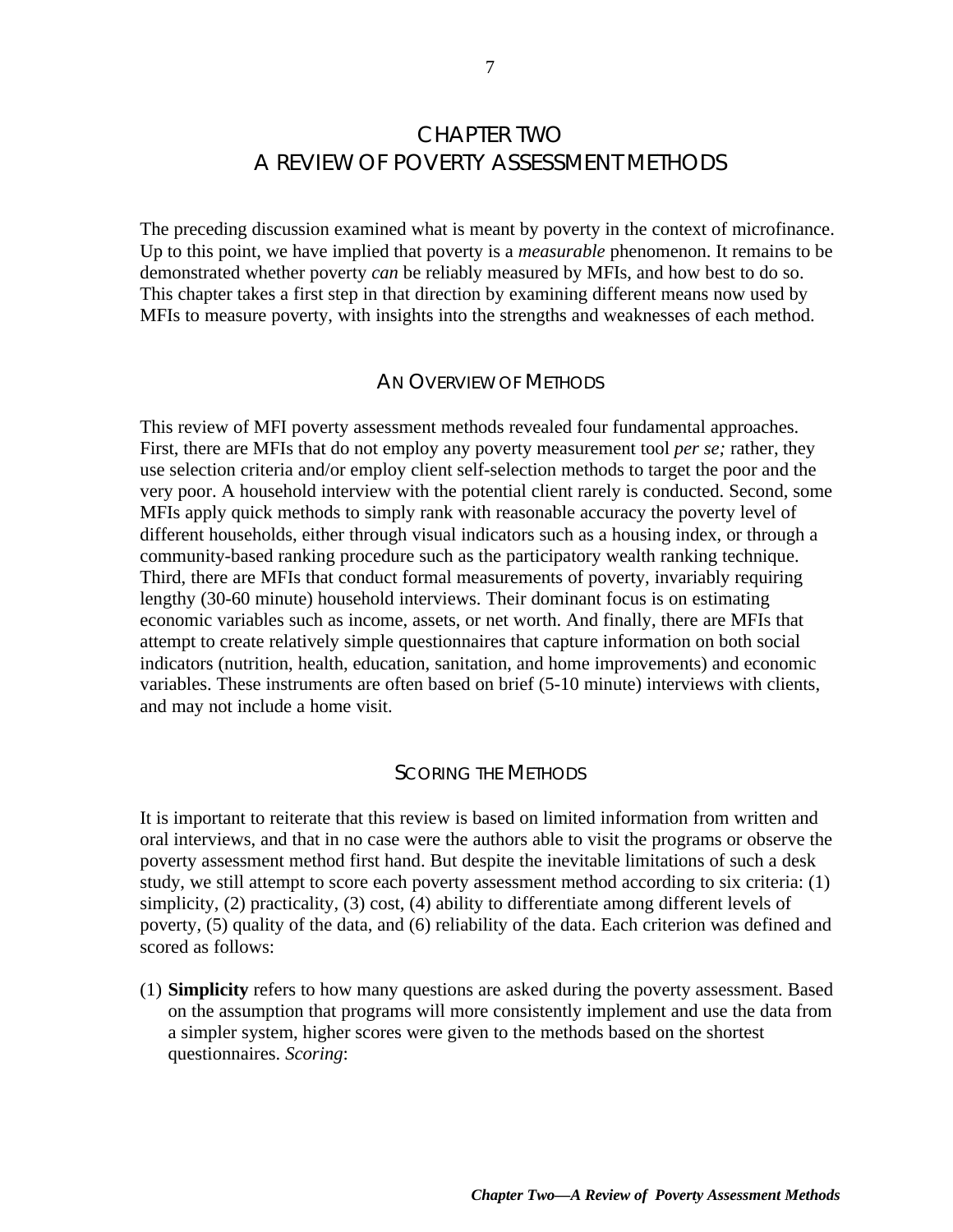# CHAPTER TWO
# A REVIEW OF POVERTY ASSESSMENT METHODS

The preceding discussion examined what is meant by poverty in the context of microfinance. Up to this point, we have implied that poverty is a *measurable* phenomenon. It remains to be demonstrated whether poverty *can* be reliably measured by MFIs, and how best to do so. This chapter takes a first step in that direction by examining different means now used by MFIs to measure poverty, with insights into the strengths and weaknesses of each method.

## AN OVERVIEW OF METHODS

This review of MFI poverty assessment methods revealed four fundamental approaches. First, there are MFIs that do not employ any poverty measurement tool *per se;* rather, they use selection criteria and/or employ client self-selection methods to target the poor and the very poor. A household interview with the potential client rarely is conducted. Second, some MFIs apply quick methods to simply rank with reasonable accuracy the poverty level of different households, either through visual indicators such as a housing index, or through a community-based ranking procedure such as the participatory wealth ranking technique. Third, there are MFIs that conduct formal measurements of poverty, invariably requiring lengthy (30-60 minute) household interviews. Their dominant focus is on estimating economic variables such as income, assets, or net worth. And finally, there are MFIs that attempt to create relatively simple questionnaires that capture information on both social indicators (nutrition, health, education, sanitation, and home improvements) and economic variables. These instruments are often based on brief (5-10 minute) interviews with clients, and may not include a home visit.

## SCORING THE METHODS

It is important to reiterate that this review is based on limited information from written and oral interviews, and that in no case were the authors able to visit the programs or observe the poverty assessment method first hand. But despite the inevitable limitations of such a desk study, we still attempt to score each poverty assessment method according to six criteria: (1) simplicity, (2) practicality, (3) cost, (4) ability to differentiate among different levels of poverty, (5) quality of the data, and (6) reliability of the data. Each criterion was defined and scored as follows:

(1) **Simplicity** refers to how many questions are asked during the poverty assessment. Based on the assumption that programs will more consistently implement and use the data from a simpler system, higher scores were given to the methods based on the shortest questionnaires. *Scoring*: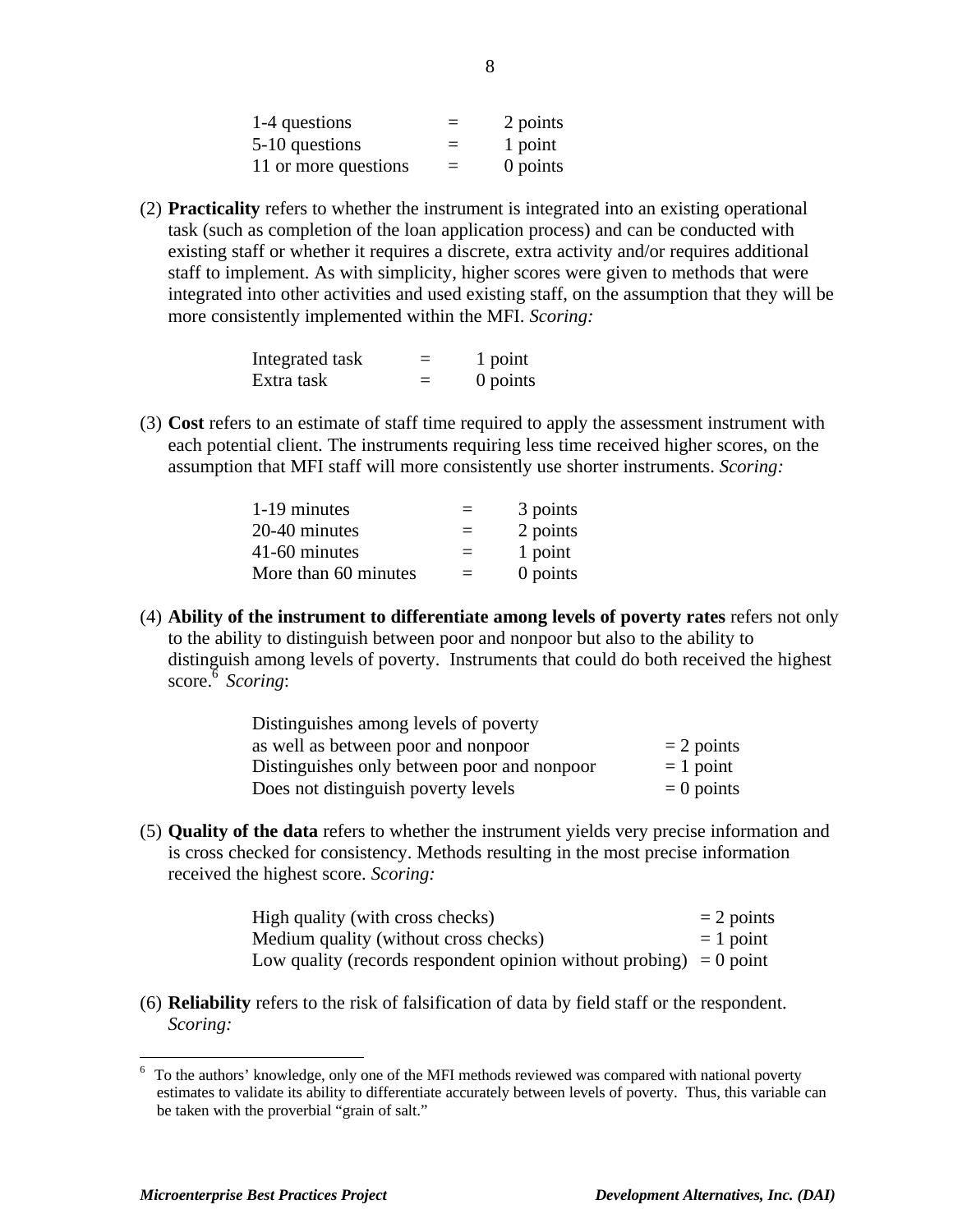| | | |
|---|---|---|
| 1-4 questions | = | 2 points |
| 5-10 questions | = | 1 point |
| 11 or more questions | = | 0 points |

(2) **Practicality** refers to whether the instrument is integrated into an existing operational task (such as completion of the loan application process) and can be conducted with existing staff or whether it requires a discrete, extra activity and/or requires additional staff to implement. As with simplicity, higher scores were given to methods that were integrated into other activities and used existing staff, on the assumption that they will be more consistently implemented within the MFI. *Scoring:*

| | | |
|---|---|---|
| Integrated task | = | 1 point |
| Extra task | = | 0 points |

(3) **Cost** refers to an estimate of staff time required to apply the assessment instrument with each potential client. The instruments requiring less time received higher scores, on the assumption that MFI staff will more consistently use shorter instruments. *Scoring:*

| | | |
|---|---|---|
| 1-19 minutes | = | 3 points |
| 20-40 minutes | = | 2 points |
| 41-60 minutes | = | 1 point |
| More than 60 minutes | = | 0 points |

(4) **Ability of the instrument to differentiate among levels of poverty rates** refers not only to the ability to distinguish between poor and nonpoor but also to the ability to distinguish among levels of poverty. Instruments that could do both received the highest score.[6] *Scoring*:

| | |
|---|---|
| Distinguishes among levels of poverty as well as between poor and nonpoor | = 2 points |
| Distinguishes only between poor and nonpoor | = 1 point |
| Does not distinguish poverty levels | = 0 points |

(5) **Quality of the data** refers to whether the instrument yields very precise information and is cross checked for consistency. Methods resulting in the most precise information received the highest score. *Scoring:*

| | |
|---|---|
| High quality (with cross checks) | = 2 points |
| Medium quality (without cross checks) | = 1 point |
| Low quality (records respondent opinion without probing) | = 0 point |

(6) **Reliability** refers to the risk of falsification of data by field staff or the respondent. *Scoring:*

[6] To the authors' knowledge, only one of the MFI methods reviewed was compared with national poverty estimates to validate its ability to differentiate accurately between levels of poverty. Thus, this variable can be taken with the proverbial "grain of salt."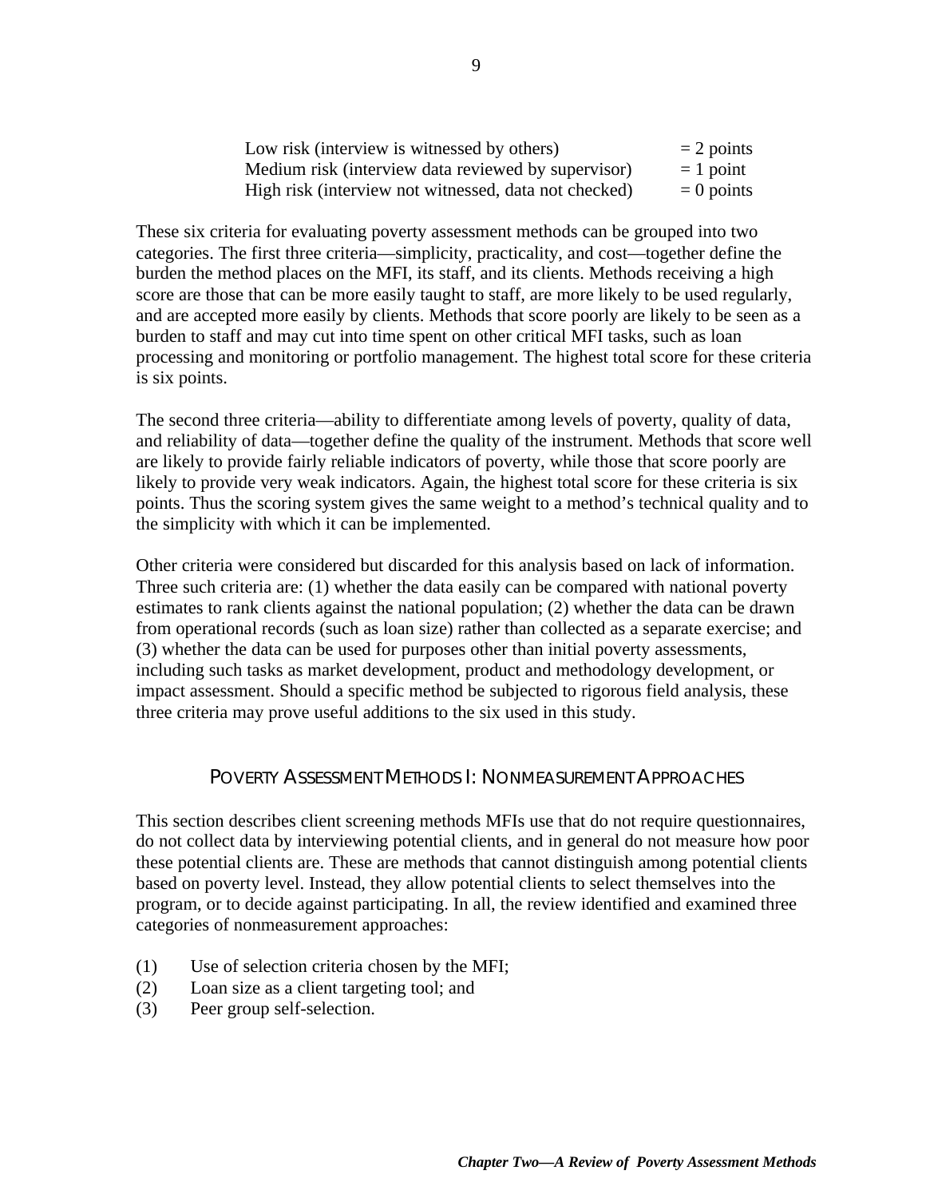| | |
|---|---|
| Low risk (interview is witnessed by others) | = 2 points |
| Medium risk (interview data reviewed by supervisor) | = 1 point |
| High risk (interview not witnessed, data not checked) | = 0 points |

These six criteria for evaluating poverty assessment methods can be grouped into two categories. The first three criteria—simplicity, practicality, and cost—together define the burden the method places on the MFI, its staff, and its clients. Methods receiving a high score are those that can be more easily taught to staff, are more likely to be used regularly, and are accepted more easily by clients. Methods that score poorly are likely to be seen as a burden to staff and may cut into time spent on other critical MFI tasks, such as loan processing and monitoring or portfolio management. The highest total score for these criteria is six points.

The second three criteria—ability to differentiate among levels of poverty, quality of data, and reliability of data—together define the quality of the instrument. Methods that score well are likely to provide fairly reliable indicators of poverty, while those that score poorly are likely to provide very weak indicators. Again, the highest total score for these criteria is six points. Thus the scoring system gives the same weight to a method's technical quality and to the simplicity with which it can be implemented.

Other criteria were considered but discarded for this analysis based on lack of information. Three such criteria are: (1) whether the data easily can be compared with national poverty estimates to rank clients against the national population; (2) whether the data can be drawn from operational records (such as loan size) rather than collected as a separate exercise; and (3) whether the data can be used for purposes other than initial poverty assessments, including such tasks as market development, product and methodology development, or impact assessment. Should a specific method be subjected to rigorous field analysis, these three criteria may prove useful additions to the six used in this study.

## POVERTY ASSESSMENT METHODS I: NONMEASUREMENT APPROACHES

This section describes client screening methods MFIs use that do not require questionnaires, do not collect data by interviewing potential clients, and in general do not measure how poor these potential clients are. These are methods that cannot distinguish among potential clients based on poverty level. Instead, they allow potential clients to select themselves into the program, or to decide against participating. In all, the review identified and examined three categories of nonmeasurement approaches:

(1) Use of selection criteria chosen by the MFI;
(2) Loan size as a client targeting tool; and
(3) Peer group self-selection.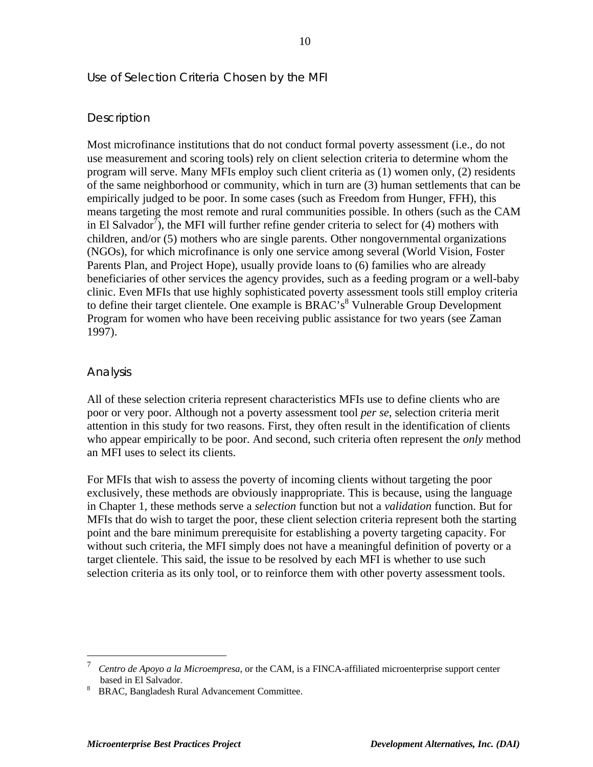## Use of Selection Criteria Chosen by the MFI

### Description

Most microfinance institutions that do not conduct formal poverty assessment (i.e., do not use measurement and scoring tools) rely on client selection criteria to determine whom the program will serve. Many MFIs employ such client criteria as (1) women only, (2) residents of the same neighborhood or community, which in turn are (3) human settlements that can be empirically judged to be poor. In some cases (such as Freedom from Hunger, FFH), this means targeting the most remote and rural communities possible. In others (such as the CAM in El Salvador[7]), the MFI will further refine gender criteria to select for (4) mothers with children, and/or (5) mothers who are single parents. Other nongovernmental organizations (NGOs), for which microfinance is only one service among several (World Vision, Foster Parents Plan, and Project Hope), usually provide loans to (6) families who are already beneficiaries of other services the agency provides, such as a feeding program or a well-baby clinic. Even MFIs that use highly sophisticated poverty assessment tools still employ criteria to define their target clientele. One example is BRAC's[8] Vulnerable Group Development Program for women who have been receiving public assistance for two years (see Zaman 1997).

### Analysis

All of these selection criteria represent characteristics MFIs use to define clients who are poor or very poor. Although not a poverty assessment tool *per se*, selection criteria merit attention in this study for two reasons. First, they often result in the identification of clients who appear empirically to be poor. And second, such criteria often represent the *only* method an MFI uses to select its clients.

For MFIs that wish to assess the poverty of incoming clients without targeting the poor exclusively, these methods are obviously inappropriate. This is because, using the language in Chapter 1, these methods serve a *selection* function but not a *validation* function. But for MFIs that do wish to target the poor, these client selection criteria represent both the starting point and the bare minimum prerequisite for establishing a poverty targeting capacity. For without such criteria, the MFI simply does not have a meaningful definition of poverty or a target clientele. This said, the issue to be resolved by each MFI is whether to use such selection criteria as its only tool, or to reinforce them with other poverty assessment tools.

---

[7] *Centro de Apoyo a la Microempresa*, or the CAM, is a FINCA-affiliated microenterprise support center based in El Salvador.

[8] BRAC, Bangladesh Rural Advancement Committee.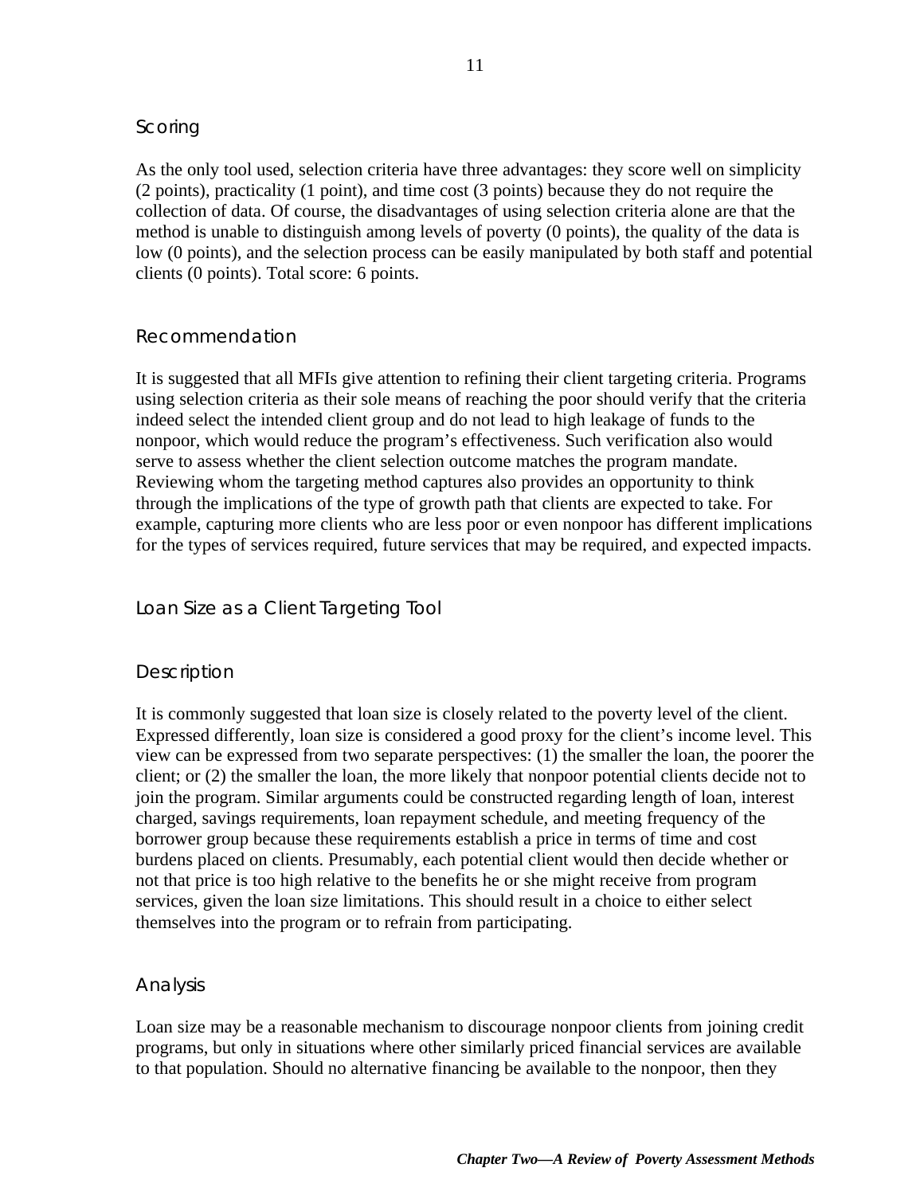### Scoring

As the only tool used, selection criteria have three advantages: they score well on simplicity (2 points), practicality (1 point), and time cost (3 points) because they do not require the collection of data. Of course, the disadvantages of using selection criteria alone are that the method is unable to distinguish among levels of poverty (0 points), the quality of the data is low (0 points), and the selection process can be easily manipulated by both staff and potential clients (0 points). Total score: 6 points.

### Recommendation

It is suggested that all MFIs give attention to refining their client targeting criteria. Programs using selection criteria as their sole means of reaching the poor should verify that the criteria indeed select the intended client group and do not lead to high leakage of funds to the nonpoor, which would reduce the program's effectiveness. Such verification also would serve to assess whether the client selection outcome matches the program mandate. Reviewing whom the targeting method captures also provides an opportunity to think through the implications of the type of growth path that clients are expected to take. For example, capturing more clients who are less poor or even nonpoor has different implications for the types of services required, future services that may be required, and expected impacts.

## Loan Size as a Client Targeting Tool

### Description

It is commonly suggested that loan size is closely related to the poverty level of the client. Expressed differently, loan size is considered a good proxy for the client's income level. This view can be expressed from two separate perspectives: (1) the smaller the loan, the poorer the client; or (2) the smaller the loan, the more likely that nonpoor potential clients decide not to join the program. Similar arguments could be constructed regarding length of loan, interest charged, savings requirements, loan repayment schedule, and meeting frequency of the borrower group because these requirements establish a price in terms of time and cost burdens placed on clients. Presumably, each potential client would then decide whether or not that price is too high relative to the benefits he or she might receive from program services, given the loan size limitations. This should result in a choice to either select themselves into the program or to refrain from participating.

### Analysis

Loan size may be a reasonable mechanism to discourage nonpoor clients from joining credit programs, but only in situations where other similarly priced financial services are available to that population. Should no alternative financing be available to the nonpoor, then they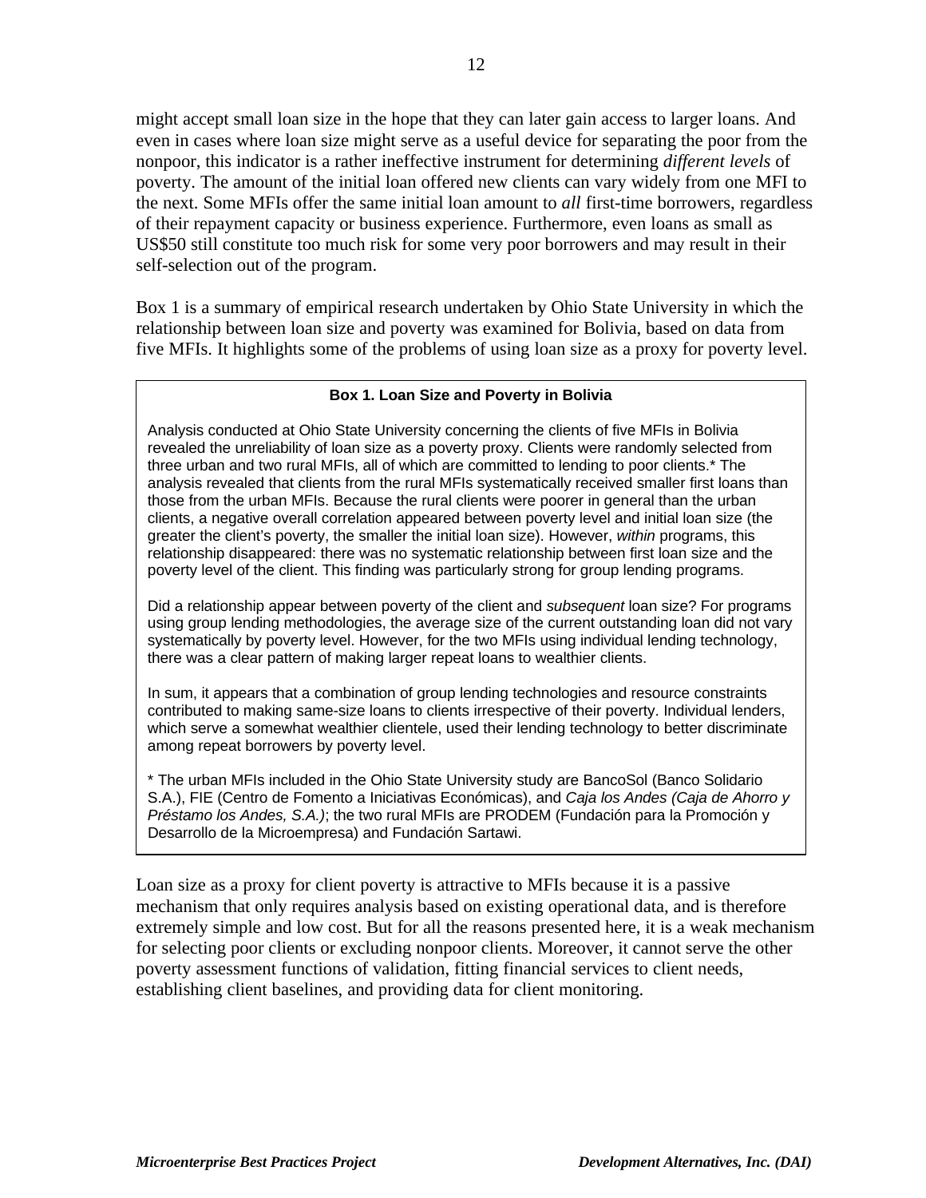might accept small loan size in the hope that they can later gain access to larger loans. And even in cases where loan size might serve as a useful device for separating the poor from the nonpoor, this indicator is a rather ineffective instrument for determining *different levels* of poverty. The amount of the initial loan offered new clients can vary widely from one MFI to the next. Some MFIs offer the same initial loan amount to *all* first-time borrowers, regardless of their repayment capacity or business experience. Furthermore, even loans as small as US$50 still constitute too much risk for some very poor borrowers and may result in their self-selection out of the program.

Box 1 is a summary of empirical research undertaken by Ohio State University in which the relationship between loan size and poverty was examined for Bolivia, based on data from five MFIs. It highlights some of the problems of using loan size as a proxy for poverty level.

> **Box 1. Loan Size and Poverty in Bolivia**
>
> Analysis conducted at Ohio State University concerning the clients of five MFIs in Bolivia revealed the unreliability of loan size as a poverty proxy. Clients were randomly selected from three urban and two rural MFIs, all of which are committed to lending to poor clients.* The analysis revealed that clients from the rural MFIs systematically received smaller first loans than those from the urban MFIs. Because the rural clients were poorer in general than the urban clients, a negative overall correlation appeared between poverty level and initial loan size (the greater the client's poverty, the smaller the initial loan size). However, *within* programs, this relationship disappeared: there was no systematic relationship between first loan size and the poverty level of the client. This finding was particularly strong for group lending programs.
>
> Did a relationship appear between poverty of the client and *subsequent* loan size? For programs using group lending methodologies, the average size of the current outstanding loan did not vary systematically by poverty level. However, for the two MFIs using individual lending technology, there was a clear pattern of making larger repeat loans to wealthier clients.
>
> In sum, it appears that a combination of group lending technologies and resource constraints contributed to making same-size loans to clients irrespective of their poverty. Individual lenders, which serve a somewhat wealthier clientele, used their lending technology to better discriminate among repeat borrowers by poverty level.
>
> \* The urban MFIs included in the Ohio State University study are BancoSol (Banco Solidario S.A.), FIE (Centro de Fomento a Iniciativas Económicas), and *Caja los Andes (Caja de Ahorro y Préstamo los Andes, S.A.)*; the two rural MFIs are PRODEM (Fundación para la Promoción y Desarrollo de la Microempresa) and Fundación Sartawi.

Loan size as a proxy for client poverty is attractive to MFIs because it is a passive mechanism that only requires analysis based on existing operational data, and is therefore extremely simple and low cost. But for all the reasons presented here, it is a weak mechanism for selecting poor clients or excluding nonpoor clients. Moreover, it cannot serve the other poverty assessment functions of validation, fitting financial services to client needs, establishing client baselines, and providing data for client monitoring.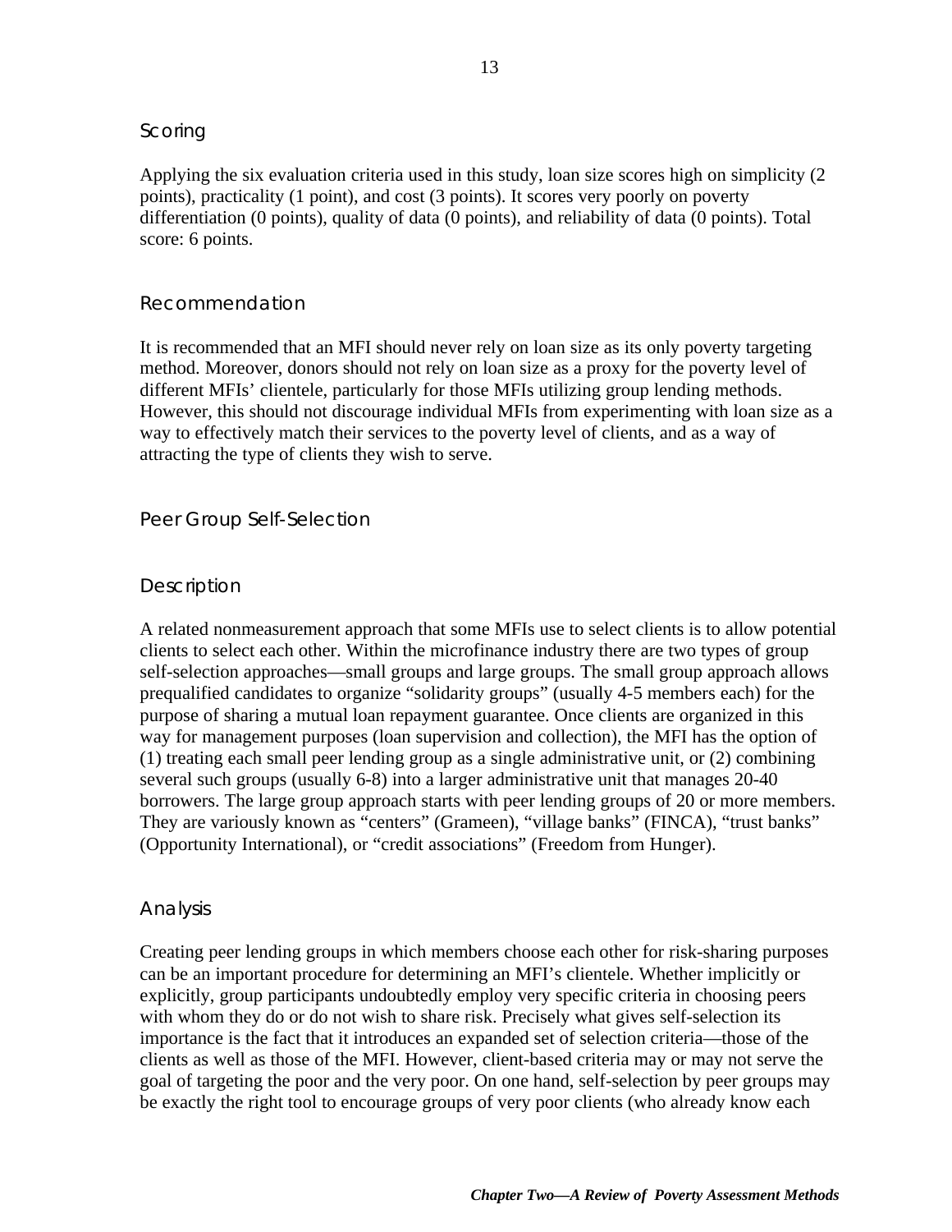### Scoring

Applying the six evaluation criteria used in this study, loan size scores high on simplicity (2 points), practicality (1 point), and cost (3 points). It scores very poorly on poverty differentiation (0 points), quality of data (0 points), and reliability of data (0 points). Total score: 6 points.

### Recommendation

It is recommended that an MFI should never rely on loan size as its only poverty targeting method. Moreover, donors should not rely on loan size as a proxy for the poverty level of different MFIs' clientele, particularly for those MFIs utilizing group lending methods. However, this should not discourage individual MFIs from experimenting with loan size as a way to effectively match their services to the poverty level of clients, and as a way of attracting the type of clients they wish to serve.

## Peer Group Self-Selection

### Description

A related nonmeasurement approach that some MFIs use to select clients is to allow potential clients to select each other. Within the microfinance industry there are two types of group self-selection approaches—small groups and large groups. The small group approach allows prequalified candidates to organize "solidarity groups" (usually 4-5 members each) for the purpose of sharing a mutual loan repayment guarantee. Once clients are organized in this way for management purposes (loan supervision and collection), the MFI has the option of (1) treating each small peer lending group as a single administrative unit, or (2) combining several such groups (usually 6-8) into a larger administrative unit that manages 20-40 borrowers. The large group approach starts with peer lending groups of 20 or more members. They are variously known as "centers" (Grameen), "village banks" (FINCA), "trust banks" (Opportunity International), or "credit associations" (Freedom from Hunger).

### Analysis

Creating peer lending groups in which members choose each other for risk-sharing purposes can be an important procedure for determining an MFI's clientele. Whether implicitly or explicitly, group participants undoubtedly employ very specific criteria in choosing peers with whom they do or do not wish to share risk. Precisely what gives self-selection its importance is the fact that it introduces an expanded set of selection criteria—those of the clients as well as those of the MFI. However, client-based criteria may or may not serve the goal of targeting the poor and the very poor. On one hand, self-selection by peer groups may be exactly the right tool to encourage groups of very poor clients (who already know each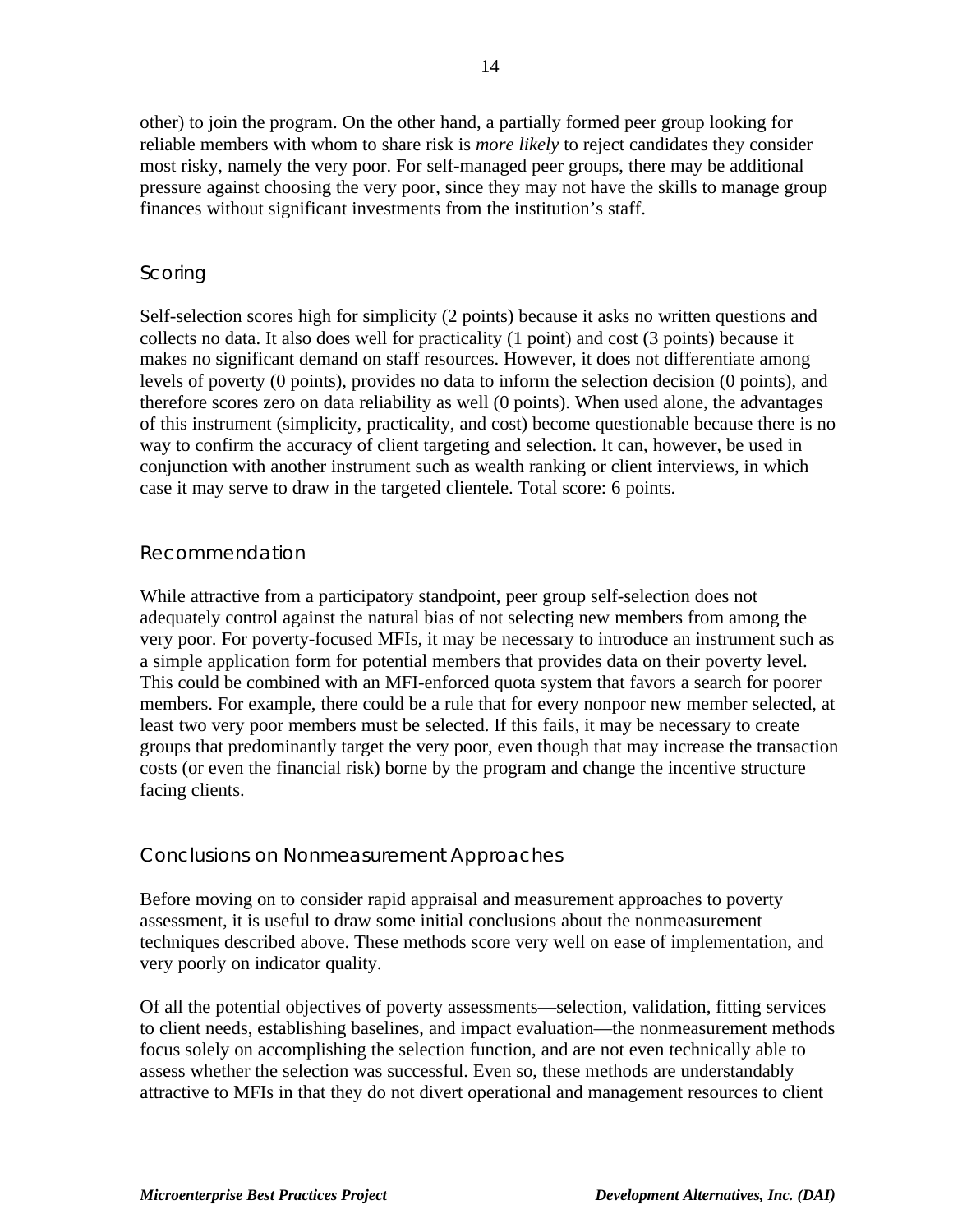other) to join the program. On the other hand, a partially formed peer group looking for reliable members with whom to share risk is *more likely* to reject candidates they consider most risky, namely the very poor. For self-managed peer groups, there may be additional pressure against choosing the very poor, since they may not have the skills to manage group finances without significant investments from the institution's staff.

### Scoring

Self-selection scores high for simplicity (2 points) because it asks no written questions and collects no data. It also does well for practicality (1 point) and cost (3 points) because it makes no significant demand on staff resources. However, it does not differentiate among levels of poverty (0 points), provides no data to inform the selection decision (0 points), and therefore scores zero on data reliability as well (0 points). When used alone, the advantages of this instrument (simplicity, practicality, and cost) become questionable because there is no way to confirm the accuracy of client targeting and selection. It can, however, be used in conjunction with another instrument such as wealth ranking or client interviews, in which case it may serve to draw in the targeted clientele. Total score: 6 points.

### Recommendation

While attractive from a participatory standpoint, peer group self-selection does not adequately control against the natural bias of not selecting new members from among the very poor. For poverty-focused MFIs, it may be necessary to introduce an instrument such as a simple application form for potential members that provides data on their poverty level. This could be combined with an MFI-enforced quota system that favors a search for poorer members. For example, there could be a rule that for every nonpoor new member selected, at least two very poor members must be selected. If this fails, it may be necessary to create groups that predominantly target the very poor, even though that may increase the transaction costs (or even the financial risk) borne by the program and change the incentive structure facing clients.

### Conclusions on Nonmeasurement Approaches

Before moving on to consider rapid appraisal and measurement approaches to poverty assessment, it is useful to draw some initial conclusions about the nonmeasurement techniques described above. These methods score very well on ease of implementation, and very poorly on indicator quality.

Of all the potential objectives of poverty assessments—selection, validation, fitting services to client needs, establishing baselines, and impact evaluation—the nonmeasurement methods focus solely on accomplishing the selection function, and are not even technically able to assess whether the selection was successful. Even so, these methods are understandably attractive to MFIs in that they do not divert operational and management resources to client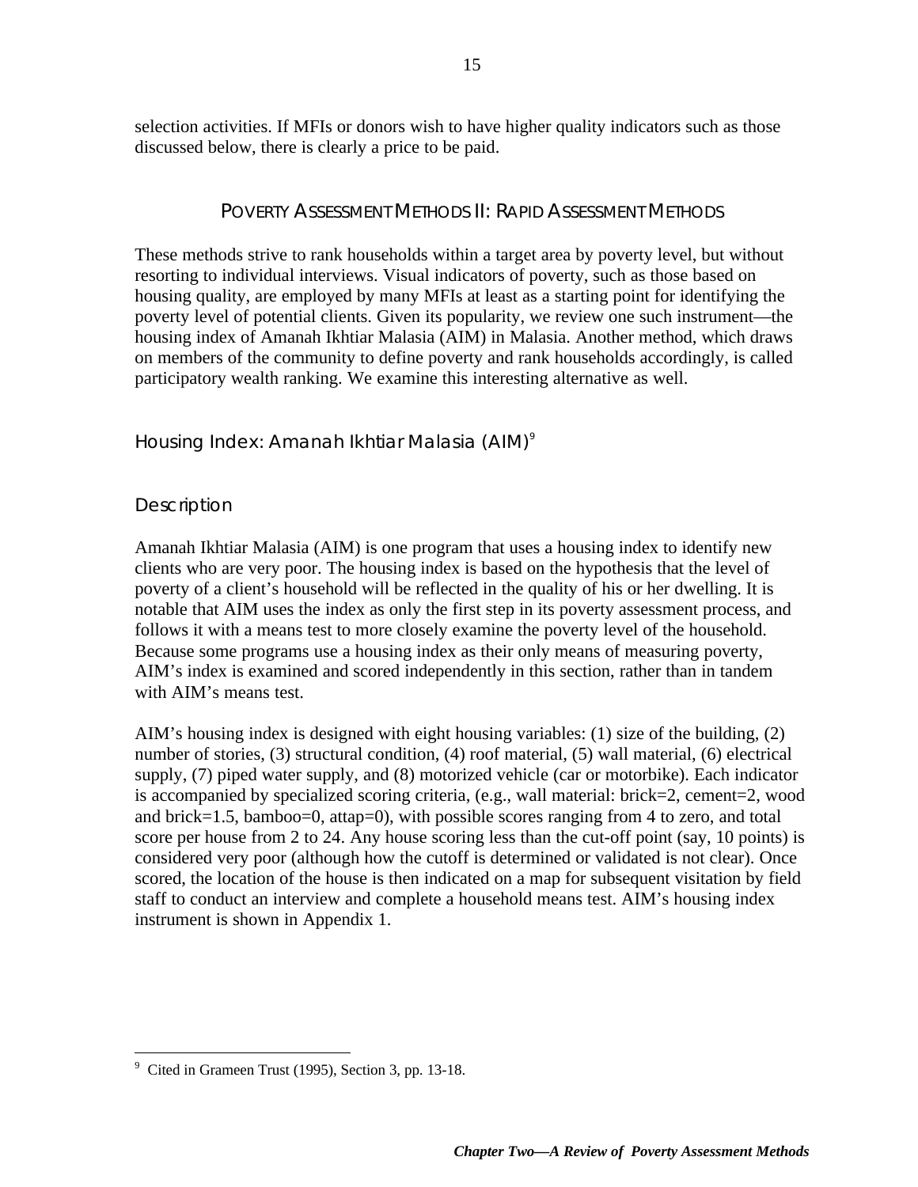selection activities. If MFIs or donors wish to have higher quality indicators such as those discussed below, there is clearly a price to be paid.

## POVERTY ASSESSMENT METHODS II: RAPID ASSESSMENT METHODS

These methods strive to rank households within a target area by poverty level, but without resorting to individual interviews. Visual indicators of poverty, such as those based on housing quality, are employed by many MFIs at least as a starting point for identifying the poverty level of potential clients. Given its popularity, we review one such instrument—the housing index of Amanah Ikhtiar Malasia (AIM) in Malasia. Another method, which draws on members of the community to define poverty and rank households accordingly, is called participatory wealth ranking. We examine this interesting alternative as well.

### Housing Index: Amanah Ikhtiar Malasia (AIM)[9]

#### Description

Amanah Ikhtiar Malasia (AIM) is one program that uses a housing index to identify new clients who are very poor. The housing index is based on the hypothesis that the level of poverty of a client's household will be reflected in the quality of his or her dwelling. It is notable that AIM uses the index as only the first step in its poverty assessment process, and follows it with a means test to more closely examine the poverty level of the household. Because some programs use a housing index as their only means of measuring poverty, AIM's index is examined and scored independently in this section, rather than in tandem with AIM's means test.

AIM's housing index is designed with eight housing variables: (1) size of the building, (2) number of stories, (3) structural condition, (4) roof material, (5) wall material, (6) electrical supply, (7) piped water supply, and (8) motorized vehicle (car or motorbike). Each indicator is accompanied by specialized scoring criteria, (e.g., wall material: brick=2, cement=2, wood and brick=1.5, bamboo=0, attap=0), with possible scores ranging from 4 to zero, and total score per house from 2 to 24. Any house scoring less than the cut-off point (say, 10 points) is considered very poor (although how the cutoff is determined or validated is not clear). Once scored, the location of the house is then indicated on a map for subsequent visitation by field staff to conduct an interview and complete a household means test. AIM's housing index instrument is shown in Appendix 1.

---

[9] Cited in Grameen Trust (1995), Section 3, pp. 13-18.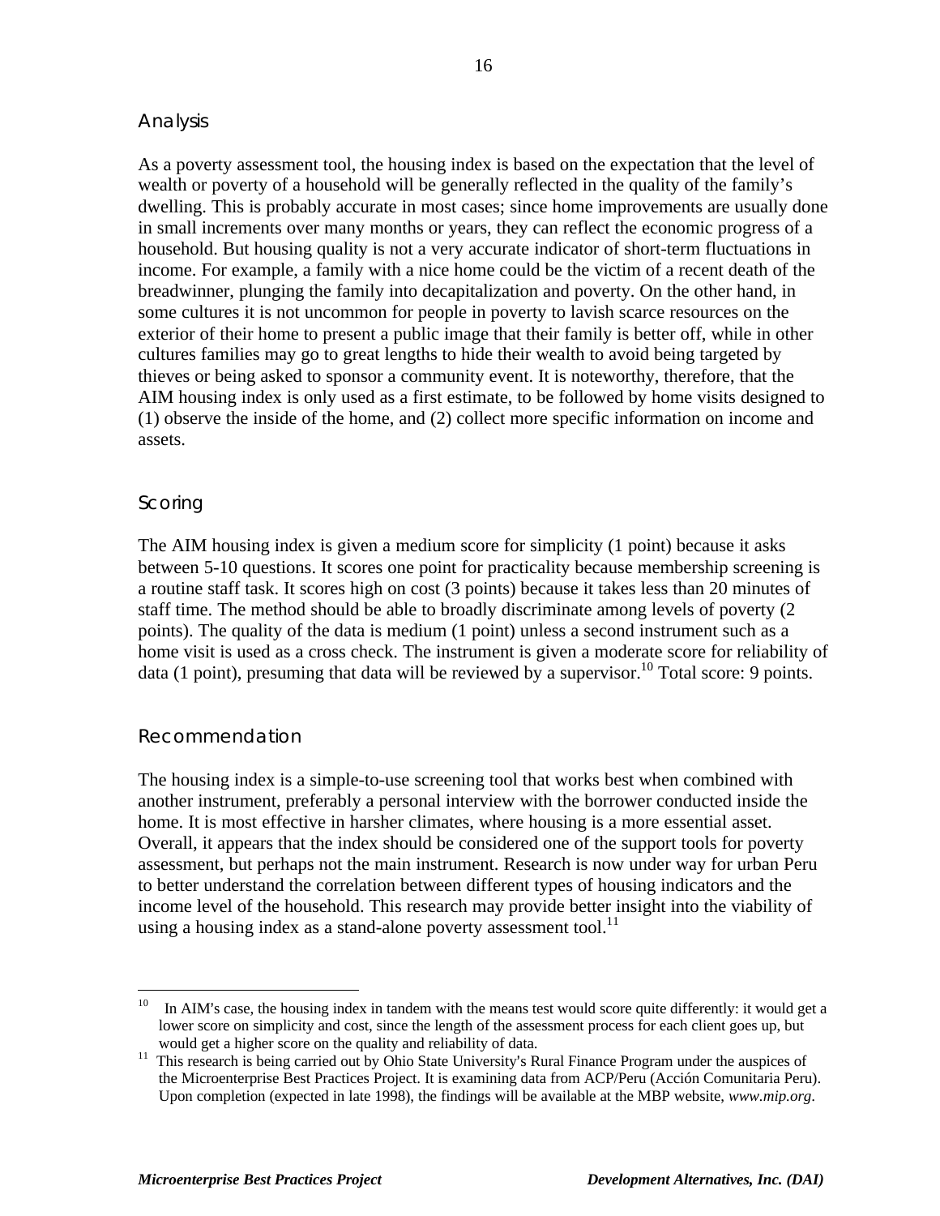### Analysis

As a poverty assessment tool, the housing index is based on the expectation that the level of wealth or poverty of a household will be generally reflected in the quality of the family's dwelling. This is probably accurate in most cases; since home improvements are usually done in small increments over many months or years, they can reflect the economic progress of a household. But housing quality is not a very accurate indicator of short-term fluctuations in income. For example, a family with a nice home could be the victim of a recent death of the breadwinner, plunging the family into decapitalization and poverty. On the other hand, in some cultures it is not uncommon for people in poverty to lavish scarce resources on the exterior of their home to present a public image that their family is better off, while in other cultures families may go to great lengths to hide their wealth to avoid being targeted by thieves or being asked to sponsor a community event. It is noteworthy, therefore, that the AIM housing index is only used as a first estimate, to be followed by home visits designed to (1) observe the inside of the home, and (2) collect more specific information on income and assets.

### Scoring

The AIM housing index is given a medium score for simplicity (1 point) because it asks between 5-10 questions. It scores one point for practicality because membership screening is a routine staff task. It scores high on cost (3 points) because it takes less than 20 minutes of staff time. The method should be able to broadly discriminate among levels of poverty (2 points). The quality of the data is medium (1 point) unless a second instrument such as a home visit is used as a cross check. The instrument is given a moderate score for reliability of data (1 point), presuming that data will be reviewed by a supervisor.[10] Total score: 9 points.

### Recommendation

The housing index is a simple-to-use screening tool that works best when combined with another instrument, preferably a personal interview with the borrower conducted inside the home. It is most effective in harsher climates, where housing is a more essential asset. Overall, it appears that the index should be considered one of the support tools for poverty assessment, but perhaps not the main instrument. Research is now under way for urban Peru to better understand the correlation between different types of housing indicators and the income level of the household. This research may provide better insight into the viability of using a housing index as a stand-alone poverty assessment tool.[11]

---

[10] In AIM's case, the housing index in tandem with the means test would score quite differently: it would get a lower score on simplicity and cost, since the length of the assessment process for each client goes up, but would get a higher score on the quality and reliability of data.

[11] This research is being carried out by Ohio State University's Rural Finance Program under the auspices of the Microenterprise Best Practices Project. It is examining data from ACP/Peru (Acción Comunitaria Peru). Upon completion (expected in late 1998), the findings will be available at the MBP website, *www.mip.org*.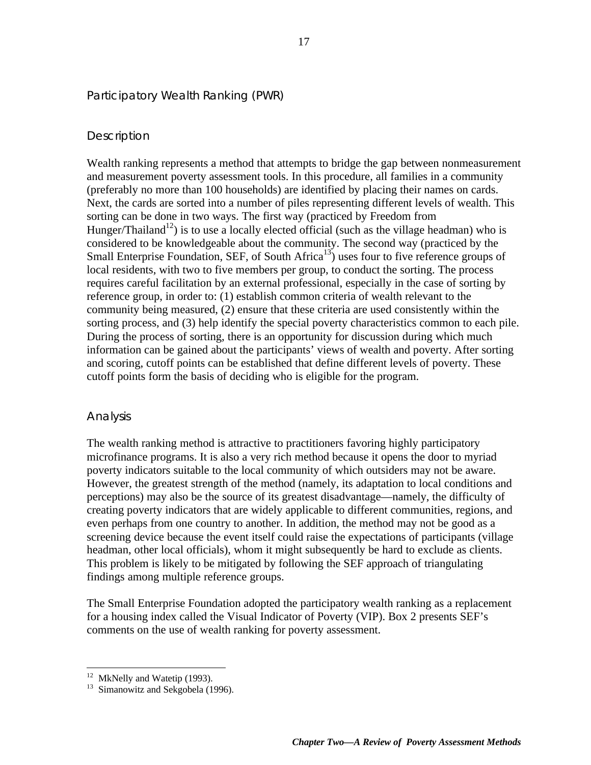## Participatory Wealth Ranking (PWR)

### Description

Wealth ranking represents a method that attempts to bridge the gap between nonmeasurement and measurement poverty assessment tools. In this procedure, all families in a community (preferably no more than 100 households) are identified by placing their names on cards. Next, the cards are sorted into a number of piles representing different levels of wealth. This sorting can be done in two ways. The first way (practiced by Freedom from Hunger/Thailand[12]) is to use a locally elected official (such as the village headman) who is considered to be knowledgeable about the community. The second way (practiced by the Small Enterprise Foundation, SEF, of South Africa[13]) uses four to five reference groups of local residents, with two to five members per group, to conduct the sorting. The process requires careful facilitation by an external professional, especially in the case of sorting by reference group, in order to: (1) establish common criteria of wealth relevant to the community being measured, (2) ensure that these criteria are used consistently within the sorting process, and (3) help identify the special poverty characteristics common to each pile. During the process of sorting, there is an opportunity for discussion during which much information can be gained about the participants' views of wealth and poverty. After sorting and scoring, cutoff points can be established that define different levels of poverty. These cutoff points form the basis of deciding who is eligible for the program.

### Analysis

The wealth ranking method is attractive to practitioners favoring highly participatory microfinance programs. It is also a very rich method because it opens the door to myriad poverty indicators suitable to the local community of which outsiders may not be aware. However, the greatest strength of the method (namely, its adaptation to local conditions and perceptions) may also be the source of its greatest disadvantage—namely, the difficulty of creating poverty indicators that are widely applicable to different communities, regions, and even perhaps from one country to another. In addition, the method may not be good as a screening device because the event itself could raise the expectations of participants (village headman, other local officials), whom it might subsequently be hard to exclude as clients. This problem is likely to be mitigated by following the SEF approach of triangulating findings among multiple reference groups.

The Small Enterprise Foundation adopted the participatory wealth ranking as a replacement for a housing index called the Visual Indicator of Poverty (VIP). Box 2 presents SEF's comments on the use of wealth ranking for poverty assessment.

---

[12] MkNelly and Watetip (1993).

[13] Simanowitz and Sekgobela (1996).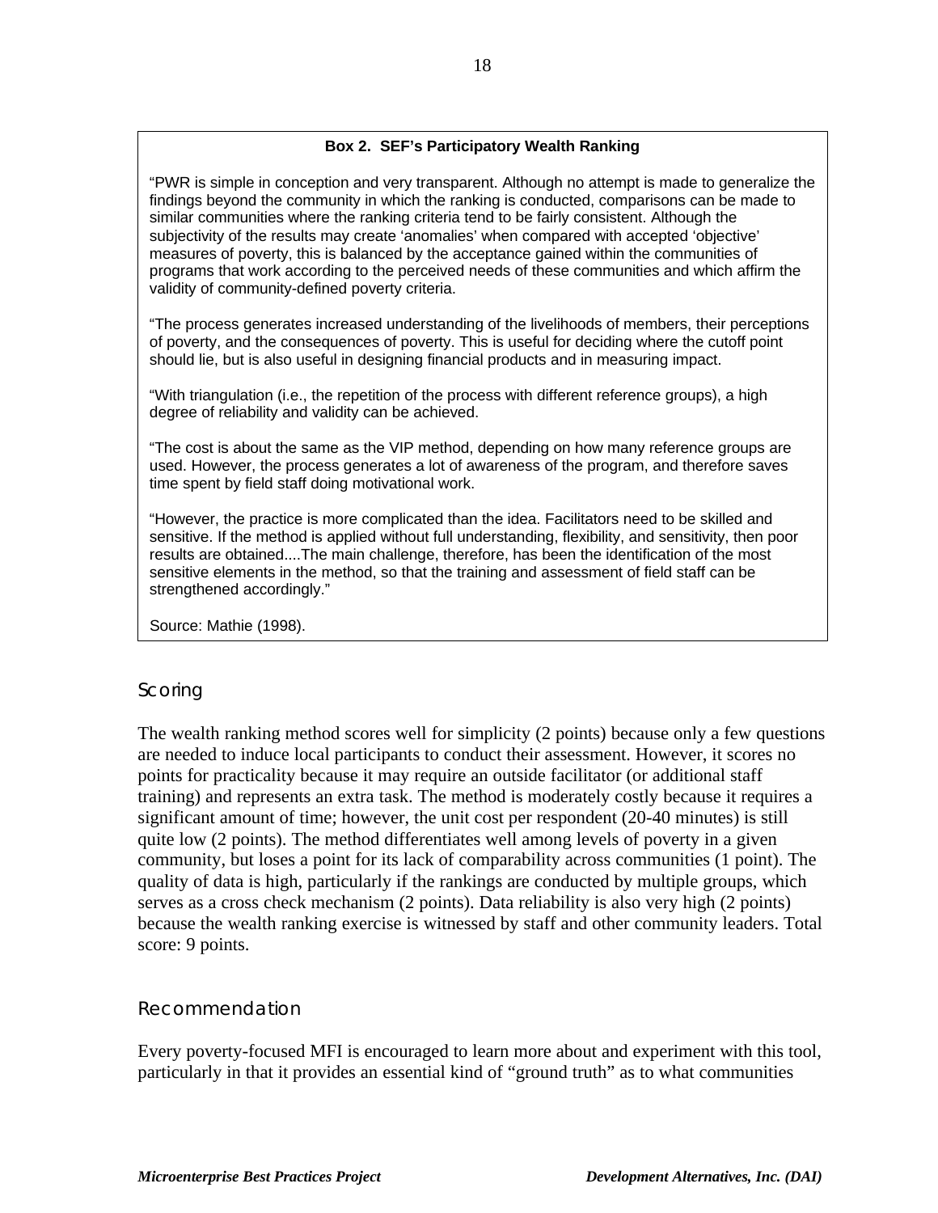**Box 2. SEF's Participatory Wealth Ranking**

"PWR is simple in conception and very transparent. Although no attempt is made to generalize the findings beyond the community in which the ranking is conducted, comparisons can be made to similar communities where the ranking criteria tend to be fairly consistent. Although the subjectivity of the results may create 'anomalies' when compared with accepted 'objective' measures of poverty, this is balanced by the acceptance gained within the communities of programs that work according to the perceived needs of these communities and which affirm the validity of community-defined poverty criteria.

"The process generates increased understanding of the livelihoods of members, their perceptions of poverty, and the consequences of poverty. This is useful for deciding where the cutoff point should lie, but is also useful in designing financial products and in measuring impact.

"With triangulation (i.e., the repetition of the process with different reference groups), a high degree of reliability and validity can be achieved.

"The cost is about the same as the VIP method, depending on how many reference groups are used. However, the process generates a lot of awareness of the program, and therefore saves time spent by field staff doing motivational work.

"However, the practice is more complicated than the idea. Facilitators need to be skilled and sensitive. If the method is applied without full understanding, flexibility, and sensitivity, then poor results are obtained....The main challenge, therefore, has been the identification of the most sensitive elements in the method, so that the training and assessment of field staff can be strengthened accordingly."

Source: Mathie (1998).

### Scoring

The wealth ranking method scores well for simplicity (2 points) because only a few questions are needed to induce local participants to conduct their assessment. However, it scores no points for practicality because it may require an outside facilitator (or additional staff training) and represents an extra task. The method is moderately costly because it requires a significant amount of time; however, the unit cost per respondent (20-40 minutes) is still quite low (2 points). The method differentiates well among levels of poverty in a given community, but loses a point for its lack of comparability across communities (1 point). The quality of data is high, particularly if the rankings are conducted by multiple groups, which serves as a cross check mechanism (2 points). Data reliability is also very high (2 points) because the wealth ranking exercise is witnessed by staff and other community leaders. Total score: 9 points.

### Recommendation

Every poverty-focused MFI is encouraged to learn more about and experiment with this tool, particularly in that it provides an essential kind of "ground truth" as to what communities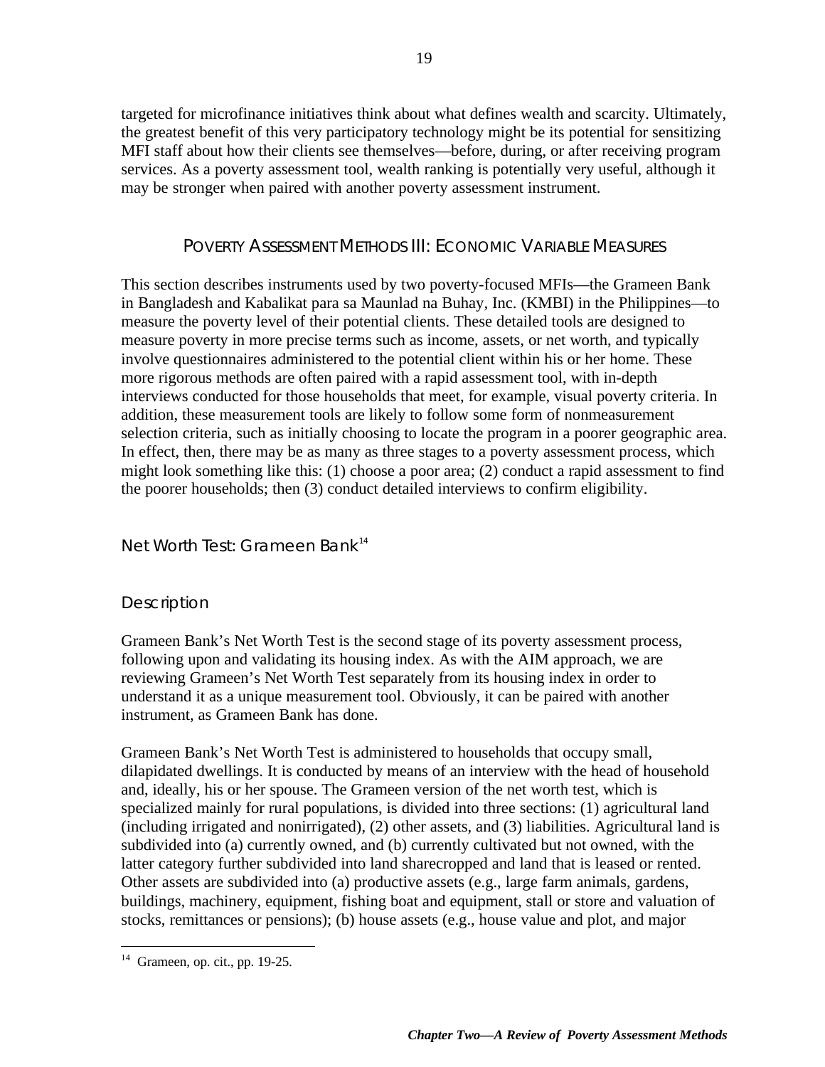targeted for microfinance initiatives think about what defines wealth and scarcity. Ultimately, the greatest benefit of this very participatory technology might be its potential for sensitizing MFI staff about how their clients see themselves—before, during, or after receiving program services. As a poverty assessment tool, wealth ranking is potentially very useful, although it may be stronger when paired with another poverty assessment instrument.

## POVERTY ASSESSMENT METHODS III: ECONOMIC VARIABLE MEASURES

This section describes instruments used by two poverty-focused MFIs—the Grameen Bank in Bangladesh and Kabalikat para sa Maunlad na Buhay, Inc. (KMBI) in the Philippines—to measure the poverty level of their potential clients. These detailed tools are designed to measure poverty in more precise terms such as income, assets, or net worth, and typically involve questionnaires administered to the potential client within his or her home. These more rigorous methods are often paired with a rapid assessment tool, with in-depth interviews conducted for those households that meet, for example, visual poverty criteria. In addition, these measurement tools are likely to follow some form of nonmeasurement selection criteria, such as initially choosing to locate the program in a poorer geographic area. In effect, then, there may be as many as three stages to a poverty assessment process, which might look something like this: (1) choose a poor area; (2) conduct a rapid assessment to find the poorer households; then (3) conduct detailed interviews to confirm eligibility.

### Net Worth Test: Grameen Bank[14]

#### Description

Grameen Bank's Net Worth Test is the second stage of its poverty assessment process, following upon and validating its housing index. As with the AIM approach, we are reviewing Grameen's Net Worth Test separately from its housing index in order to understand it as a unique measurement tool. Obviously, it can be paired with another instrument, as Grameen Bank has done.

Grameen Bank's Net Worth Test is administered to households that occupy small, dilapidated dwellings. It is conducted by means of an interview with the head of household and, ideally, his or her spouse. The Grameen version of the net worth test, which is specialized mainly for rural populations, is divided into three sections: (1) agricultural land (including irrigated and nonirrigated), (2) other assets, and (3) liabilities. Agricultural land is subdivided into (a) currently owned, and (b) currently cultivated but not owned, with the latter category further subdivided into land sharecropped and land that is leased or rented. Other assets are subdivided into (a) productive assets (e.g., large farm animals, gardens, buildings, machinery, equipment, fishing boat and equipment, stall or store and valuation of stocks, remittances or pensions); (b) house assets (e.g., house value and plot, and major

[14] Grameen, op. cit., pp. 19-25.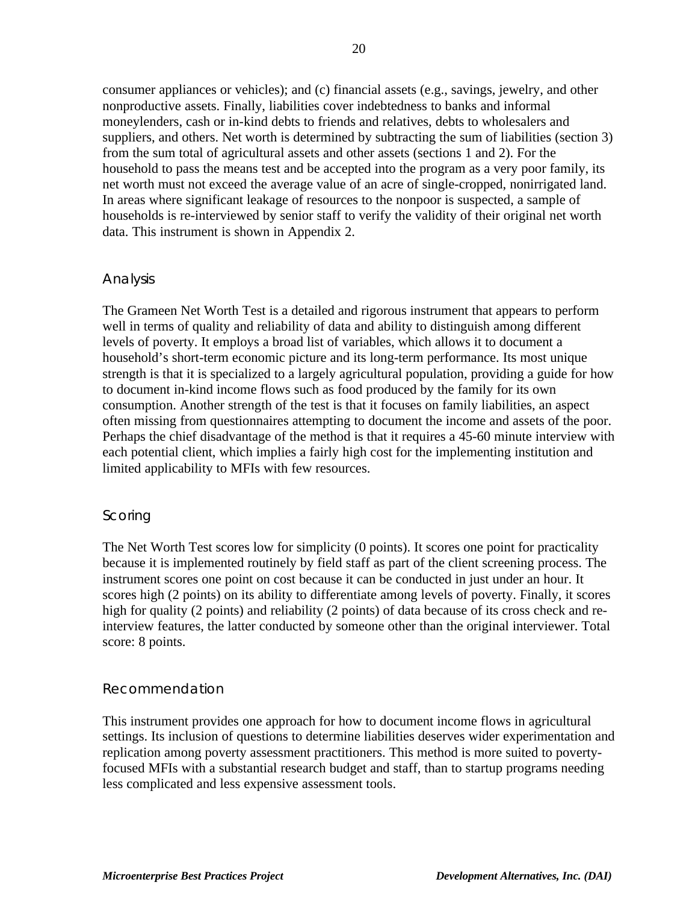consumer appliances or vehicles); and (c) financial assets (e.g., savings, jewelry, and other nonproductive assets. Finally, liabilities cover indebtedness to banks and informal moneylenders, cash or in-kind debts to friends and relatives, debts to wholesalers and suppliers, and others. Net worth is determined by subtracting the sum of liabilities (section 3) from the sum total of agricultural assets and other assets (sections 1 and 2). For the household to pass the means test and be accepted into the program as a very poor family, its net worth must not exceed the average value of an acre of single-cropped, nonirrigated land. In areas where significant leakage of resources to the nonpoor is suspected, a sample of households is re-interviewed by senior staff to verify the validity of their original net worth data. This instrument is shown in Appendix 2.

### Analysis

The Grameen Net Worth Test is a detailed and rigorous instrument that appears to perform well in terms of quality and reliability of data and ability to distinguish among different levels of poverty. It employs a broad list of variables, which allows it to document a household's short-term economic picture and its long-term performance. Its most unique strength is that it is specialized to a largely agricultural population, providing a guide for how to document in-kind income flows such as food produced by the family for its own consumption. Another strength of the test is that it focuses on family liabilities, an aspect often missing from questionnaires attempting to document the income and assets of the poor. Perhaps the chief disadvantage of the method is that it requires a 45-60 minute interview with each potential client, which implies a fairly high cost for the implementing institution and limited applicability to MFIs with few resources.

### Scoring

The Net Worth Test scores low for simplicity (0 points). It scores one point for practicality because it is implemented routinely by field staff as part of the client screening process. The instrument scores one point on cost because it can be conducted in just under an hour. It scores high (2 points) on its ability to differentiate among levels of poverty. Finally, it scores high for quality (2 points) and reliability (2 points) of data because of its cross check and re-interview features, the latter conducted by someone other than the original interviewer. Total score: 8 points.

### Recommendation

This instrument provides one approach for how to document income flows in agricultural settings. Its inclusion of questions to determine liabilities deserves wider experimentation and replication among poverty assessment practitioners. This method is more suited to poverty-focused MFIs with a substantial research budget and staff, than to startup programs needing less complicated and less expensive assessment tools.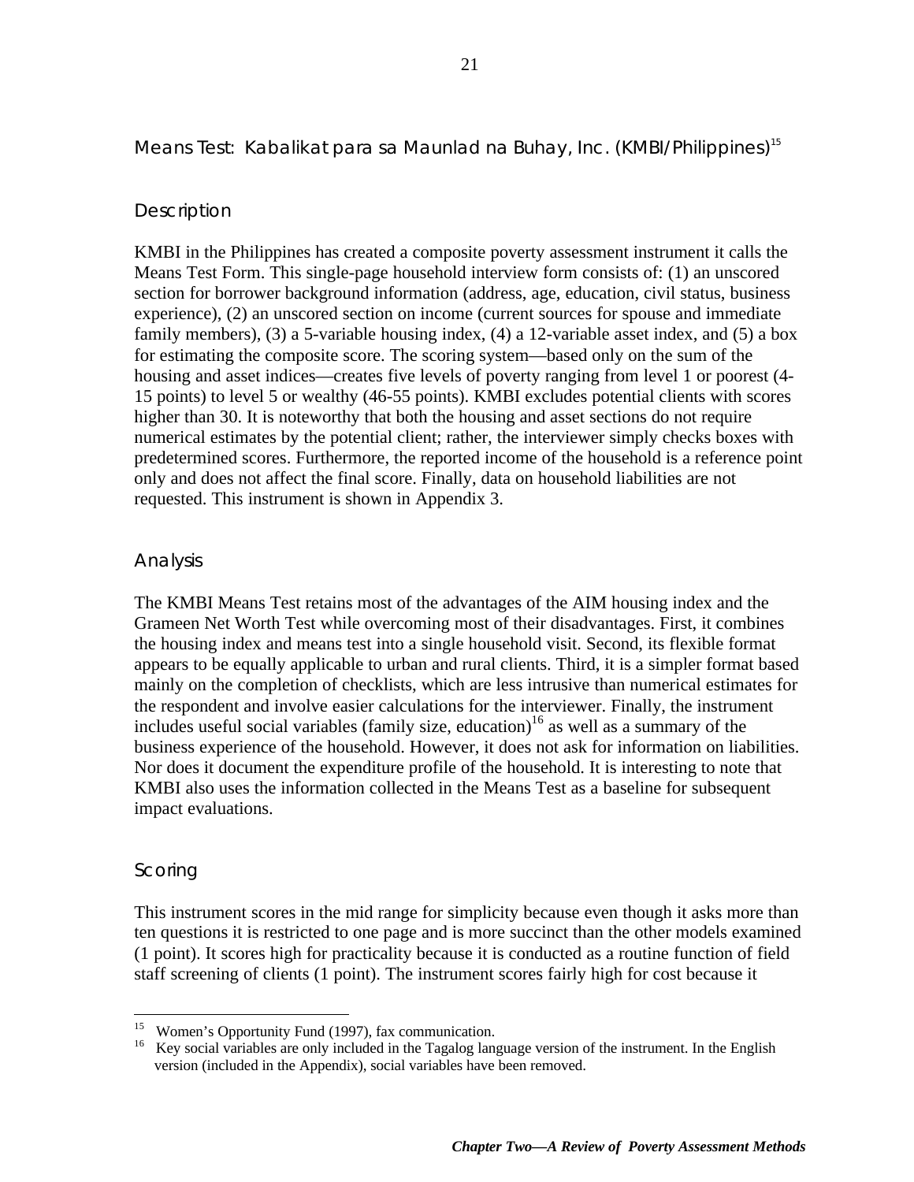## Means Test: Kabalikat para sa Maunlad na Buhay, Inc. (KMBI/Philippines)[15]

### Description

KMBI in the Philippines has created a composite poverty assessment instrument it calls the Means Test Form. This single-page household interview form consists of: (1) an unscored section for borrower background information (address, age, education, civil status, business experience), (2) an unscored section on income (current sources for spouse and immediate family members), (3) a 5-variable housing index, (4) a 12-variable asset index, and (5) a box for estimating the composite score. The scoring system—based only on the sum of the housing and asset indices—creates five levels of poverty ranging from level 1 or poorest (4-15 points) to level 5 or wealthy (46-55 points). KMBI excludes potential clients with scores higher than 30. It is noteworthy that both the housing and asset sections do not require numerical estimates by the potential client; rather, the interviewer simply checks boxes with predetermined scores. Furthermore, the reported income of the household is a reference point only and does not affect the final score. Finally, data on household liabilities are not requested. This instrument is shown in Appendix 3.

### Analysis

The KMBI Means Test retains most of the advantages of the AIM housing index and the Grameen Net Worth Test while overcoming most of their disadvantages. First, it combines the housing index and means test into a single household visit. Second, its flexible format appears to be equally applicable to urban and rural clients. Third, it is a simpler format based mainly on the completion of checklists, which are less intrusive than numerical estimates for the respondent and involve easier calculations for the interviewer. Finally, the instrument includes useful social variables (family size, education)[16] as well as a summary of the business experience of the household. However, it does not ask for information on liabilities. Nor does it document the expenditure profile of the household. It is interesting to note that KMBI also uses the information collected in the Means Test as a baseline for subsequent impact evaluations.

### Scoring

This instrument scores in the mid range for simplicity because even though it asks more than ten questions it is restricted to one page and is more succinct than the other models examined (1 point). It scores high for practicality because it is conducted as a routine function of field staff screening of clients (1 point). The instrument scores fairly high for cost because it

---

[15] Women's Opportunity Fund (1997), fax communication.

[16] Key social variables are only included in the Tagalog language version of the instrument. In the English version (included in the Appendix), social variables have been removed.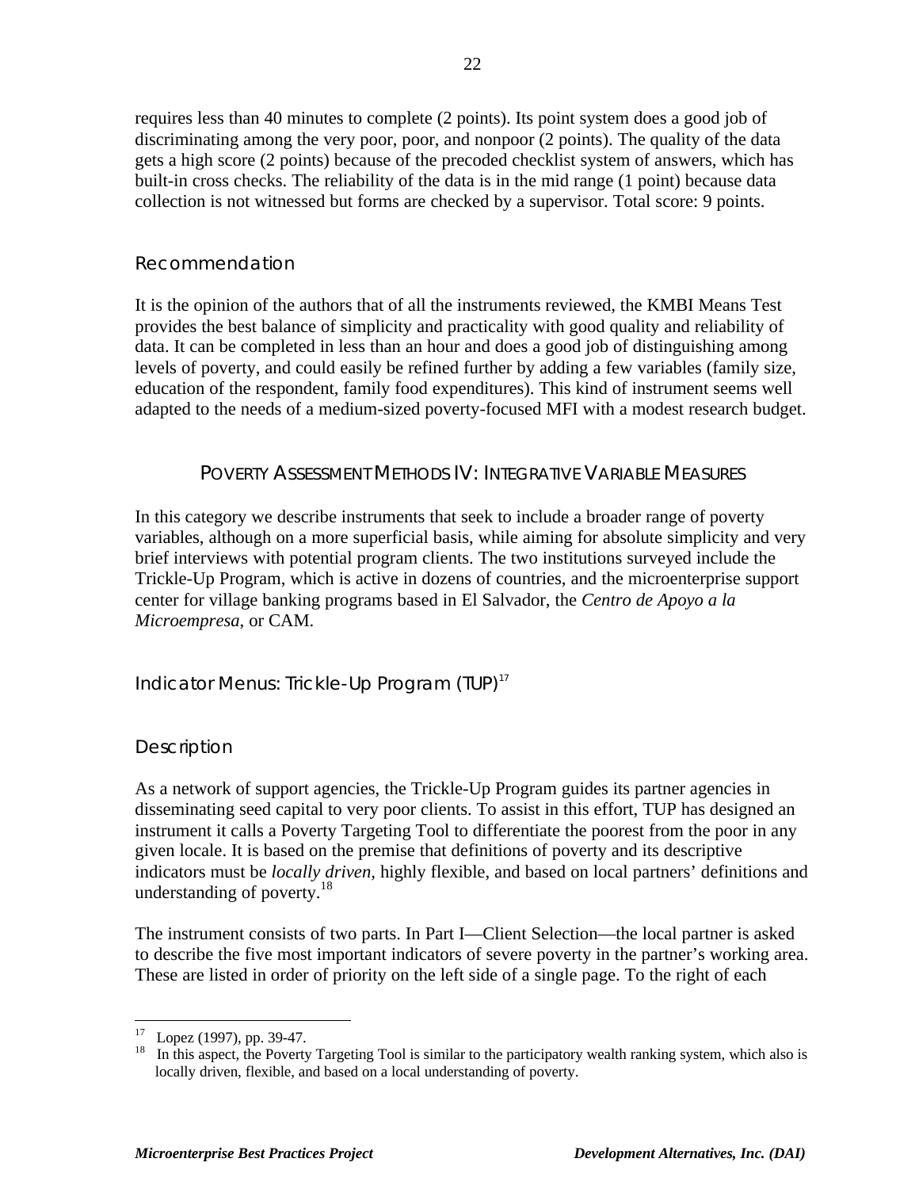requires less than 40 minutes to complete (2 points). Its point system does a good job of discriminating among the very poor, poor, and nonpoor (2 points). The quality of the data gets a high score (2 points) because of the precoded checklist system of answers, which has built-in cross checks. The reliability of the data is in the mid range (1 point) because data collection is not witnessed but forms are checked by a supervisor. Total score: 9 points.

### Recommendation

It is the opinion of the authors that of all the instruments reviewed, the KMBI Means Test provides the best balance of simplicity and practicality with good quality and reliability of data. It can be completed in less than an hour and does a good job of distinguishing among levels of poverty, and could easily be refined further by adding a few variables (family size, education of the respondent, family food expenditures). This kind of instrument seems well adapted to the needs of a medium-sized poverty-focused MFI with a modest research budget.

## POVERTY ASSESSMENT METHODS IV: INTEGRATIVE VARIABLE MEASURES

In this category we describe instruments that seek to include a broader range of poverty variables, although on a more superficial basis, while aiming for absolute simplicity and very brief interviews with potential program clients. The two institutions surveyed include the Trickle-Up Program, which is active in dozens of countries, and the microenterprise support center for village banking programs based in El Salvador, the *Centro de Apoyo a la Microempresa*, or CAM.

### Indicator Menus: Trickle-Up Program (TUP)[17]

### Description

As a network of support agencies, the Trickle-Up Program guides its partner agencies in disseminating seed capital to very poor clients. To assist in this effort, TUP has designed an instrument it calls a Poverty Targeting Tool to differentiate the poorest from the poor in any given locale. It is based on the premise that definitions of poverty and its descriptive indicators must be *locally driven*, highly flexible, and based on local partners' definitions and understanding of poverty.[18]

The instrument consists of two parts. In Part I—Client Selection—the local partner is asked to describe the five most important indicators of severe poverty in the partner's working area. These are listed in order of priority on the left side of a single page. To the right of each

---

[17] Lopez (1997), pp. 39-47.

[18] In this aspect, the Poverty Targeting Tool is similar to the participatory wealth ranking system, which also is locally driven, flexible, and based on a local understanding of poverty.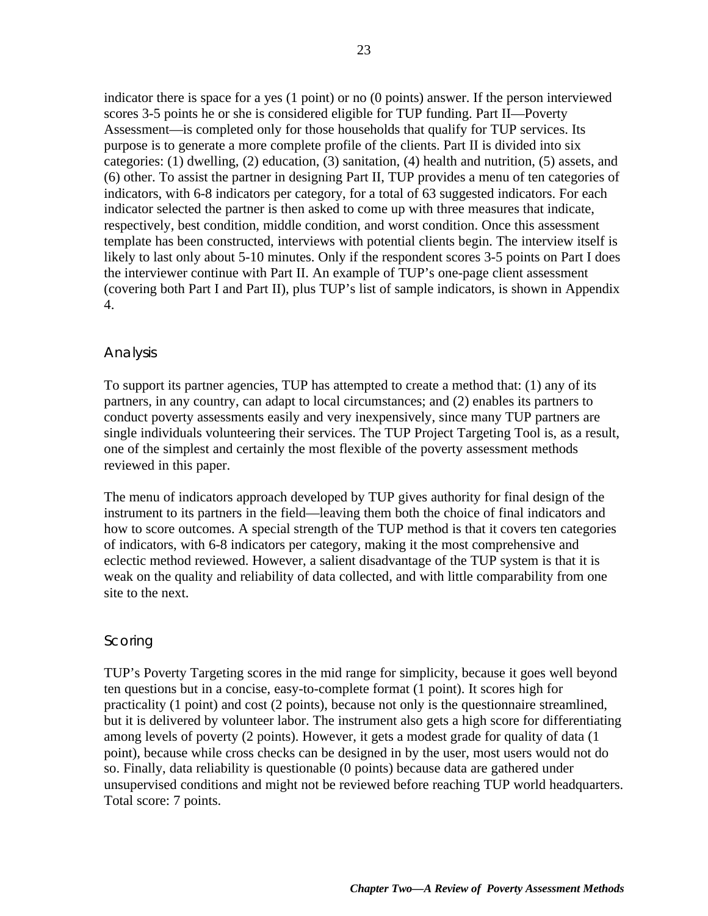indicator there is space for a yes (1 point) or no (0 points) answer. If the person interviewed scores 3-5 points he or she is considered eligible for TUP funding. Part II—Poverty Assessment—is completed only for those households that qualify for TUP services. Its purpose is to generate a more complete profile of the clients. Part II is divided into six categories: (1) dwelling, (2) education, (3) sanitation, (4) health and nutrition, (5) assets, and (6) other. To assist the partner in designing Part II, TUP provides a menu of ten categories of indicators, with 6-8 indicators per category, for a total of 63 suggested indicators. For each indicator selected the partner is then asked to come up with three measures that indicate, respectively, best condition, middle condition, and worst condition. Once this assessment template has been constructed, interviews with potential clients begin. The interview itself is likely to last only about 5-10 minutes. Only if the respondent scores 3-5 points on Part I does the interviewer continue with Part II. An example of TUP's one-page client assessment (covering both Part I and Part II), plus TUP's list of sample indicators, is shown in Appendix 4.

### Analysis

To support its partner agencies, TUP has attempted to create a method that: (1) any of its partners, in any country, can adapt to local circumstances; and (2) enables its partners to conduct poverty assessments easily and very inexpensively, since many TUP partners are single individuals volunteering their services. The TUP Project Targeting Tool is, as a result, one of the simplest and certainly the most flexible of the poverty assessment methods reviewed in this paper.

The menu of indicators approach developed by TUP gives authority for final design of the instrument to its partners in the field—leaving them both the choice of final indicators and how to score outcomes. A special strength of the TUP method is that it covers ten categories of indicators, with 6-8 indicators per category, making it the most comprehensive and eclectic method reviewed. However, a salient disadvantage of the TUP system is that it is weak on the quality and reliability of data collected, and with little comparability from one site to the next.

### Scoring

TUP's Poverty Targeting scores in the mid range for simplicity, because it goes well beyond ten questions but in a concise, easy-to-complete format (1 point). It scores high for practicality (1 point) and cost (2 points), because not only is the questionnaire streamlined, but it is delivered by volunteer labor. The instrument also gets a high score for differentiating among levels of poverty (2 points). However, it gets a modest grade for quality of data (1 point), because while cross checks can be designed in by the user, most users would not do so. Finally, data reliability is questionable (0 points) because data are gathered under unsupervised conditions and might not be reviewed before reaching TUP world headquarters. Total score: 7 points.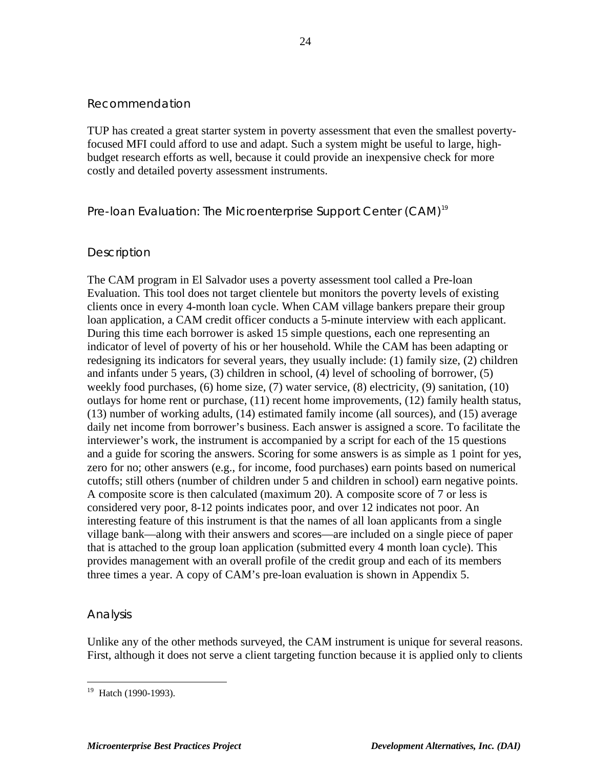### Recommendation

TUP has created a great starter system in poverty assessment that even the smallest poverty-focused MFI could afford to use and adapt. Such a system might be useful to large, high-budget research efforts as well, because it could provide an inexpensive check for more costly and detailed poverty assessment instruments.

## Pre-loan Evaluation: The Microenterprise Support Center (CAM)[19]

### Description

The CAM program in El Salvador uses a poverty assessment tool called a Pre-loan Evaluation. This tool does not target clientele but monitors the poverty levels of existing clients once in every 4-month loan cycle. When CAM village bankers prepare their group loan application, a CAM credit officer conducts a 5-minute interview with each applicant. During this time each borrower is asked 15 simple questions, each one representing an indicator of level of poverty of his or her household. While the CAM has been adapting or redesigning its indicators for several years, they usually include: (1) family size, (2) children and infants under 5 years, (3) children in school, (4) level of schooling of borrower, (5) weekly food purchases, (6) home size, (7) water service, (8) electricity, (9) sanitation, (10) outlays for home rent or purchase, (11) recent home improvements, (12) family health status, (13) number of working adults, (14) estimated family income (all sources), and (15) average daily net income from borrower's business. Each answer is assigned a score. To facilitate the interviewer's work, the instrument is accompanied by a script for each of the 15 questions and a guide for scoring the answers. Scoring for some answers is as simple as 1 point for yes, zero for no; other answers (e.g., for income, food purchases) earn points based on numerical cutoffs; still others (number of children under 5 and children in school) earn negative points. A composite score is then calculated (maximum 20). A composite score of 7 or less is considered very poor, 8-12 points indicates poor, and over 12 indicates not poor. An interesting feature of this instrument is that the names of all loan applicants from a single village bank—along with their answers and scores—are included on a single piece of paper that is attached to the group loan application (submitted every 4 month loan cycle). This provides management with an overall profile of the credit group and each of its members three times a year. A copy of CAM's pre-loan evaluation is shown in Appendix 5.

### Analysis

Unlike any of the other methods surveyed, the CAM instrument is unique for several reasons. First, although it does not serve a client targeting function because it is applied only to clients

---

[19] Hatch (1990-1993).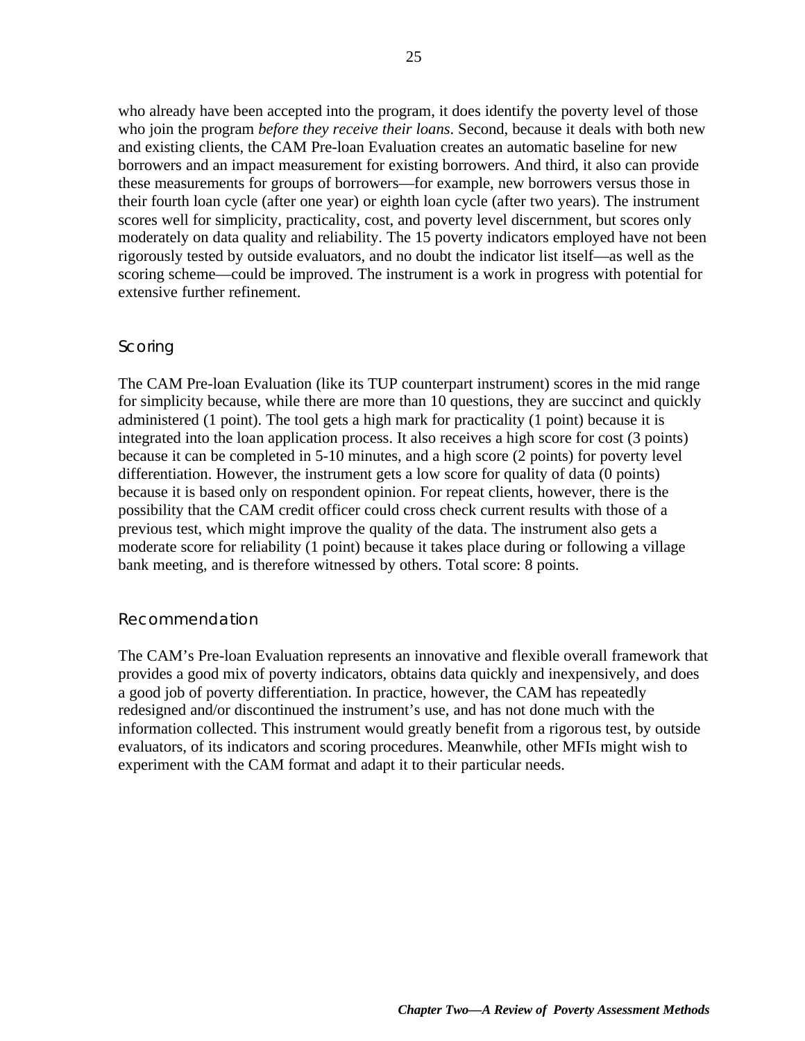who already have been accepted into the program, it does identify the poverty level of those who join the program *before they receive their loans*. Second, because it deals with both new and existing clients, the CAM Pre-loan Evaluation creates an automatic baseline for new borrowers and an impact measurement for existing borrowers. And third, it also can provide these measurements for groups of borrowers—for example, new borrowers versus those in their fourth loan cycle (after one year) or eighth loan cycle (after two years). The instrument scores well for simplicity, practicality, cost, and poverty level discernment, but scores only moderately on data quality and reliability. The 15 poverty indicators employed have not been rigorously tested by outside evaluators, and no doubt the indicator list itself—as well as the scoring scheme—could be improved. The instrument is a work in progress with potential for extensive further refinement.

### Scoring

The CAM Pre-loan Evaluation (like its TUP counterpart instrument) scores in the mid range for simplicity because, while there are more than 10 questions, they are succinct and quickly administered (1 point). The tool gets a high mark for practicality (1 point) because it is integrated into the loan application process. It also receives a high score for cost (3 points) because it can be completed in 5-10 minutes, and a high score (2 points) for poverty level differentiation. However, the instrument gets a low score for quality of data (0 points) because it is based only on respondent opinion. For repeat clients, however, there is the possibility that the CAM credit officer could cross check current results with those of a previous test, which might improve the quality of the data. The instrument also gets a moderate score for reliability (1 point) because it takes place during or following a village bank meeting, and is therefore witnessed by others. Total score: 8 points.

### Recommendation

The CAM's Pre-loan Evaluation represents an innovative and flexible overall framework that provides a good mix of poverty indicators, obtains data quickly and inexpensively, and does a good job of poverty differentiation. In practice, however, the CAM has repeatedly redesigned and/or discontinued the instrument's use, and has not done much with the information collected. This instrument would greatly benefit from a rigorous test, by outside evaluators, of its indicators and scoring procedures. Meanwhile, other MFIs might wish to experiment with the CAM format and adapt it to their particular needs.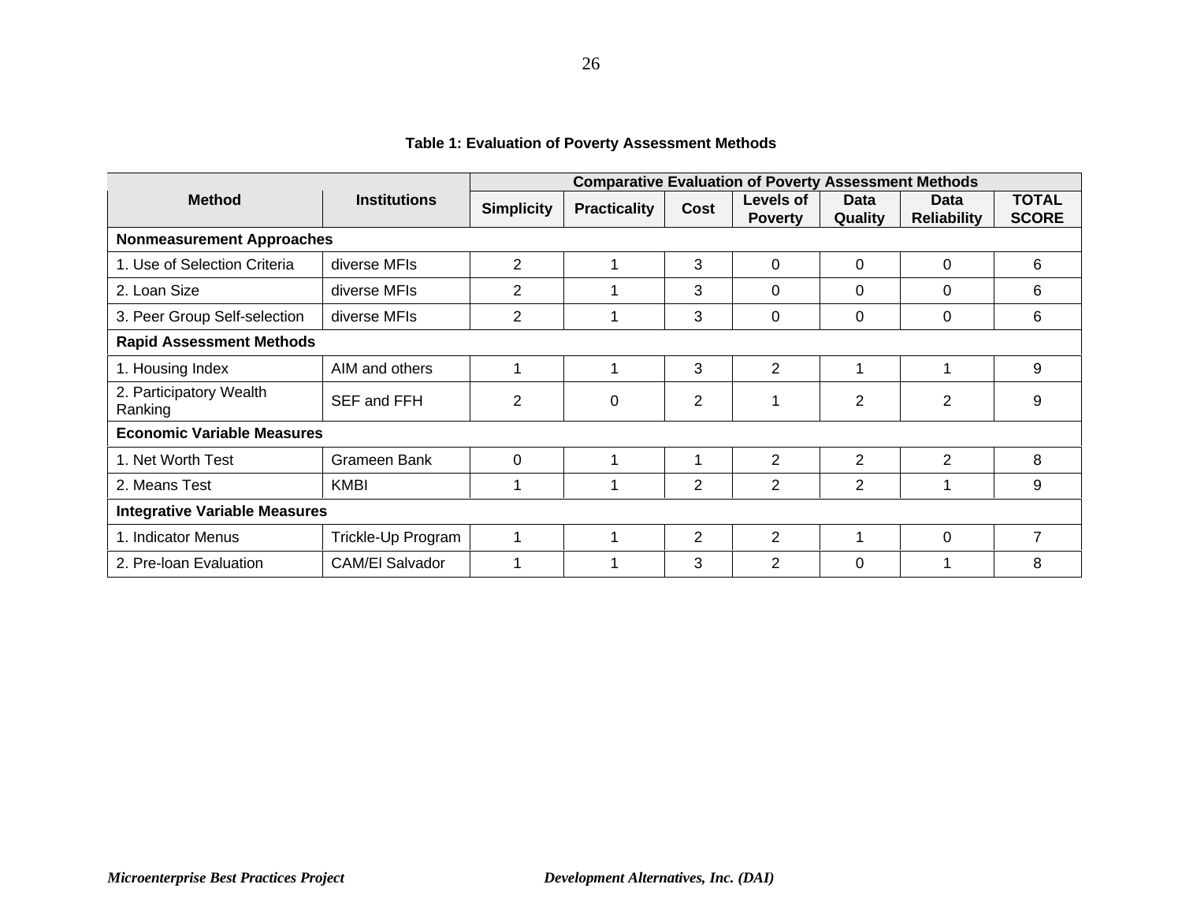**Table 1: Evaluation of Poverty Assessment Methods**

| Method | Institutions | Comparative Evaluation of Poverty Assessment Methods | | | | | | |
|---|---|---|---|---|---|---|---|---|
| | | Simplicity | Practicality | Cost | Levels of Poverty | Data Quality | Data Reliability | TOTAL SCORE |
| **Nonmeasurement Approaches** | | | | | | | | |
| 1. Use of Selection Criteria | diverse MFIs | 2 | 1 | 3 | 0 | 0 | 0 | 6 |
| 2. Loan Size | diverse MFIs | 2 | 1 | 3 | 0 | 0 | 0 | 6 |
| 3. Peer Group Self-selection | diverse MFIs | 2 | 1 | 3 | 0 | 0 | 0 | 6 |
| **Rapid Assessment Methods** | | | | | | | | |
| 1. Housing Index | AIM and others | 1 | 1 | 3 | 2 | 1 | 1 | 9 |
| 2. Participatory Wealth Ranking | SEF and FFH | 2 | 0 | 2 | 1 | 2 | 2 | 9 |
| **Economic Variable Measures** | | | | | | | | |
| 1. Net Worth Test | Grameen Bank | 0 | 1 | 1 | 2 | 2 | 2 | 8 |
| 2. Means Test | KMBI | 1 | 1 | 2 | 2 | 2 | 1 | 9 |
| **Integrative Variable Measures** | | | | | | | | |
| 1. Indicator Menus | Trickle-Up Program | 1 | 1 | 2 | 2 | 1 | 0 | 7 |
| 2. Pre-loan Evaluation | CAM/El Salvador | 1 | 1 | 3 | 2 | 0 | 1 | 8 |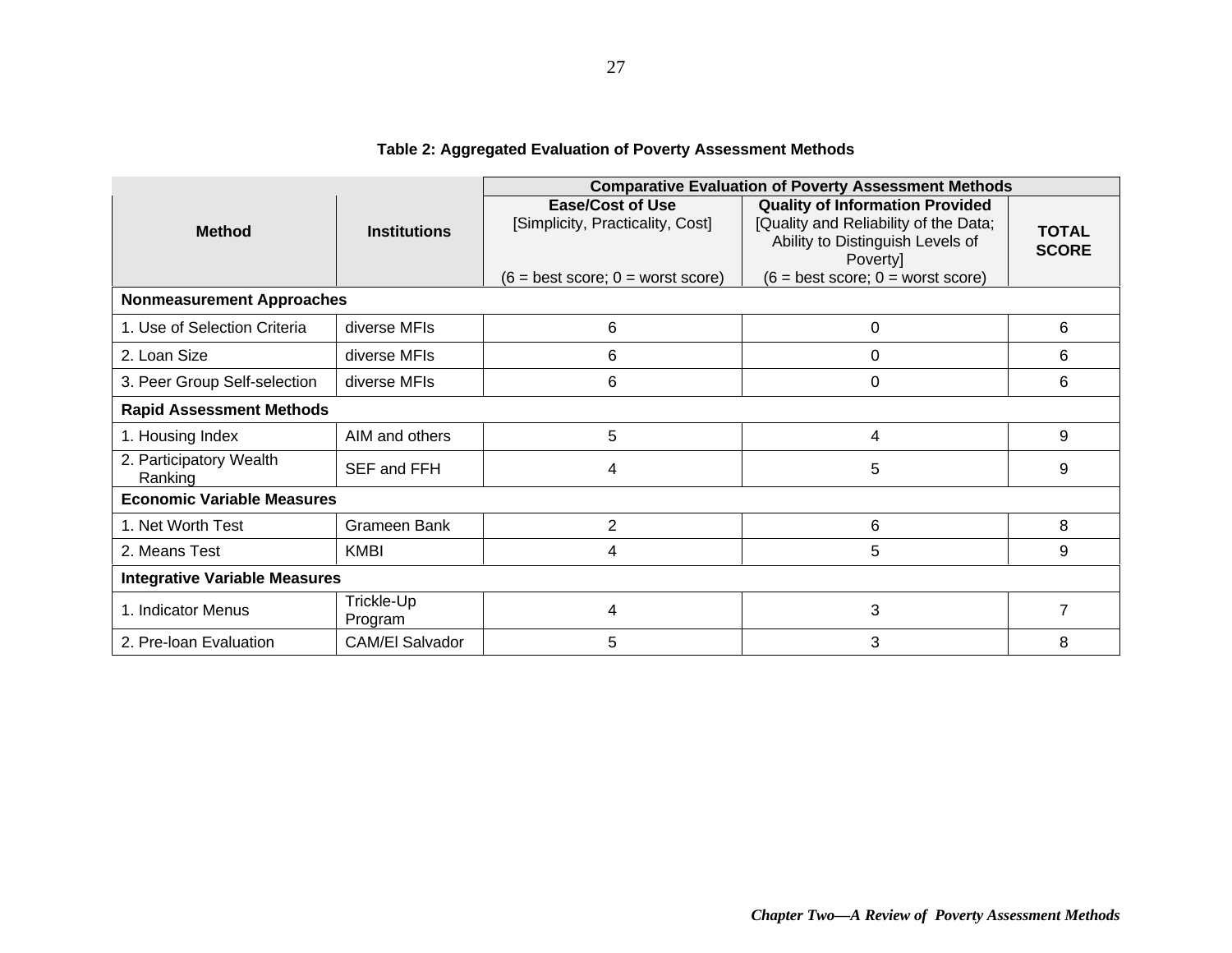**Table 2: Aggregated Evaluation of Poverty Assessment Methods**

| Method | Institutions | Comparative Evaluation of Poverty Assessment Methods | | |
|---|---|---|---|---|
| | | **Ease/Cost of Use** [Simplicity, Practicality, Cost] (6 = best score; 0 = worst score) | **Quality of Information Provided** [Quality and Reliability of the Data; Ability to Distinguish Levels of Poverty] (6 = best score; 0 = worst score) | **TOTAL SCORE** |
| **Nonmeasurement Approaches** | | | | |
| 1. Use of Selection Criteria | diverse MFIs | 6 | 0 | 6 |
| 2. Loan Size | diverse MFIs | 6 | 0 | 6 |
| 3. Peer Group Self-selection | diverse MFIs | 6 | 0 | 6 |
| **Rapid Assessment Methods** | | | | |
| 1. Housing Index | AIM and others | 5 | 4 | 9 |
| 2. Participatory Wealth Ranking | SEF and FFH | 4 | 5 | 9 |
| **Economic Variable Measures** | | | | |
| 1. Net Worth Test | Grameen Bank | 2 | 6 | 8 |
| 2. Means Test | KMBI | 4 | 5 | 9 |
| **Integrative Variable Measures** | | | | |
| 1. Indicator Menus | Trickle-Up Program | 4 | 3 | 7 |
| 2. Pre-loan Evaluation | CAM/El Salvador | 5 | 3 | 8 |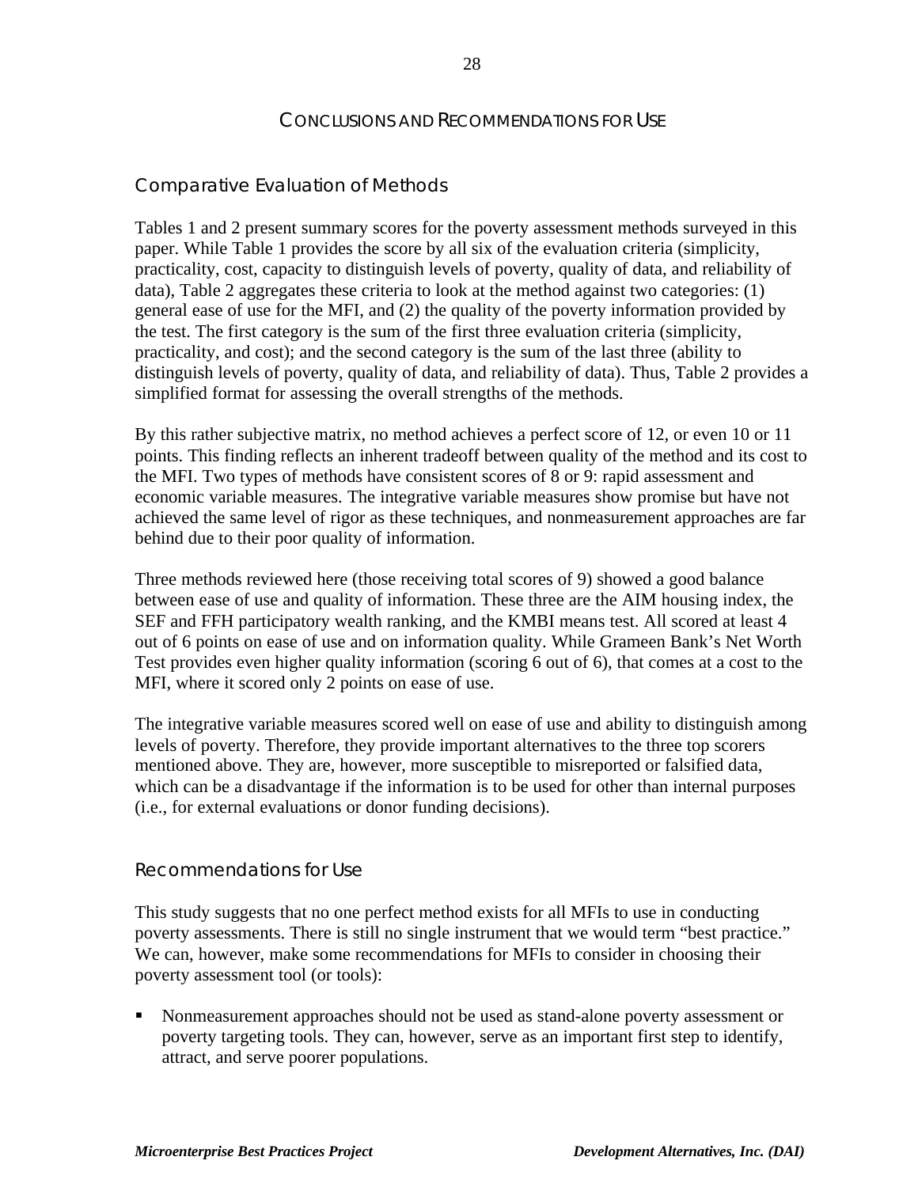## Conclusions and Recommendations for Use

### Comparative Evaluation of Methods

Tables 1 and 2 present summary scores for the poverty assessment methods surveyed in this paper. While Table 1 provides the score by all six of the evaluation criteria (simplicity, practicality, cost, capacity to distinguish levels of poverty, quality of data, and reliability of data), Table 2 aggregates these criteria to look at the method against two categories: (1) general ease of use for the MFI, and (2) the quality of the poverty information provided by the test. The first category is the sum of the first three evaluation criteria (simplicity, practicality, and cost); and the second category is the sum of the last three (ability to distinguish levels of poverty, quality of data, and reliability of data). Thus, Table 2 provides a simplified format for assessing the overall strengths of the methods.

By this rather subjective matrix, no method achieves a perfect score of 12, or even 10 or 11 points. This finding reflects an inherent tradeoff between quality of the method and its cost to the MFI. Two types of methods have consistent scores of 8 or 9: rapid assessment and economic variable measures. The integrative variable measures show promise but have not achieved the same level of rigor as these techniques, and nonmeasurement approaches are far behind due to their poor quality of information.

Three methods reviewed here (those receiving total scores of 9) showed a good balance between ease of use and quality of information. These three are the AIM housing index, the SEF and FFH participatory wealth ranking, and the KMBI means test. All scored at least 4 out of 6 points on ease of use and on information quality. While Grameen Bank's Net Worth Test provides even higher quality information (scoring 6 out of 6), that comes at a cost to the MFI, where it scored only 2 points on ease of use.

The integrative variable measures scored well on ease of use and ability to distinguish among levels of poverty. Therefore, they provide important alternatives to the three top scorers mentioned above. They are, however, more susceptible to misreported or falsified data, which can be a disadvantage if the information is to be used for other than internal purposes (i.e., for external evaluations or donor funding decisions).

### Recommendations for Use

This study suggests that no one perfect method exists for all MFIs to use in conducting poverty assessments. There is still no single instrument that we would term "best practice." We can, however, make some recommendations for MFIs to consider in choosing their poverty assessment tool (or tools):

- Nonmeasurement approaches should not be used as stand-alone poverty assessment or poverty targeting tools. They can, however, serve as an important first step to identify, attract, and serve poorer populations.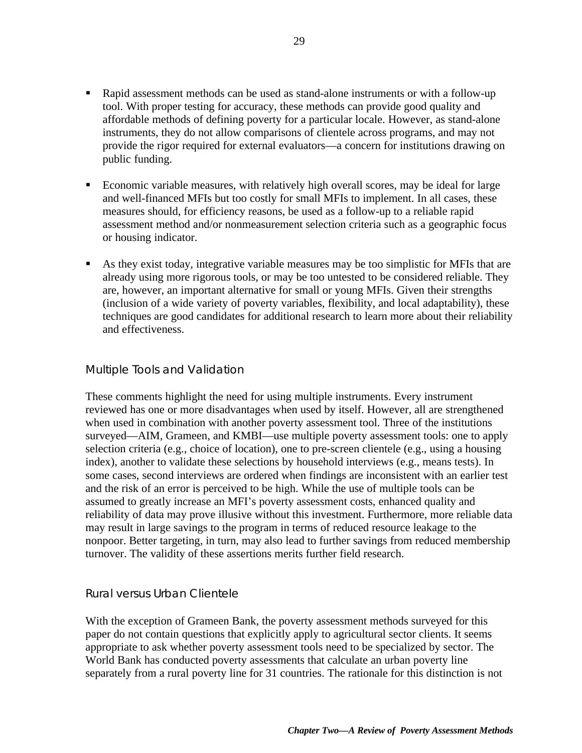- Rapid assessment methods can be used as stand-alone instruments or with a follow-up tool. With proper testing for accuracy, these methods can provide good quality and affordable methods of defining poverty for a particular locale. However, as stand-alone instruments, they do not allow comparisons of clientele across programs, and may not provide the rigor required for external evaluators—a concern for institutions drawing on public funding.

- Economic variable measures, with relatively high overall scores, may be ideal for large and well-financed MFIs but too costly for small MFIs to implement. In all cases, these measures should, for efficiency reasons, be used as a follow-up to a reliable rapid assessment method and/or nonmeasurement selection criteria such as a geographic focus or housing indicator.

- As they exist today, integrative variable measures may be too simplistic for MFIs that are already using more rigorous tools, or may be too untested to be considered reliable. They are, however, an important alternative for small or young MFIs. Given their strengths (inclusion of a wide variety of poverty variables, flexibility, and local adaptability), these techniques are good candidates for additional research to learn more about their reliability and effectiveness.

### Multiple Tools and Validation

These comments highlight the need for using multiple instruments. Every instrument reviewed has one or more disadvantages when used by itself. However, all are strengthened when used in combination with another poverty assessment tool. Three of the institutions surveyed—AIM, Grameen, and KMBI—use multiple poverty assessment tools: one to apply selection criteria (e.g., choice of location), one to pre-screen clientele (e.g., using a housing index), another to validate these selections by household interviews (e.g., means tests). In some cases, second interviews are ordered when findings are inconsistent with an earlier test and the risk of an error is perceived to be high. While the use of multiple tools can be assumed to greatly increase an MFI's poverty assessment costs, enhanced quality and reliability of data may prove illusive without this investment. Furthermore, more reliable data may result in large savings to the program in terms of reduced resource leakage to the nonpoor. Better targeting, in turn, may also lead to further savings from reduced membership turnover. The validity of these assertions merits further field research.

### Rural versus Urban Clientele

With the exception of Grameen Bank, the poverty assessment methods surveyed for this paper do not contain questions that explicitly apply to agricultural sector clients. It seems appropriate to ask whether poverty assessment tools need to be specialized by sector. The World Bank has conducted poverty assessments that calculate an urban poverty line separately from a rural poverty line for 31 countries. The rationale for this distinction is not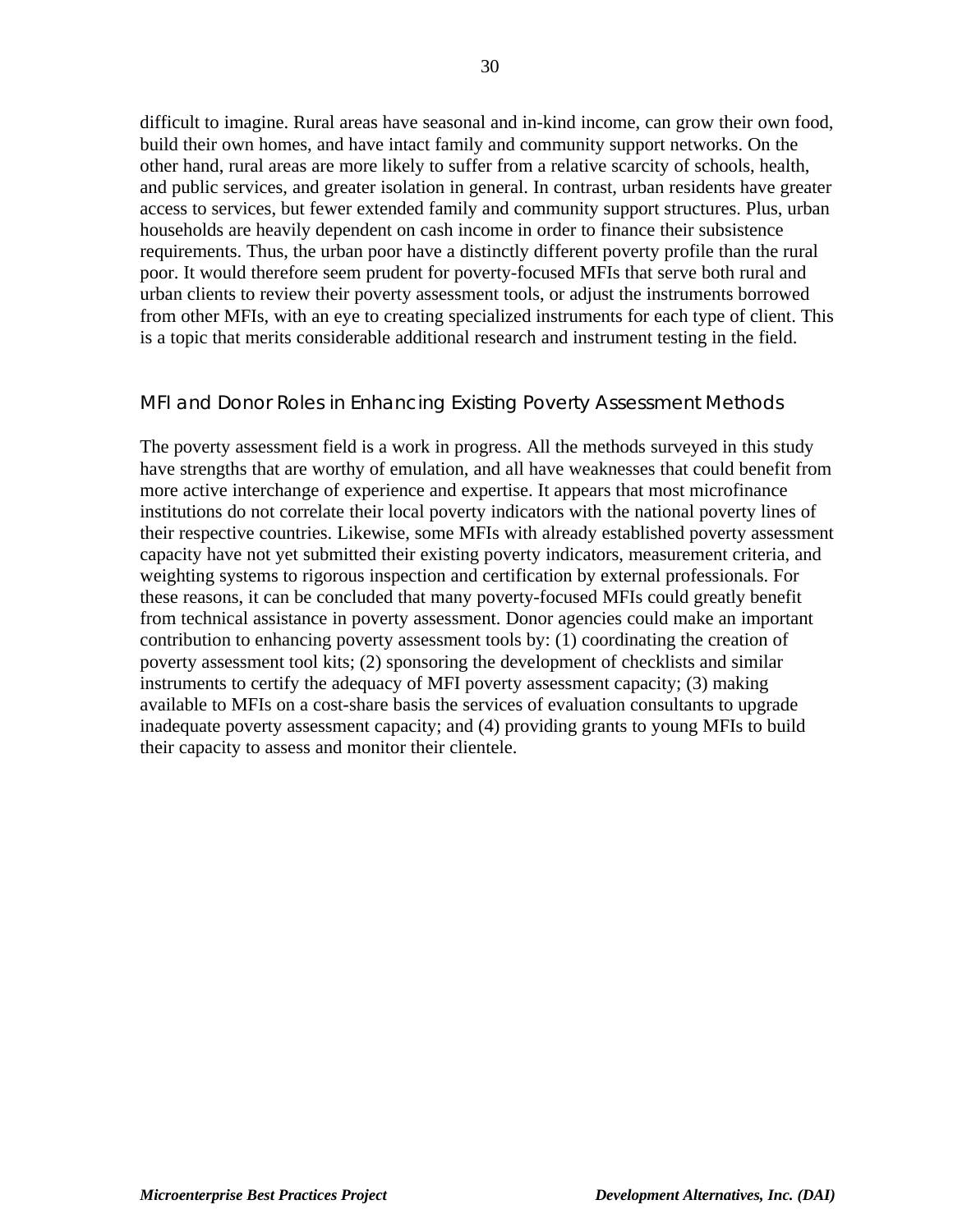difficult to imagine. Rural areas have seasonal and in-kind income, can grow their own food, build their own homes, and have intact family and community support networks. On the other hand, rural areas are more likely to suffer from a relative scarcity of schools, health, and public services, and greater isolation in general. In contrast, urban residents have greater access to services, but fewer extended family and community support structures. Plus, urban households are heavily dependent on cash income in order to finance their subsistence requirements. Thus, the urban poor have a distinctly different poverty profile than the rural poor. It would therefore seem prudent for poverty-focused MFIs that serve both rural and urban clients to review their poverty assessment tools, or adjust the instruments borrowed from other MFIs, with an eye to creating specialized instruments for each type of client. This is a topic that merits considerable additional research and instrument testing in the field.

### MFI and Donor Roles in Enhancing Existing Poverty Assessment Methods

The poverty assessment field is a work in progress. All the methods surveyed in this study have strengths that are worthy of emulation, and all have weaknesses that could benefit from more active interchange of experience and expertise. It appears that most microfinance institutions do not correlate their local poverty indicators with the national poverty lines of their respective countries. Likewise, some MFIs with already established poverty assessment capacity have not yet submitted their existing poverty indicators, measurement criteria, and weighting systems to rigorous inspection and certification by external professionals. For these reasons, it can be concluded that many poverty-focused MFIs could greatly benefit from technical assistance in poverty assessment. Donor agencies could make an important contribution to enhancing poverty assessment tools by: (1) coordinating the creation of poverty assessment tool kits; (2) sponsoring the development of checklists and similar instruments to certify the adequacy of MFI poverty assessment capacity; (3) making available to MFIs on a cost-share basis the services of evaluation consultants to upgrade inadequate poverty assessment capacity; and (4) providing grants to young MFIs to build their capacity to assess and monitor their clientele.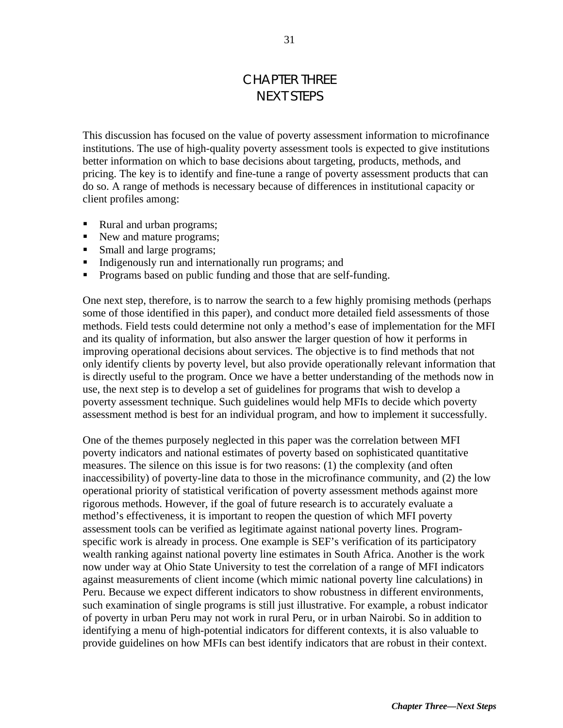# CHAPTER THREE
# NEXT STEPS

This discussion has focused on the value of poverty assessment information to microfinance institutions. The use of high-quality poverty assessment tools is expected to give institutions better information on which to base decisions about targeting, products, methods, and pricing. The key is to identify and fine-tune a range of poverty assessment products that can do so. A range of methods is necessary because of differences in institutional capacity or client profiles among:

- Rural and urban programs;
- New and mature programs;
- Small and large programs;
- Indigenously run and internationally run programs; and
- Programs based on public funding and those that are self-funding.

One next step, therefore, is to narrow the search to a few highly promising methods (perhaps some of those identified in this paper), and conduct more detailed field assessments of those methods. Field tests could determine not only a method's ease of implementation for the MFI and its quality of information, but also answer the larger question of how it performs in improving operational decisions about services. The objective is to find methods that not only identify clients by poverty level, but also provide operationally relevant information that is directly useful to the program. Once we have a better understanding of the methods now in use, the next step is to develop a set of guidelines for programs that wish to develop a poverty assessment technique. Such guidelines would help MFIs to decide which poverty assessment method is best for an individual program, and how to implement it successfully.

One of the themes purposely neglected in this paper was the correlation between MFI poverty indicators and national estimates of poverty based on sophisticated quantitative measures. The silence on this issue is for two reasons: (1) the complexity (and often inaccessibility) of poverty-line data to those in the microfinance community, and (2) the low operational priority of statistical verification of poverty assessment methods against more rigorous methods. However, if the goal of future research is to accurately evaluate a method's effectiveness, it is important to reopen the question of which MFI poverty assessment tools can be verified as legitimate against national poverty lines. Program-specific work is already in process. One example is SEF's verification of its participatory wealth ranking against national poverty line estimates in South Africa. Another is the work now under way at Ohio State University to test the correlation of a range of MFI indicators against measurements of client income (which mimic national poverty line calculations) in Peru. Because we expect different indicators to show robustness in different environments, such examination of single programs is still just illustrative. For example, a robust indicator of poverty in urban Peru may not work in rural Peru, or in urban Nairobi. So in addition to identifying a menu of high-potential indicators for different contexts, it is also valuable to provide guidelines on how MFIs can best identify indicators that are robust in their context.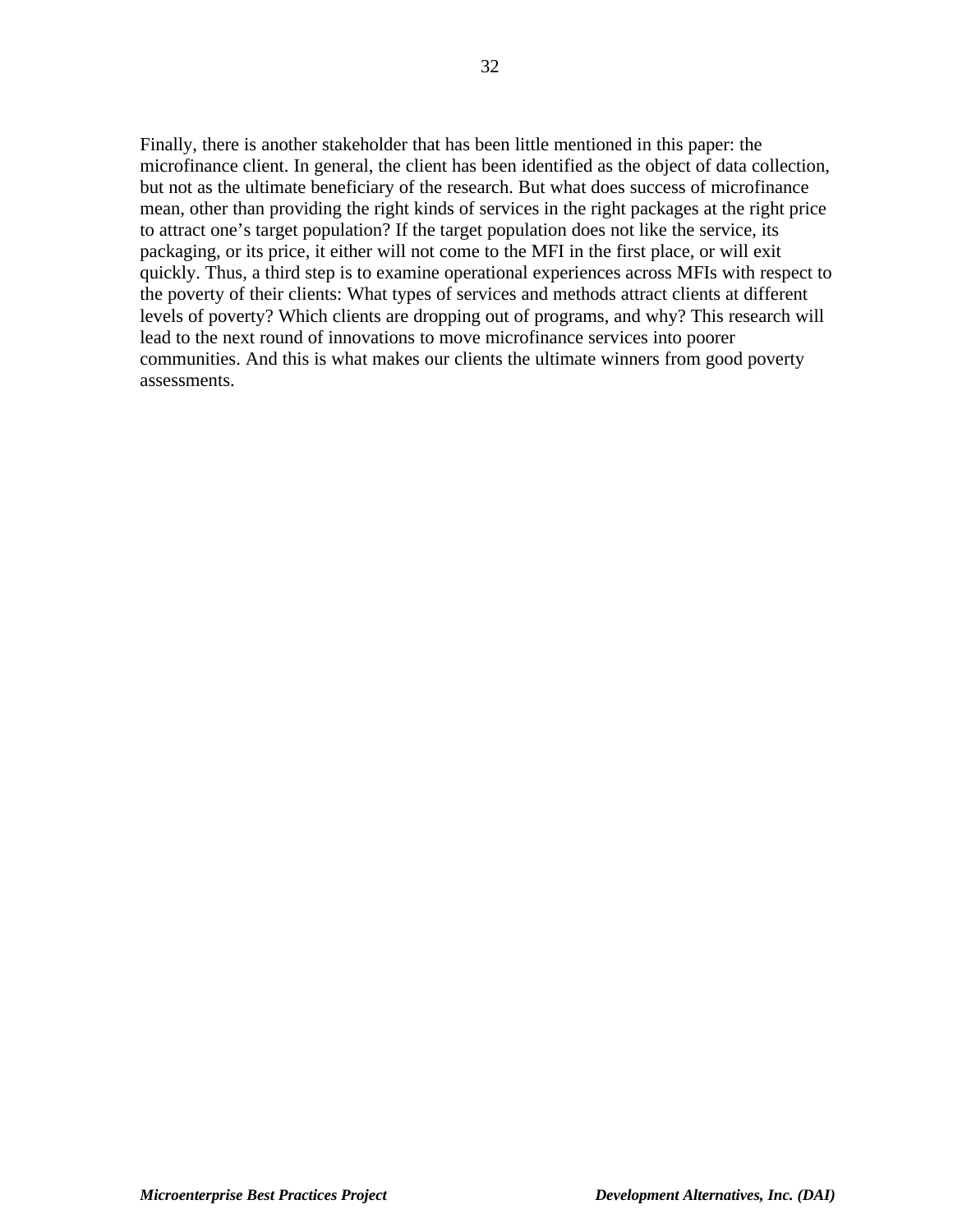Finally, there is another stakeholder that has been little mentioned in this paper: the microfinance client. In general, the client has been identified as the object of data collection, but not as the ultimate beneficiary of the research. But what does success of microfinance mean, other than providing the right kinds of services in the right packages at the right price to attract one's target population? If the target population does not like the service, its packaging, or its price, it either will not come to the MFI in the first place, or will exit quickly. Thus, a third step is to examine operational experiences across MFIs with respect to the poverty of their clients: What types of services and methods attract clients at different levels of poverty? Which clients are dropping out of programs, and why? This research will lead to the next round of innovations to move microfinance services into poorer communities. And this is what makes our clients the ultimate winners from good poverty assessments.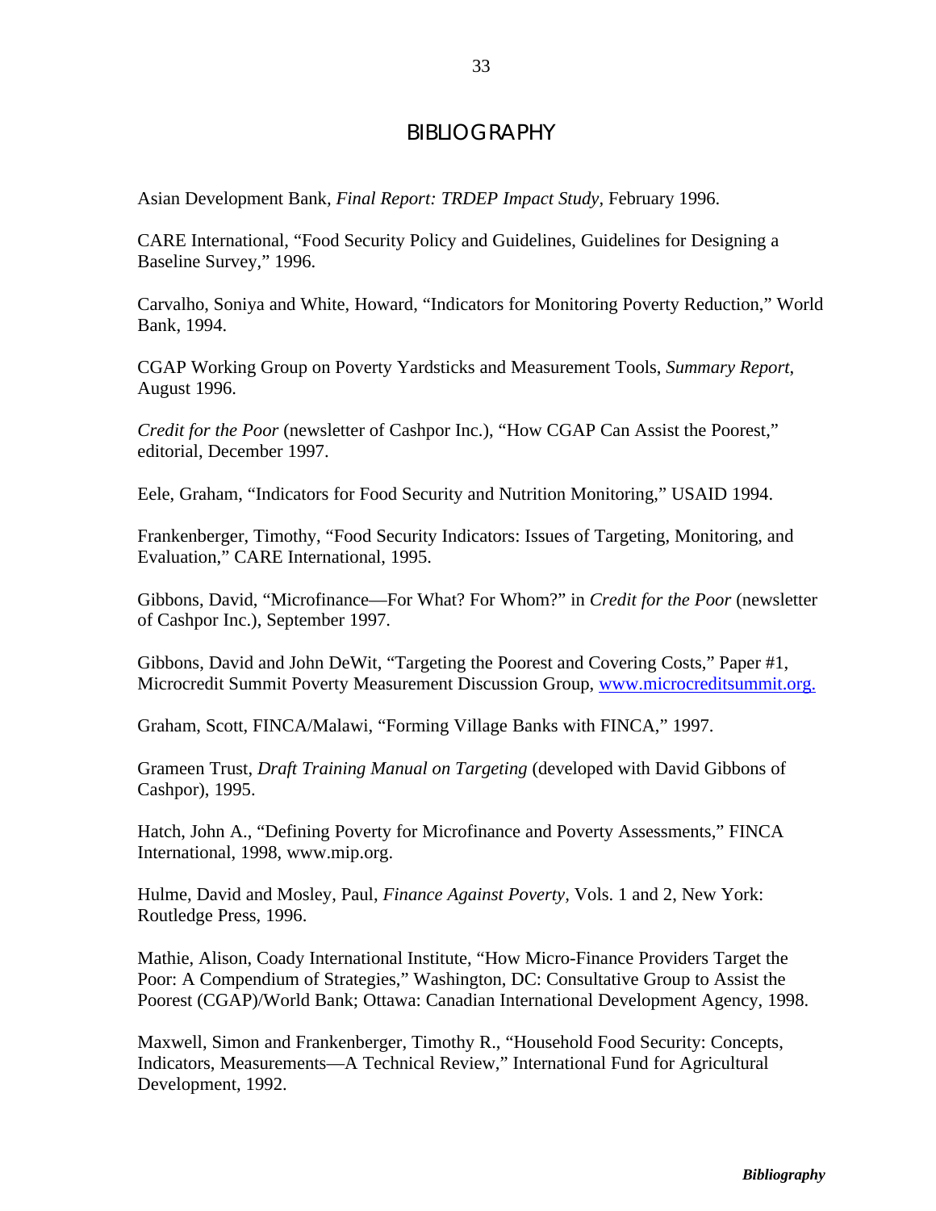# BIBLIOGRAPHY

Asian Development Bank, *Final Report: TRDEP Impact Study*, February 1996.

CARE International, "Food Security Policy and Guidelines, Guidelines for Designing a Baseline Survey," 1996.

Carvalho, Soniya and White, Howard, "Indicators for Monitoring Poverty Reduction," World Bank, 1994.

CGAP Working Group on Poverty Yardsticks and Measurement Tools, *Summary Report*, August 1996.

*Credit for the Poor* (newsletter of Cashpor Inc.), "How CGAP Can Assist the Poorest," editorial, December 1997.

Eele, Graham, "Indicators for Food Security and Nutrition Monitoring," USAID 1994.

Frankenberger, Timothy, "Food Security Indicators: Issues of Targeting, Monitoring, and Evaluation," CARE International, 1995.

Gibbons, David, "Microfinance—For What? For Whom?" in *Credit for the Poor* (newsletter of Cashpor Inc.), September 1997.

Gibbons, David and John DeWit, "Targeting the Poorest and Covering Costs," Paper #1, Microcredit Summit Poverty Measurement Discussion Group, www.microcreditsummit.org.

Graham, Scott, FINCA/Malawi, "Forming Village Banks with FINCA," 1997.

Grameen Trust, *Draft Training Manual on Targeting* (developed with David Gibbons of Cashpor), 1995.

Hatch, John A., "Defining Poverty for Microfinance and Poverty Assessments," FINCA International, 1998, www.mip.org.

Hulme, David and Mosley, Paul, *Finance Against Poverty*, Vols. 1 and 2, New York: Routledge Press, 1996.

Mathie, Alison, Coady International Institute, "How Micro-Finance Providers Target the Poor: A Compendium of Strategies," Washington, DC: Consultative Group to Assist the Poorest (CGAP)/World Bank; Ottawa: Canadian International Development Agency, 1998.

Maxwell, Simon and Frankenberger, Timothy R., "Household Food Security: Concepts, Indicators, Measurements—A Technical Review," International Fund for Agricultural Development, 1992.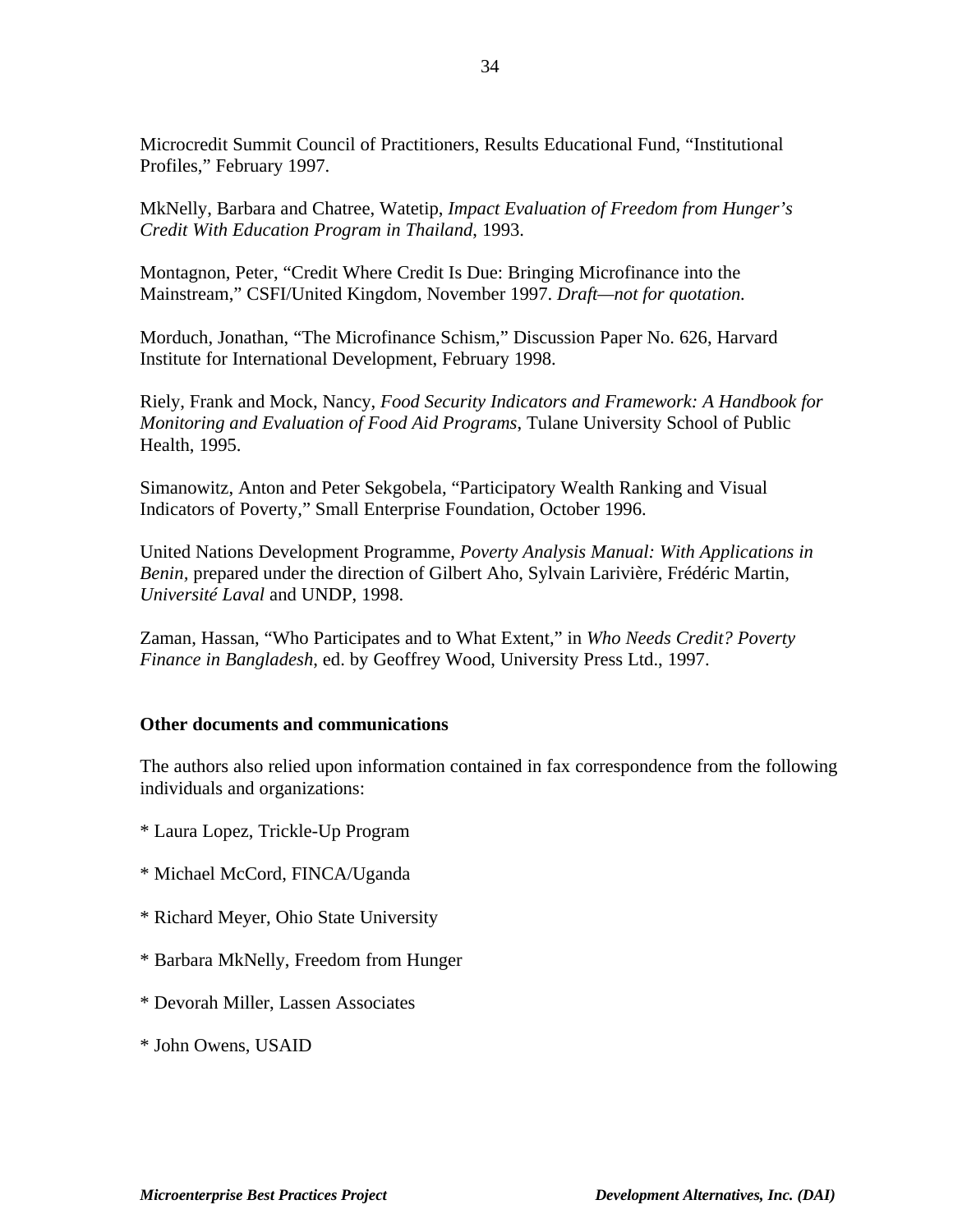Microcredit Summit Council of Practitioners, Results Educational Fund, “Institutional Profiles,” February 1997.

MkNelly, Barbara and Chatree, Watetip, *Impact Evaluation of Freedom from Hunger’s Credit With Education Program in Thailand*, 1993.

Montagnon, Peter, “Credit Where Credit Is Due: Bringing Microfinance into the Mainstream,” CSFI/United Kingdom, November 1997. *Draft—not for quotation.*

Morduch, Jonathan, “The Microfinance Schism,” Discussion Paper No. 626, Harvard Institute for International Development, February 1998.

Riely, Frank and Mock, Nancy, *Food Security Indicators and Framework: A Handbook for Monitoring and Evaluation of Food Aid Programs*, Tulane University School of Public Health, 1995.

Simanowitz, Anton and Peter Sekgobela, “Participatory Wealth Ranking and Visual Indicators of Poverty,” Small Enterprise Foundation, October 1996.

United Nations Development Programme, *Poverty Analysis Manual: With Applications in Benin*, prepared under the direction of Gilbert Aho, Sylvain Larivière, Frédéric Martin, *Université Laval* and UNDP, 1998.

Zaman, Hassan, “Who Participates and to What Extent,” in *Who Needs Credit? Poverty Finance in Bangladesh*, ed. by Geoffrey Wood, University Press Ltd., 1997.

**Other documents and communications**

The authors also relied upon information contained in fax correspondence from the following individuals and organizations:

* Laura Lopez, Trickle-Up Program

* Michael McCord, FINCA/Uganda

* Richard Meyer, Ohio State University

* Barbara MkNelly, Freedom from Hunger

* Devorah Miller, Lassen Associates

* John Owens, USAID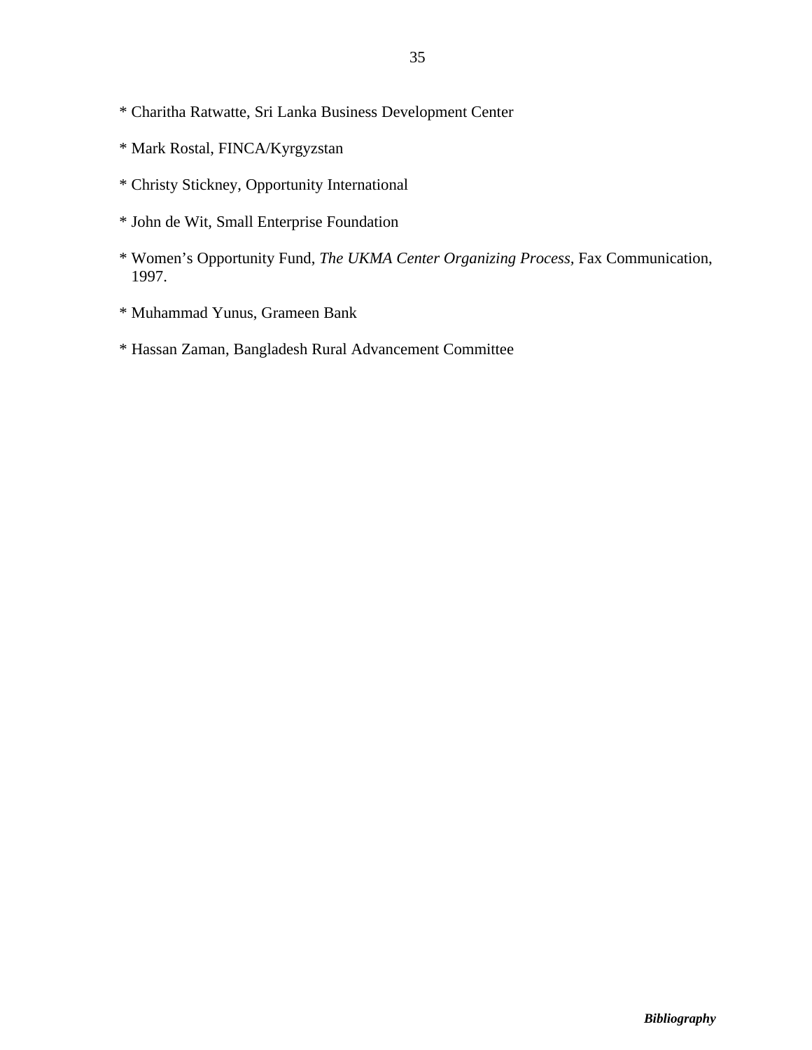* Charitha Ratwatte, Sri Lanka Business Development Center

* Mark Rostal, FINCA/Kyrgyzstan

* Christy Stickney, Opportunity International

* John de Wit, Small Enterprise Foundation

* Women's Opportunity Fund, *The UKMA Center Organizing Process*, Fax Communication, 1997.

* Muhammad Yunus, Grameen Bank

* Hassan Zaman, Bangladesh Rural Advancement Committee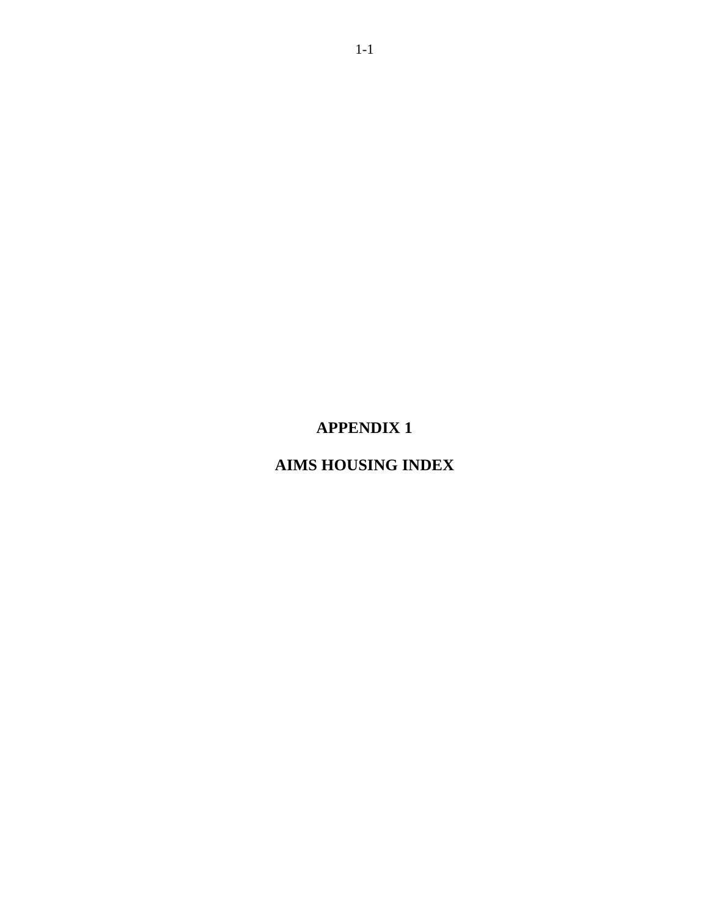# APPENDIX 1

# AIMS HOUSING INDEX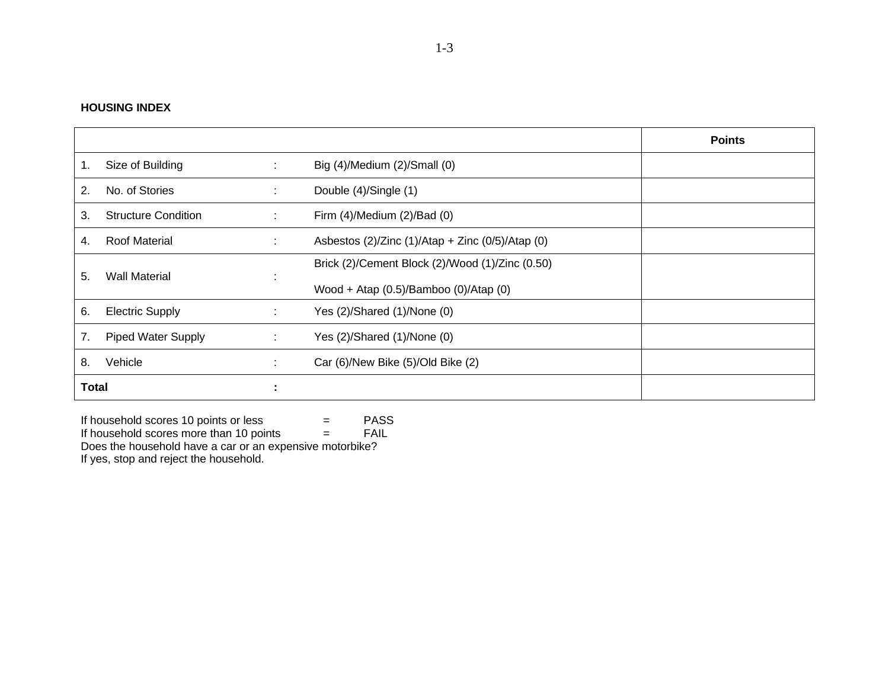**HOUSING INDEX**

| | | | Points |
|---|---|---|---|
| 1. Size of Building | : | Big (4)/Medium (2)/Small (0) | |
| 2. No. of Stories | : | Double (4)/Single (1) | |
| 3. Structure Condition | : | Firm (4)/Medium (2)/Bad (0) | |
| 4. Roof Material | : | Asbestos (2)/Zinc (1)/Atap + Zinc (0/5)/Atap (0) | |
| 5. Wall Material | : | Brick (2)/Cement Block (2)/Wood (1)/Zinc (0.50) Wood + Atap (0.5)/Bamboo (0)/Atap (0) | |
| 6. Electric Supply | : | Yes (2)/Shared (1)/None (0) | |
| 7. Piped Water Supply | : | Yes (2)/Shared (1)/None (0) | |
| 8. Vehicle | : | Car (6)/New Bike (5)/Old Bike (2) | |
| **Total** | **:** | | |

If household scores 10 points or less = PASS
If household scores more than 10 points = FAIL
Does the household have a car or an expensive motorbike?
If yes, stop and reject the household.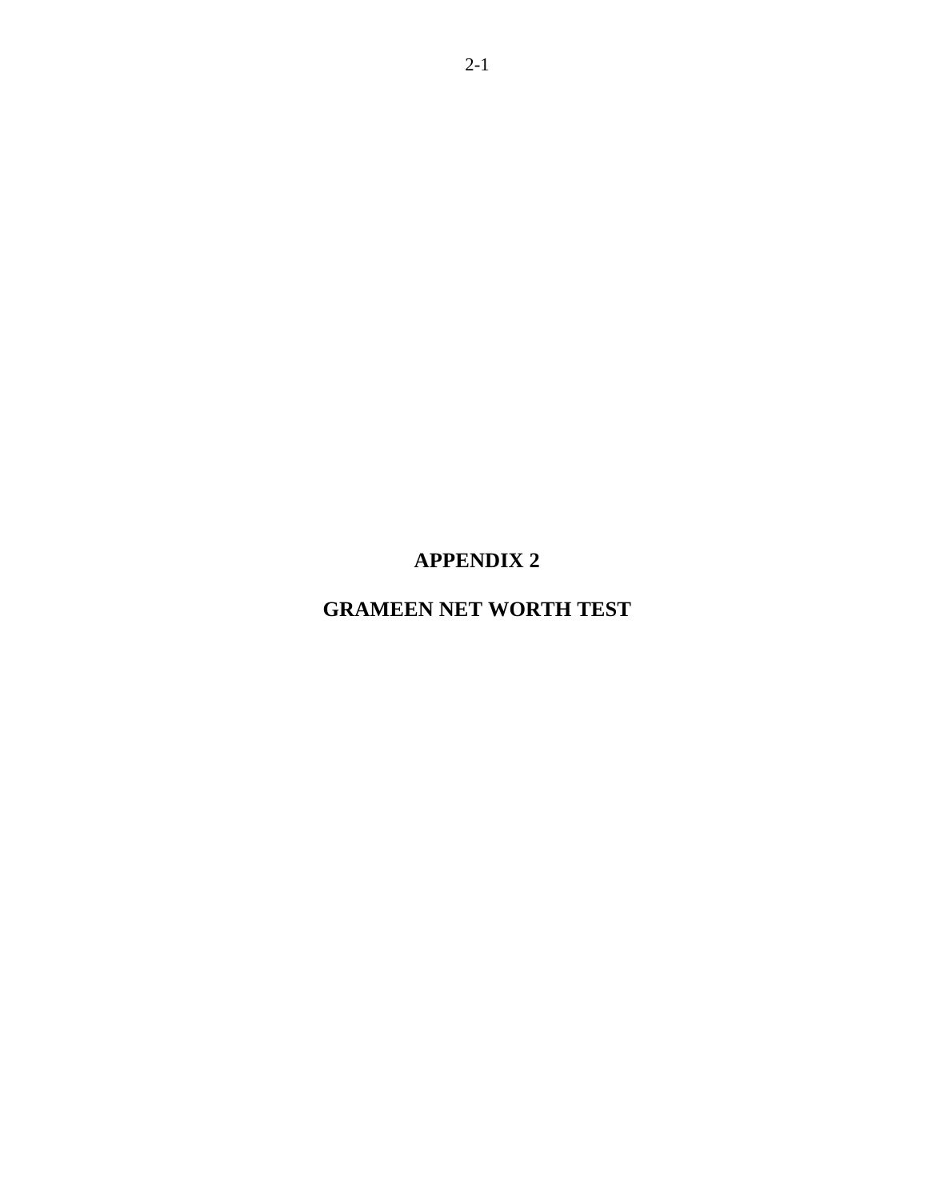# APPENDIX 2

# GRAMEEN NET WORTH TEST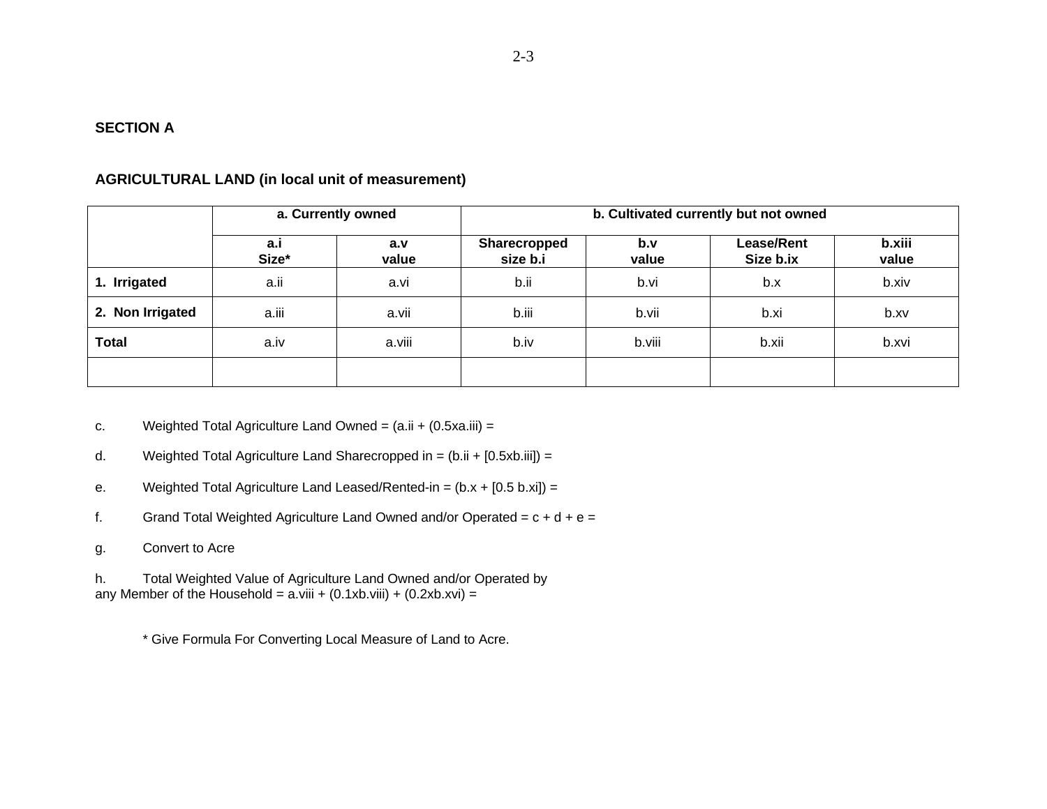**SECTION A**

**AGRICULTURAL LAND (in local unit of measurement)**

| | **a. Currently owned** | | **b. Cultivated currently but not owned** | | | |
|---|---|---|---|---|---|---|
| | **a.i Size*** | **a.v value** | **Sharecropped size b.i** | **b.v value** | **Lease/Rent Size b.ix** | **b.xiii value** |
| **1. Irrigated** | a.ii | a.vi | b.ii | b.vi | b.x | b.xiv |
| **2. Non Irrigated** | a.iii | a.vii | b.iii | b.vii | b.xi | b.xv |
| **Total** | a.iv | a.viii | b.iv | b.viii | b.xii | b.xvi |
| | | | | | | |

c. Weighted Total Agriculture Land Owned = (a.ii + (0.5xa.iii) =

d. Weighted Total Agriculture Land Sharecropped in = (b.ii + [0.5xb.iii]) =

e. Weighted Total Agriculture Land Leased/Rented-in = (b.x + [0.5 b.xi]) =

f. Grand Total Weighted Agriculture Land Owned and/or Operated = c + d + e =

g. Convert to Acre

h. Total Weighted Value of Agriculture Land Owned and/or Operated by any Member of the Household = a.viii + (0.1xb.viii) + (0.2xb.xvi) =

\* Give Formula For Converting Local Measure of Land to Acre.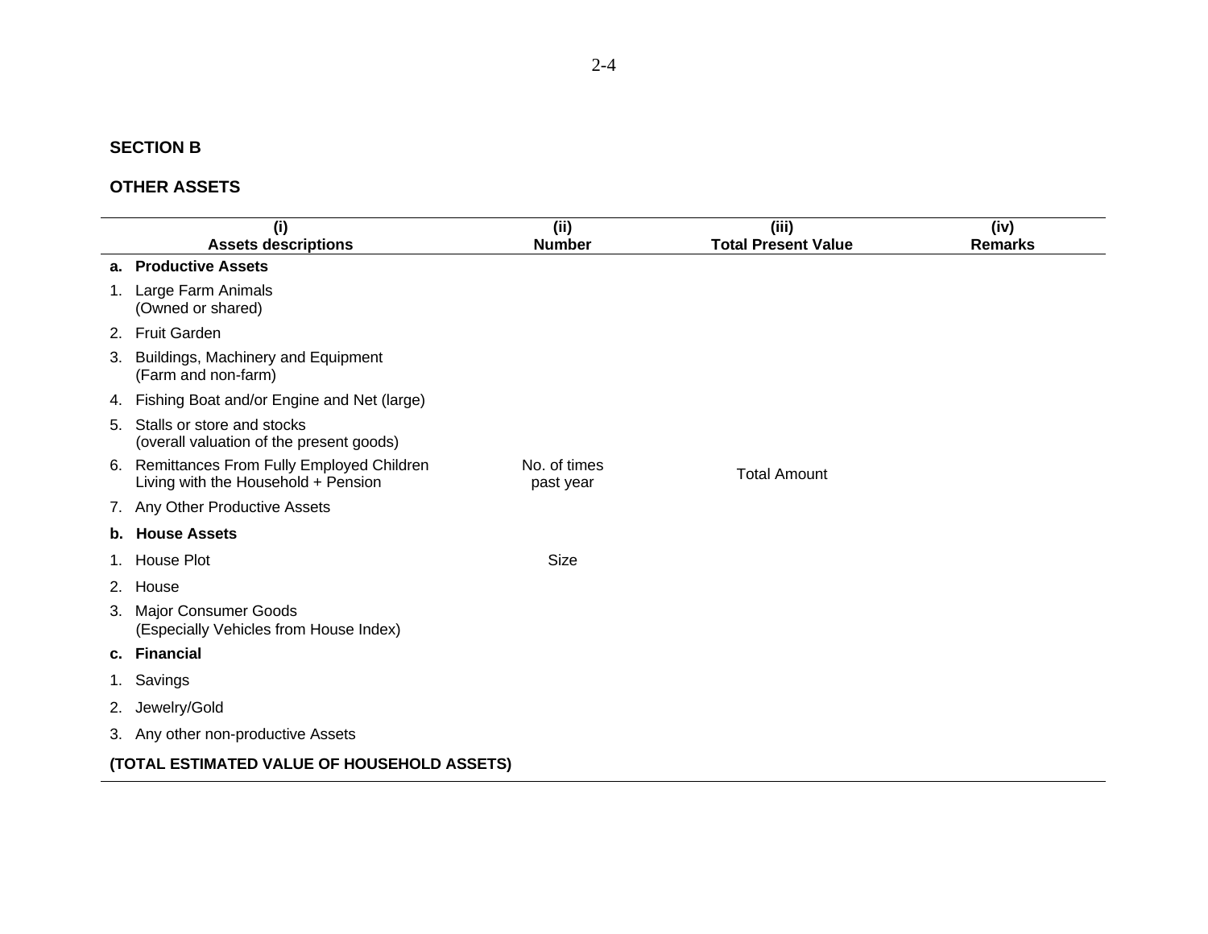## SECTION B

## OTHER ASSETS

| (i) Assets descriptions | (ii) Number | (iii) Total Present Value | (iv) Remarks |
|---|---|---|---|
| **a. Productive Assets** | | | |
| 1. Large Farm Animals (Owned or shared) | | | |
| 2. Fruit Garden | | | |
| 3. Buildings, Machinery and Equipment (Farm and non-farm) | | | |
| 4. Fishing Boat and/or Engine and Net (large) | | | |
| 5. Stalls or store and stocks (overall valuation of the present goods) | | | |
| 6. Remittances From Fully Employed Children Living with the Household + Pension | No. of times past year | Total Amount | |
| 7. Any Other Productive Assets | | | |
| **b. House Assets** | | | |
| 1. House Plot | Size | | |
| 2. House | | | |
| 3. Major Consumer Goods (Especially Vehicles from House Index) | | | |
| **c. Financial** | | | |
| 1. Savings | | | |
| 2. Jewelry/Gold | | | |
| 3. Any other non-productive Assets | | | |
| **(TOTAL ESTIMATED VALUE OF HOUSEHOLD ASSETS)** | | | |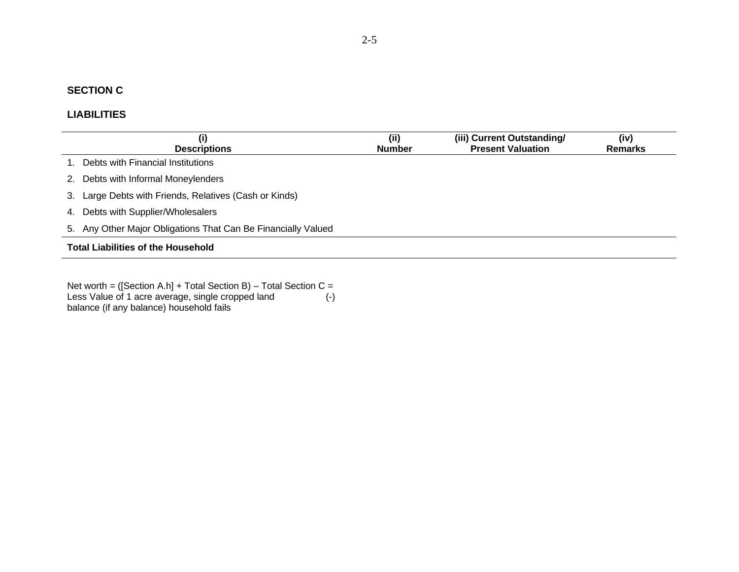## SECTION C

## LIABILITIES

| (i) Descriptions | (ii) Number | (iii) Current Outstanding/ Present Valuation | (iv) Remarks |
|---|---|---|---|
| 1. Debts with Financial Institutions | | | |
| 2. Debts with Informal Moneylenders | | | |
| 3. Large Debts with Friends, Relatives (Cash or Kinds) | | | |
| 4. Debts with Supplier/Wholesalers | | | |
| 5. Any Other Major Obligations That Can Be Financially Valued | | | |
| **Total Liabilities of the Household** | | | |

Net worth = ([Section A.h] + Total Section B) – Total Section C =
Less Value of 1 acre average, single cropped land (-)
balance (if any balance) household fails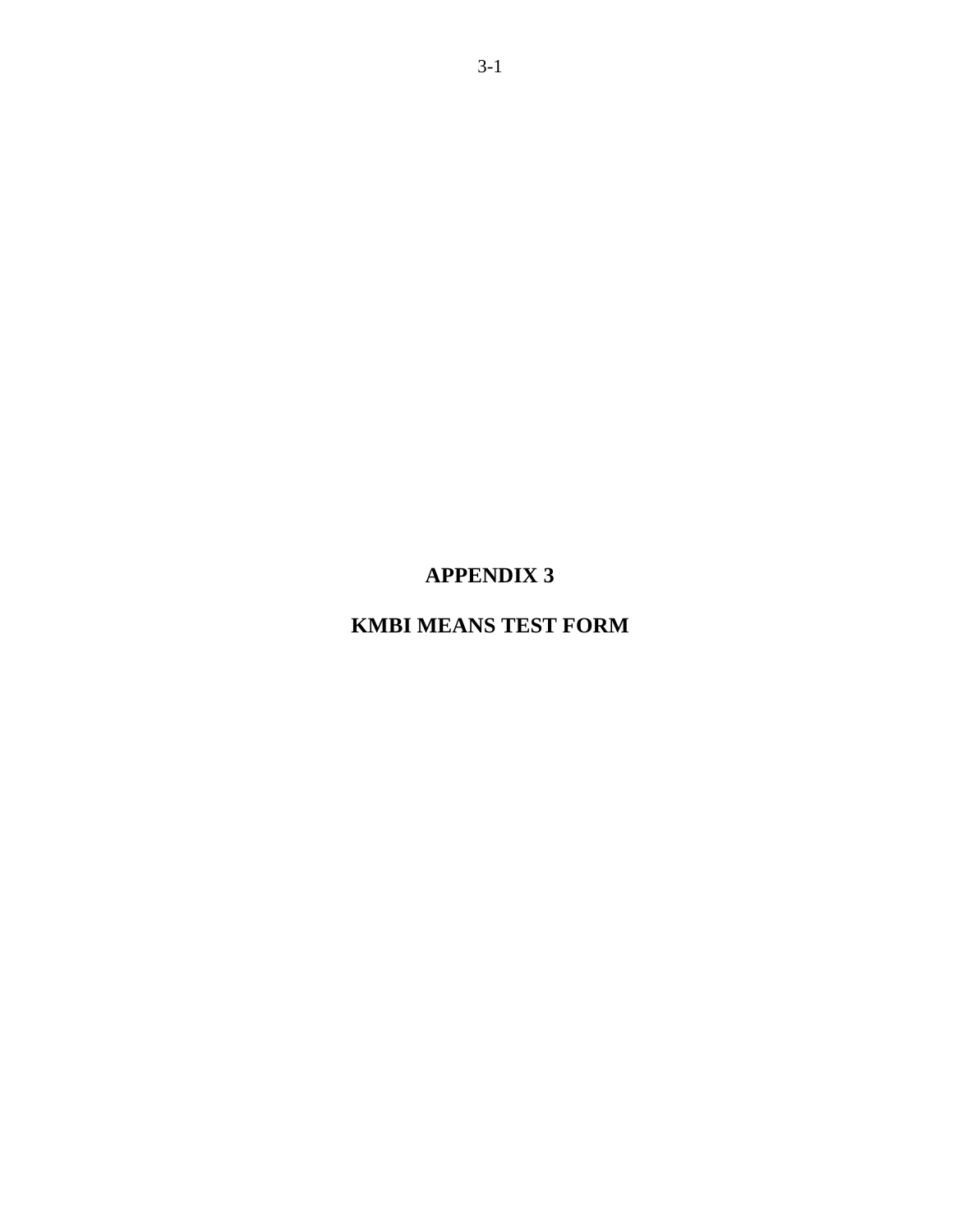# APPENDIX 3

# KMBI MEANS TEST FORM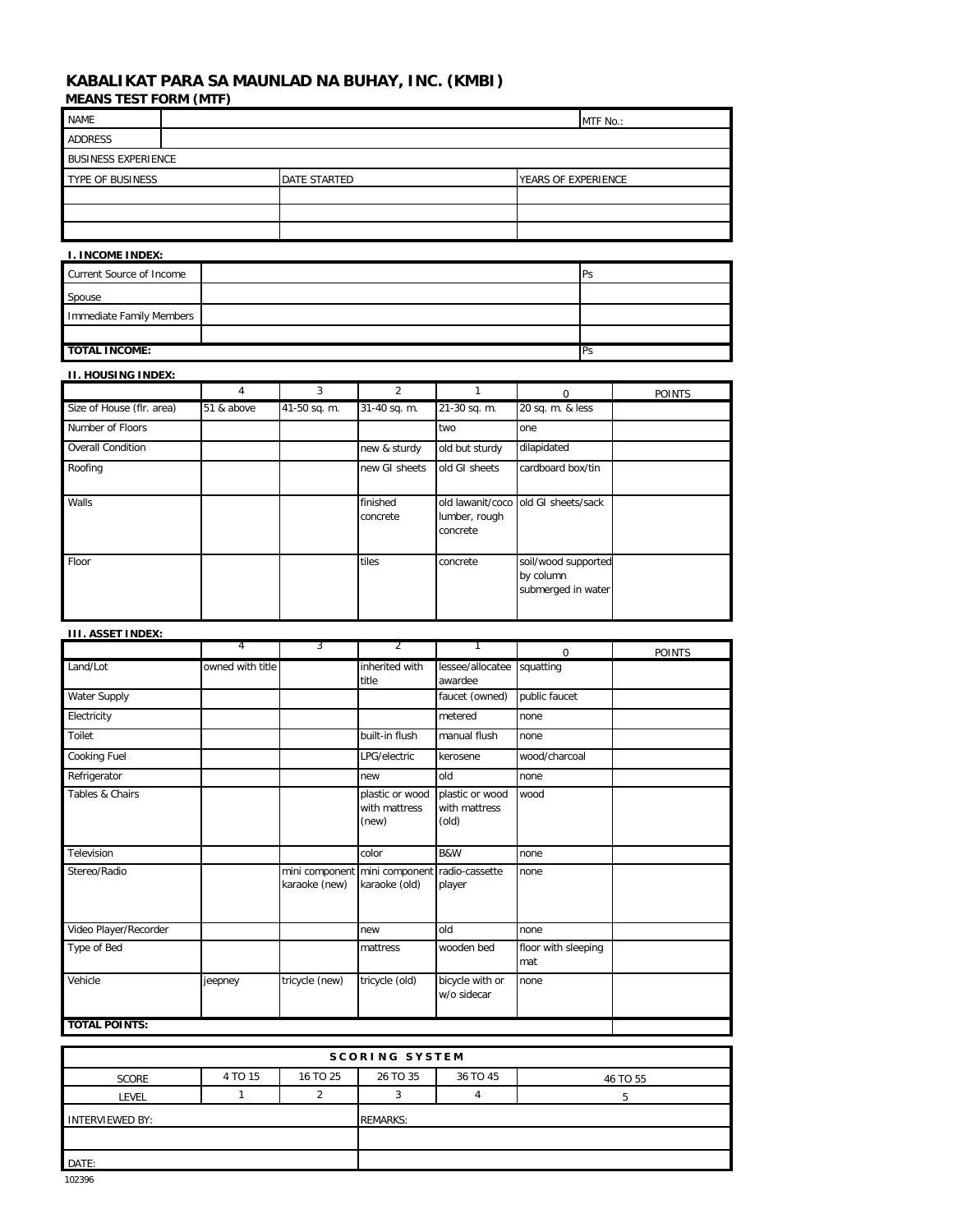# KABALIKAT PARA SA MAUNLAD NA BUHAY, INC. (KMBI)

## MEANS TEST FORM (MTF)

| NAME | | MTF No.: |
|---|---|---|
| ADDRESS | | |
| BUSINESS EXPERIENCE | | |
| TYPE OF BUSINESS | DATE STARTED | YEARS OF EXPERIENCE |
| | | |
| | | |
| | | |

**I. INCOME INDEX:**

| Current Source of Income | | Ps |
|---|---|---|
| Spouse | | |
| Immediate Family Members | | |
| | | |
| **TOTAL INCOME:** | | Ps |

**II. HOUSING INDEX:**

| | 4 | 3 | 2 | 1 | 0 | POINTS |
|---|---|---|---|---|---|---|
| Size of House (flr. area) | 51 & above | 41-50 sq. m. | 31-40 sq. m. | 21-30 sq. m. | 20 sq. m. & less | |
| Number of Floors | | | | two | one | |
| Overall Condition | | | new & sturdy | old but sturdy | dilapidated | |
| Roofing | | | new GI sheets | old GI sheets | cardboard box/tin | |
| Walls | | | finished concrete | old lawanit/coco lumber, rough concrete | old GI sheets/sack | |
| Floor | | | tiles | concrete | soil/wood supported by column submerged in water | |

**III. ASSET INDEX:**

| | 4 | 3 | 2 | 1 | 0 | POINTS |
|---|---|---|---|---|---|---|
| Land/Lot | owned with title | | inherited with title | lessee/allocatee awardee | squatting | |
| Water Supply | | | | faucet (owned) | public faucet | |
| Electricity | | | | metered | none | |
| Toilet | | | built-in flush | manual flush | none | |
| Cooking Fuel | | | LPG/electric | kerosene | wood/charcoal | |
| Refrigerator | | | new | old | none | |
| Tables & Chairs | | | plastic or wood with mattress (new) | plastic or wood with mattress (old) | wood | |
| Television | | | color | B&W | none | |
| Stereo/Radio | | mini component karaoke (new) | mini component karaoke (old) | radio-cassette player | none | |
| Video Player/Recorder | | | new | old | none | |
| Type of Bed | | | mattress | wooden bed | floor with sleeping mat | |
| Vehicle | jeepney | tricycle (new) | tricycle (old) | bicycle with or w/o sidecar | none | |
| **TOTAL POINTS:** | | | | | | |

| **SCORING SYSTEM** | | | | | |
|---|---|---|---|---|---|
| SCORE | 4 TO 15 | 16 TO 25 | 26 TO 35 | 36 TO 45 | 46 TO 55 |
| LEVEL | 1 | 2 | 3 | 4 | 5 |

| INTERVIEWED BY: | REMARKS: |
|---|---|
| | |
| DATE: | |

102396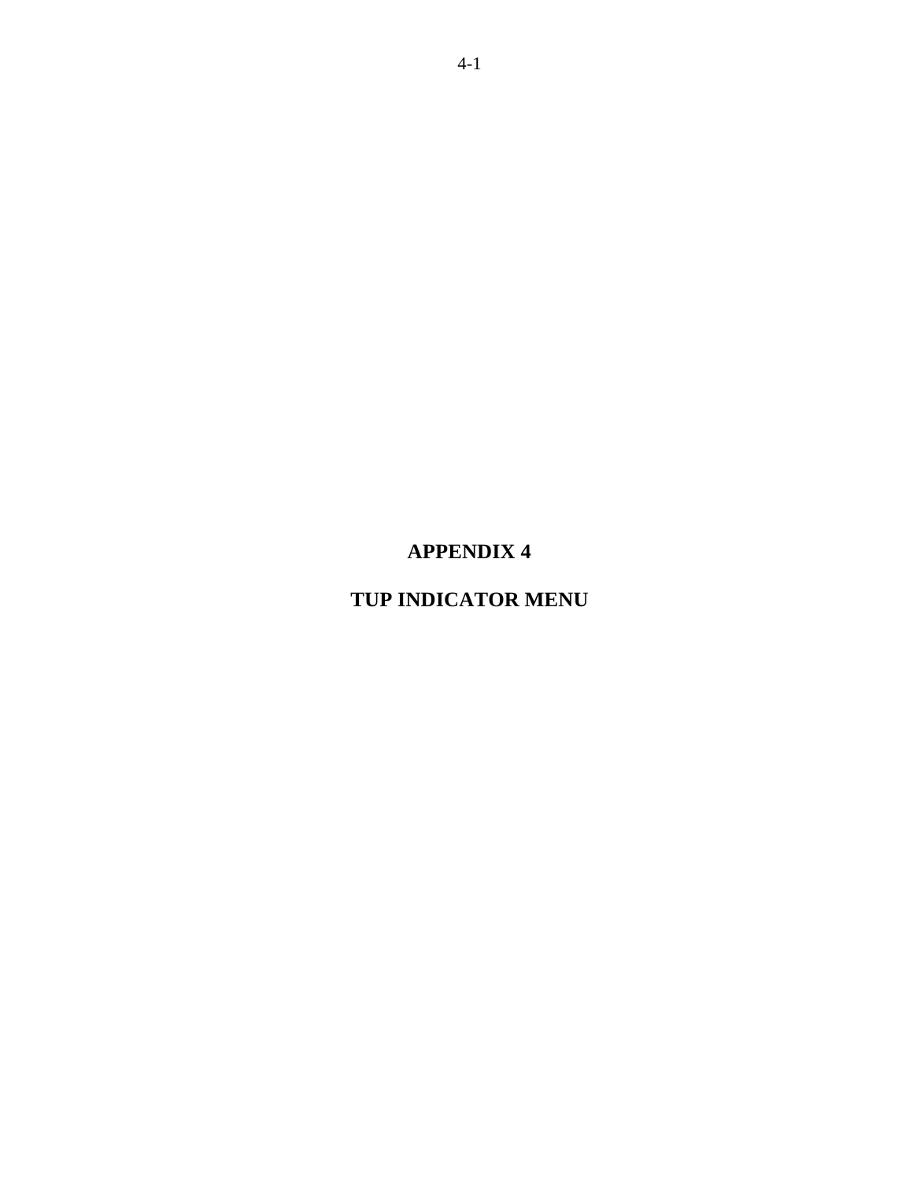# APPENDIX 4

# TUP INDICATOR MENU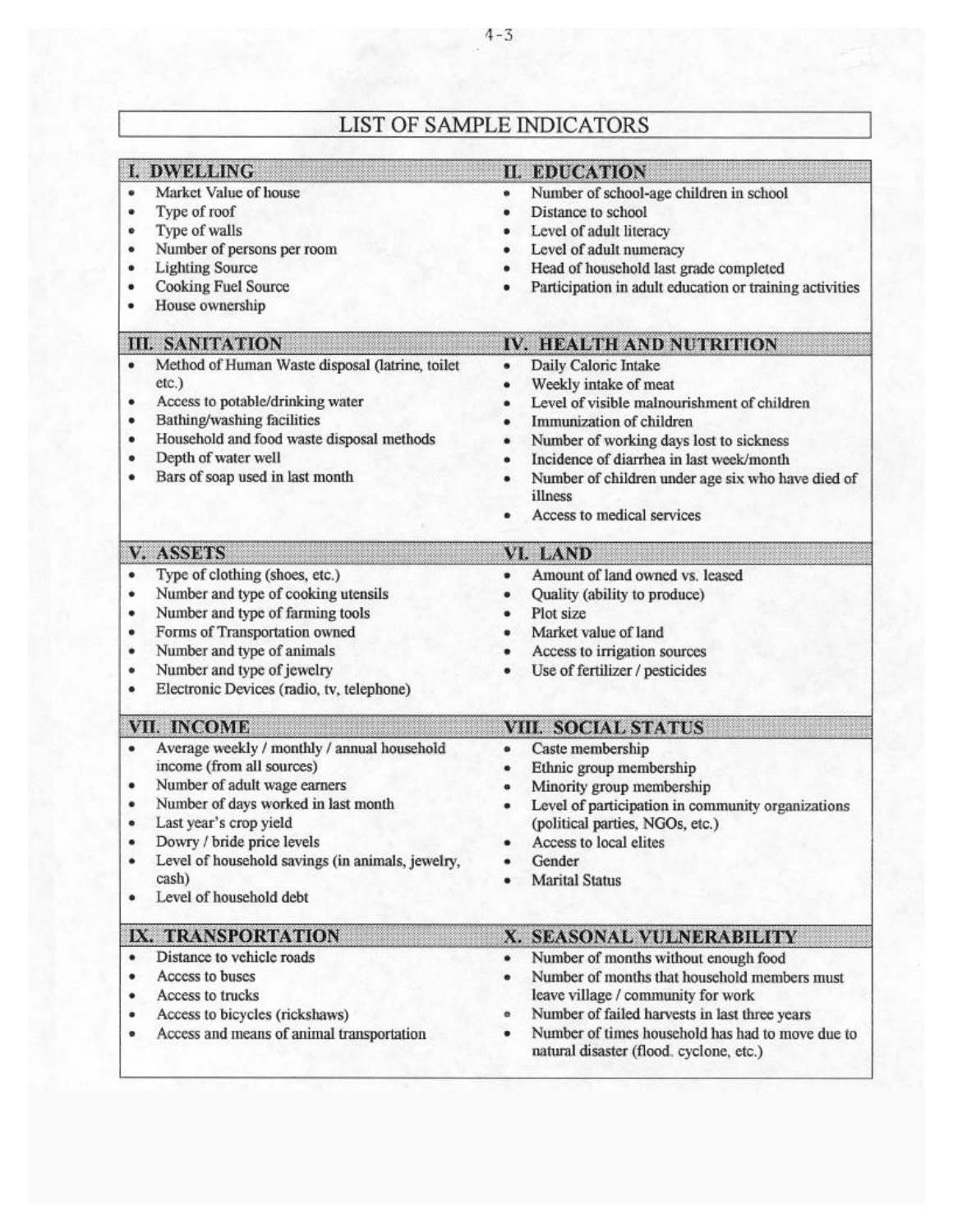# LIST OF SAMPLE INDICATORS

## I. DWELLING

- Market Value of house
- Type of roof
- Type of walls
- Number of persons per room
- Lighting Source
- Cooking Fuel Source
- House ownership

## II. EDUCATION

- Number of school-age children in school
- Distance to school
- Level of adult literacy
- Level of adult numeracy
- Head of household last grade completed
- Participation in adult education or training activities

## III. SANITATION

- Method of Human Waste disposal (latrine, toilet etc.)
- Access to potable/drinking water
- Bathing/washing facilities
- Household and food waste disposal methods
- Depth of water well
- Bars of soap used in last month

## IV. HEALTH AND NUTRITION

- Daily Caloric Intake
- Weekly intake of meat
- Level of visible malnourishment of children
- Immunization of children
- Number of working days lost to sickness
- Incidence of diarrhea in last week/month
- Number of children under age six who have died of illness
- Access to medical services

## V. ASSETS

- Type of clothing (shoes, etc.)
- Number and type of cooking utensils
- Number and type of farming tools
- Forms of Transportation owned
- Number and type of animals
- Number and type of jewelry
- Electronic Devices (radio, tv, telephone)

## VI. LAND

- Amount of land owned vs. leased
- Quality (ability to produce)
- Plot size
- Market value of land
- Access to irrigation sources
- Use of fertilizer / pesticides

## VII. INCOME

- Average weekly / monthly / annual household income (from all sources)
- Number of adult wage earners
- Number of days worked in last month
- Last year's crop yield
- Dowry / bride price levels
- Level of household savings (in animals, jewelry, cash)
- Level of household debt

## VIII. SOCIAL STATUS

- Caste membership
- Ethnic group membership
- Minority group membership
- Level of participation in community organizations (political parties, NGOs, etc.)
- Access to local elites
- Gender
- Marital Status

## IX. TRANSPORTATION

- Distance to vehicle roads
- Access to buses
- Access to trucks
- Access to bicycles (rickshaws)
- Access and means of animal transportation

## X. SEASONAL VULNERABILITY

- Number of months without enough food
- Number of months that household members must leave village / community for work
- Number of failed harvests in last three years
- Number of times household has had to move due to natural disaster (flood, cyclone, etc.)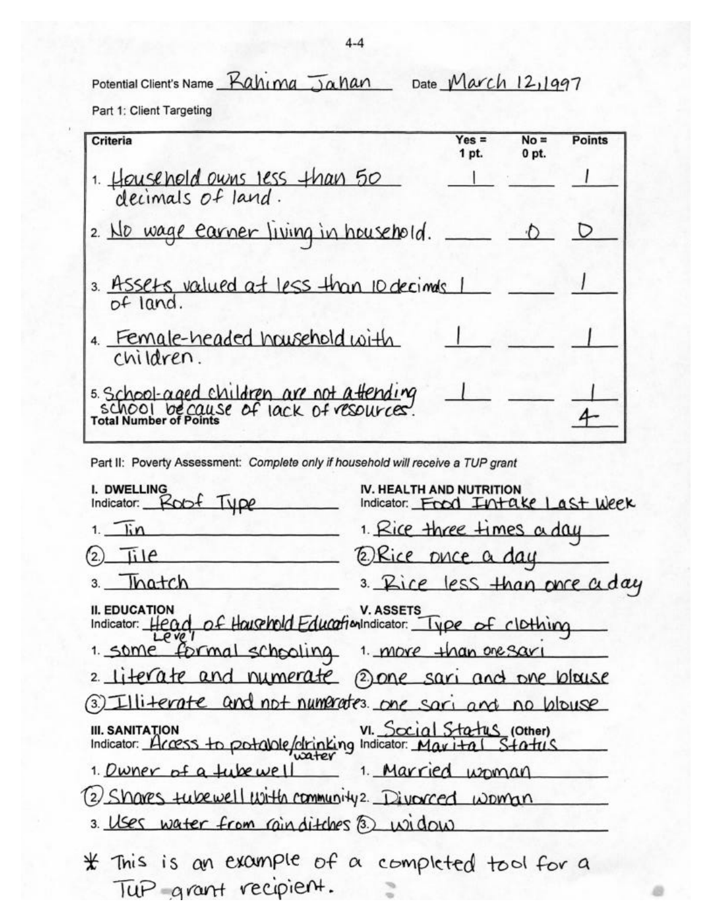Potential Client's Name Rahima Jahan Date March 12, 1997

Part 1: Client Targeting

| Criteria | Yes = 1 pt. | No = 0 pt. | Points |
|---|---|---|---|
| 1. Household owns less than 50 decimals of land. | 1 | | 1 |
| 2. No wage earner living in household. | | 0 | 0 |
| 3. Assets valued at less than 10 decimals of land. | 1 | | 1 |
| 4. Female-headed household with children. | 1 | | 1 |
| 5. School-aged children are not attending school because of lack of resources. | 1 | | 1 |
| **Total Number of Points** | | | 4 |

Part II: Poverty Assessment: *Complete only if household will receive a TUP grant*

**I. DWELLING**
Indicator: Roof Type
1. Tin
2. (circled) Tile
3. Thatch

**II. EDUCATION**
Indicator: Head of Household Education Level
1. some formal schooling
2. literate and numerate
3. (circled) Illiterate and not numerate

**III. SANITATION**
Indicator: Access to potable/drinking water
1. Owner of a tubewell
2. (circled) Shares tubewell with community
3. Uses water from rain ditches

**IV. HEALTH AND NUTRITION**
Indicator: Food Intake Last Week
1. Rice three times a day
2. (circled) Rice once a day
3. Rice less than once a day

**V. ASSETS**
Indicator: Type of clothing
1. more than one sari
2. (circled) one sari and one blouse
3. one sari and no blouse

**VI. Social Status (Other)**
Indicator: Marital Status
1. Married woman
2. Divorced woman
3. (circled) widow

* This is an example of a completed tool for a TUP grant recipient.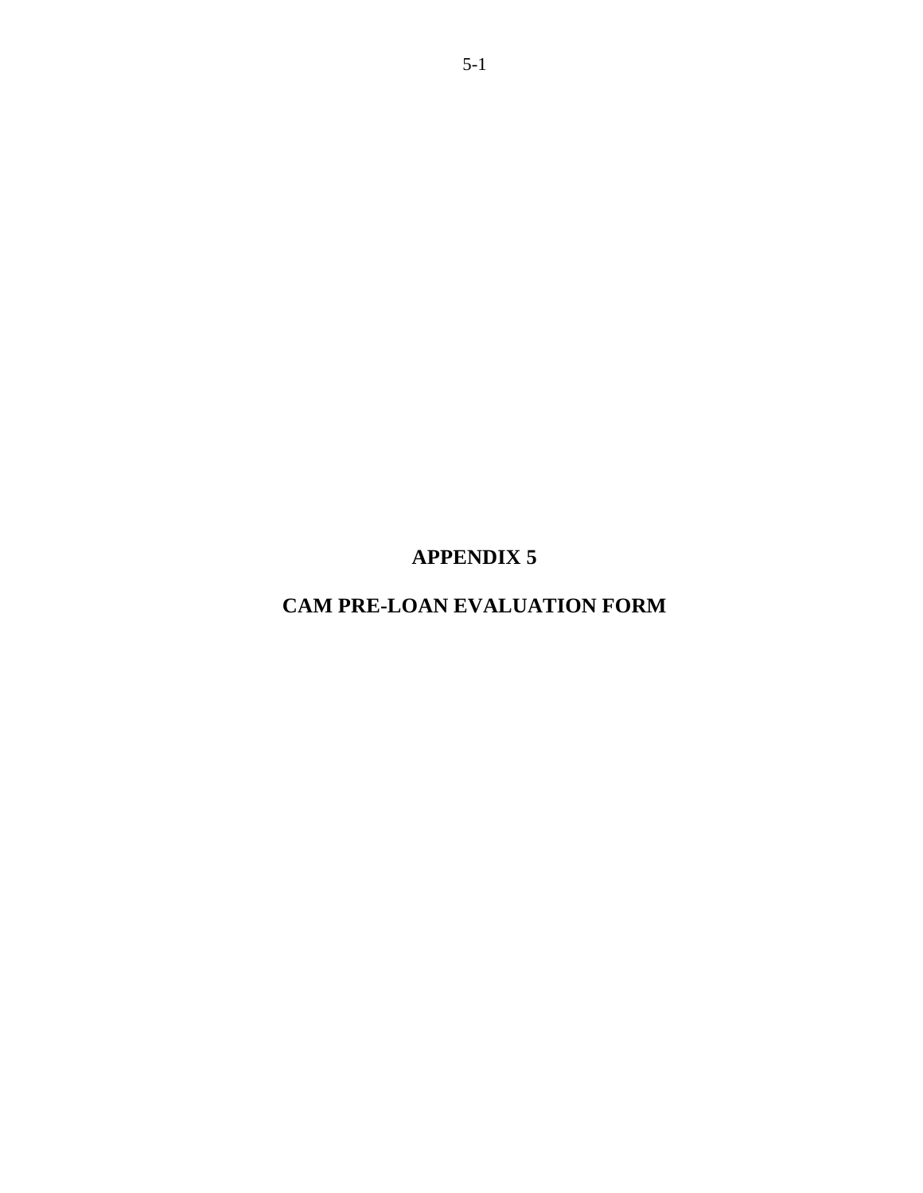# APPENDIX 5

# CAM PRE-LOAN EVALUATION FORM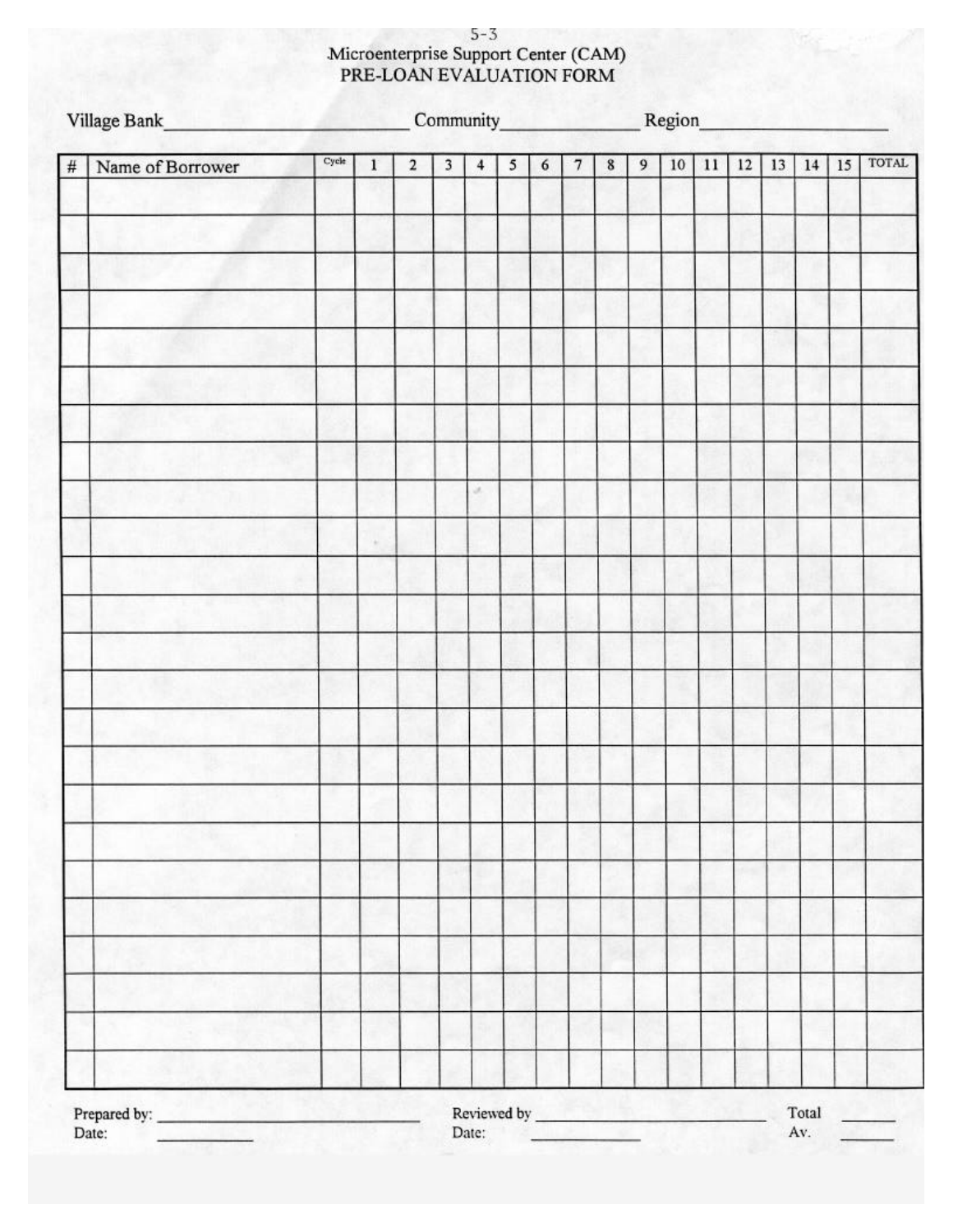5-3

# Microenterprise Support Center (CAM)
## PRE-LOAN EVALUATION FORM

Village Bank\_\_\_\_\_\_\_\_\_\_\_\_\_\_\_\_\_\_\_\_ Community\_\_\_\_\_\_\_\_\_\_\_\_\_\_ Region\_\_\_\_\_\_\_\_\_\_\_\_\_\_\_\_

| # | Name of Borrower | Cycle | 1 | 2 | 3 | 4 | 5 | 6 | 7 | 8 | 9 | 10 | 11 | 12 | 13 | 14 | 15 | TOTAL |
|---|---|---|---|---|---|---|---|---|---|---|---|---|---|---|---|---|---|---|
| | | | | | | | | | | | | | | | | | | |
| | | | | | | | | | | | | | | | | | | |
| | | | | | | | | | | | | | | | | | | |
| | | | | | | | | | | | | | | | | | | |
| | | | | | | | | | | | | | | | | | | |
| | | | | | | | | | | | | | | | | | | |
| | | | | | | | | | | | | | | | | | | |
| | | | | | | | | | | | | | | | | | | |
| | | | | | | | | | | | | | | | | | | |
| | | | | | | | | | | | | | | | | | | |
| | | | | | | | | | | | | | | | | | | |
| | | | | | | | | | | | | | | | | | | |
| | | | | | | | | | | | | | | | | | | |
| | | | | | | | | | | | | | | | | | | |
| | | | | | | | | | | | | | | | | | | |
| | | | | | | | | | | | | | | | | | | |
| | | | | | | | | | | | | | | | | | | |
| | | | | | | | | | | | | | | | | | | |
| | | | | | | | | | | | | | | | | | | |
| | | | | | | | | | | | | | | | | | | |
| | | | | | | | | | | | | | | | | | | |
| | | | | | | | | | | | | | | | | | | |
| | | | | | | | | | | | | | | | | | | |
| | | | | | | | | | | | | | | | | | | |

Prepared by: \_\_\_\_\_\_\_\_\_\_\_\_\_\_\_\_\_\_\_\_ Reviewed by \_\_\_\_\_\_\_\_\_\_\_\_\_\_\_\_\_\_\_\_ Total \_\_\_\_\_\_

Date: \_\_\_\_\_\_\_\_\_\_ Date: \_\_\_\_\_\_\_\_\_\_ Av. \_\_\_\_\_\_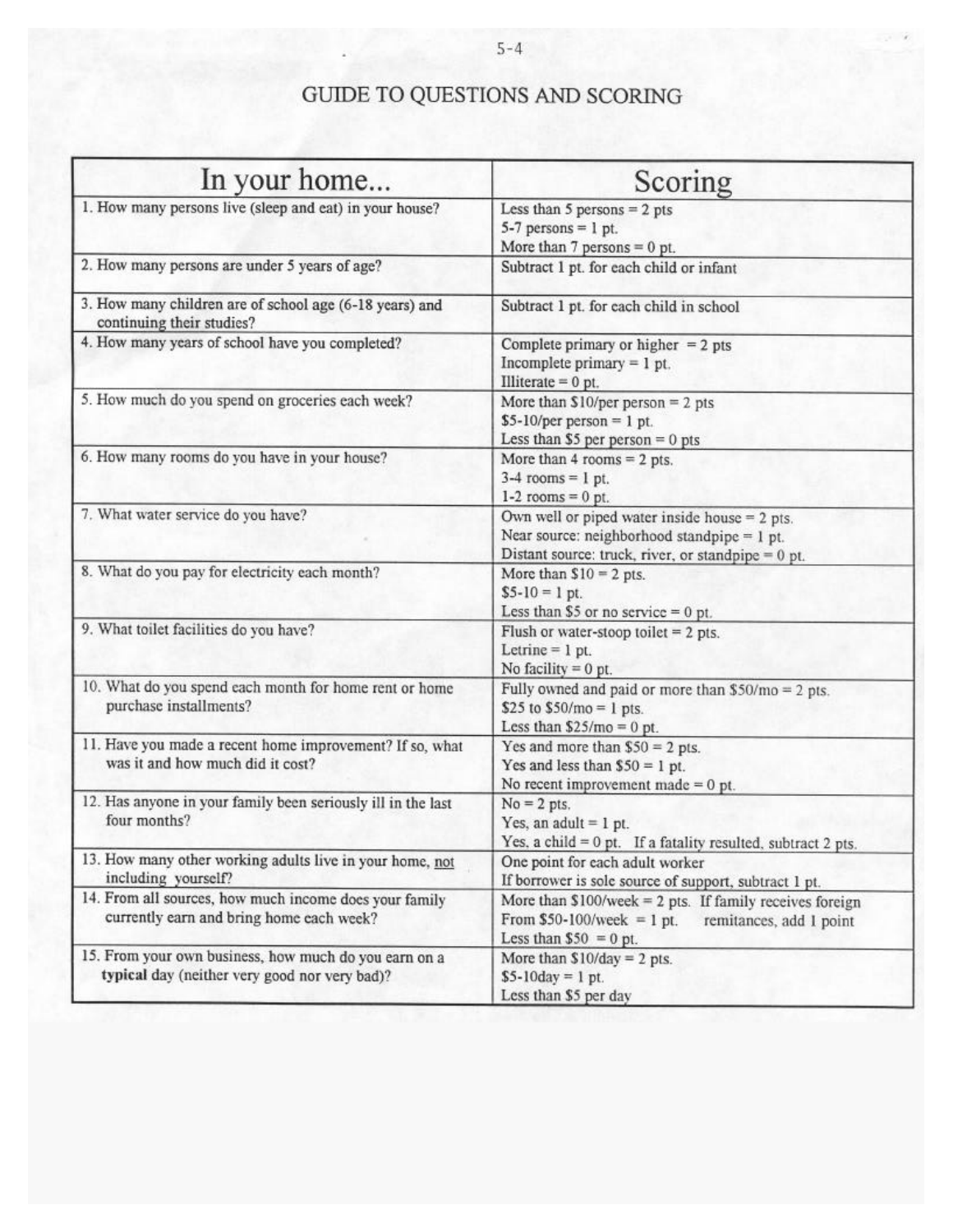# GUIDE TO QUESTIONS AND SCORING

| In your home... | Scoring |
|---|---|
| 1. How many persons live (sleep and eat) in your house? | Less than 5 persons = 2 pts<br>5-7 persons = 1 pt.<br>More than 7 persons = 0 pt. |
| 2. How many persons are under 5 years of age? | Subtract 1 pt. for each child or infant |
| 3. How many children are of school age (6-18 years) and continuing their studies? | Subtract 1 pt. for each child in school |
| 4. How many years of school have you completed? | Complete primary or higher = 2 pts<br>Incomplete primary = 1 pt.<br>Illiterate = 0 pt. |
| 5. How much do you spend on groceries each week? | More than $10/per person = 2 pts<br>$5-10/per person = 1 pt.<br>Less than $5 per person = 0 pts |
| 6. How many rooms do you have in your house? | More than 4 rooms = 2 pts.<br>3-4 rooms = 1 pt.<br>1-2 rooms = 0 pt. |
| 7. What water service do you have? | Own well or piped water inside house = 2 pts.<br>Near source: neighborhood standpipe = 1 pt.<br>Distant source: truck, river, or standpipe = 0 pt. |
| 8. What do you pay for electricity each month? | More than $10 = 2 pts.<br>$5-10 = 1 pt.<br>Less than $5 or no service = 0 pt. |
| 9. What toilet facilities do you have? | Flush or water-stoop toilet = 2 pts.<br>Letrine = 1 pt.<br>No facility = 0 pt. |
| 10. What do you spend each month for home rent or home purchase installments? | Fully owned and paid or more than $50/mo = 2 pts.<br>$25 to $50/mo = 1 pts.<br>Less than $25/mo = 0 pt. |
| 11. Have you made a recent home improvement? If so, what was it and how much did it cost? | Yes and more than $50 = 2 pts.<br>Yes and less than $50 = 1 pt.<br>No recent improvement made = 0 pt. |
| 12. Has anyone in your family been seriously ill in the last four months? | No = 2 pts.<br>Yes, an adult = 1 pt.<br>Yes, a child = 0 pt. If a fatality resulted, subtract 2 pts. |
| 13. How many other working adults live in your home, <u>not</u> including yourself? | One point for each adult worker<br>If borrower is sole source of support, subtract 1 pt. |
| 14. From all sources, how much income does your family currently earn and bring home each week? | More than $100/week = 2 pts. If family receives foreign<br>From $50-100/week = 1 pt. remitances, add 1 point<br>Less than $50 = 0 pt. |
| 15. From your own business, how much do you earn on a **typical** day (neither very good nor very bad)? | More than $10/day = 2 pts.<br>$5-10day = 1 pt.<br>Less than $5 per day |